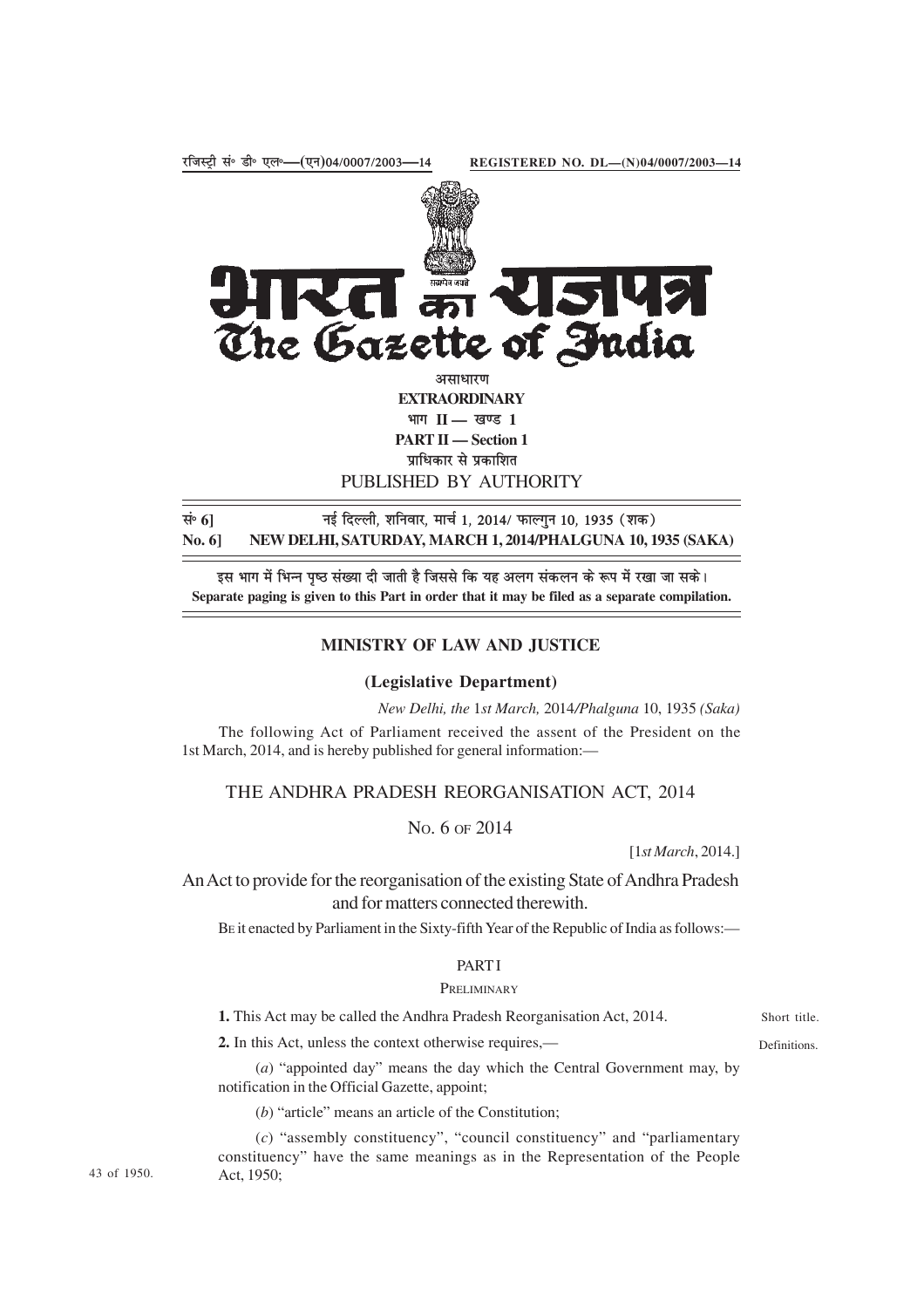रजिस्ट्री सं॰ डी॰ एल॰—(एन)04/0007/2003—14 REGISTERED NO. DL—(N)04/0007/2003—14

भारत का राजपत्र
The Gazette of India

असाधारण
**EXTRAORDINARY**
भाग II — खण्ड 1
**PART II — Section 1**
प्राधिकार से प्रकाशित
PUBLISHED BY AUTHORITY

सं॰ 6] नई दिल्ली, शनिवार, मार्च 1, 2014/ फाल्गुन 10, 1935 (शक)
**No. 6] NEW DELHI, SATURDAY, MARCH 1, 2014/PHALGUNA 10, 1935 (SAKA)**

इस भाग में भिन्न पृष्ठ संख्या दी जाती है जिससे कि यह अलग संकलन के रूप में रखा जा सके।
**Separate paging is given to this Part in order that it may be filed as a separate compilation.**

## MINISTRY OF LAW AND JUSTICE

### (Legislative Department)

*New Delhi, the 1st March, 2014/Phalguna 10, 1935 (Saka)*

The following Act of Parliament received the assent of the President on the 1st March, 2014, and is hereby published for general information:—

# THE ANDHRA PRADESH REORGANISATION ACT, 2014

No. 6 of 2014

[1*st March*, 2014.]

An Act to provide for the reorganisation of the existing State of Andhra Pradesh and for matters connected therewith.

Be it enacted by Parliament in the Sixty-fifth Year of the Republic of India as follows:—

PART I

PRELIMINARY

Short title.

**1.** This Act may be called the Andhra Pradesh Reorganisation Act, 2014.

Definitions.

**2.** In this Act, unless the context otherwise requires,—

(*a*) "appointed day" means the day which the Central Government may, by notification in the Official Gazette, appoint;

(*b*) "article" means an article of the Constitution;

(*c*) "assembly constituency", "council constituency" and "parliamentary constituency" have the same meanings as in the Representation of the People Act, 1950;

43 of 1950.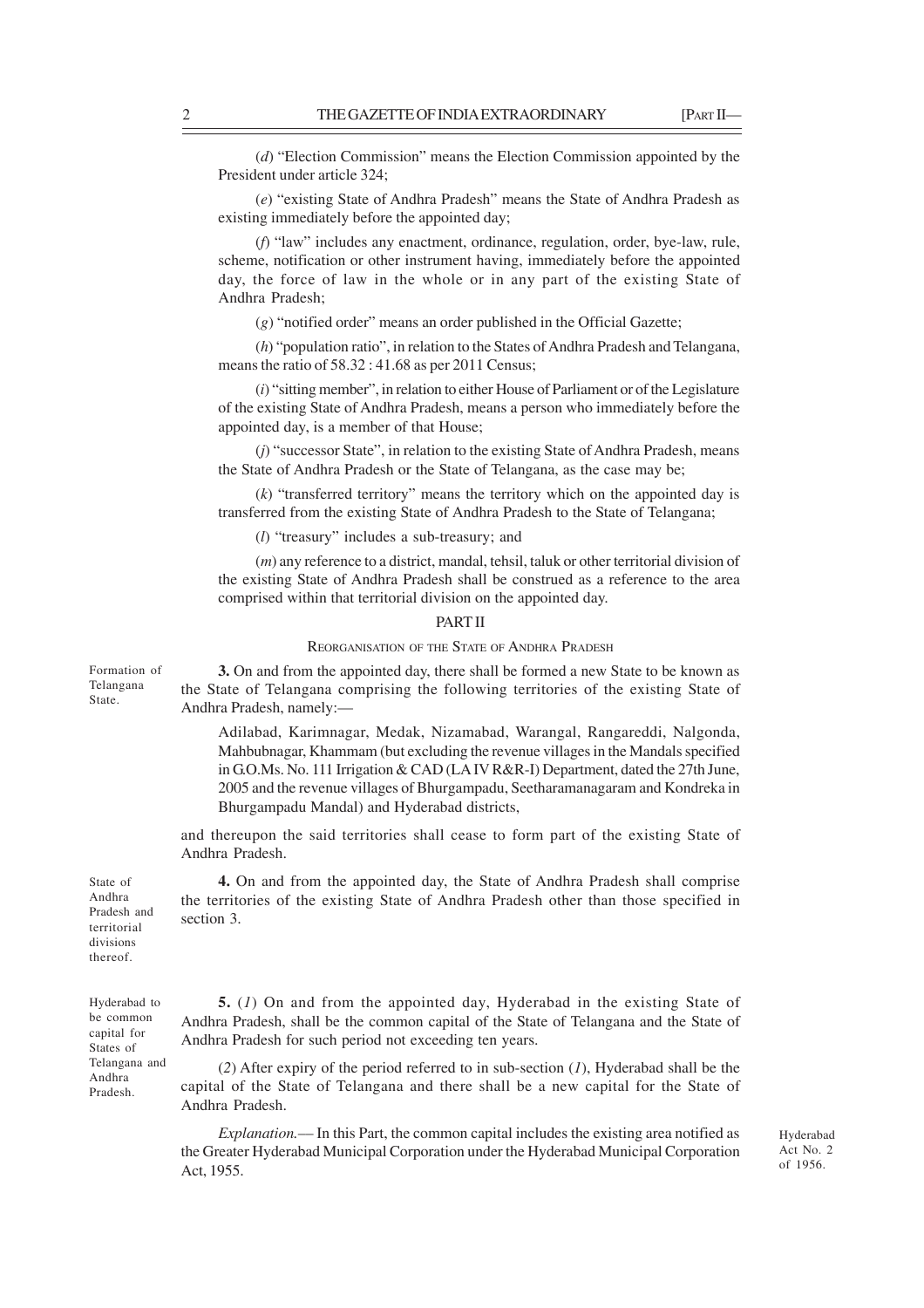(*d*) "Election Commission" means the Election Commission appointed by the President under article 324;

(*e*) "existing State of Andhra Pradesh" means the State of Andhra Pradesh as existing immediately before the appointed day;

(*f*) "law" includes any enactment, ordinance, regulation, order, bye-law, rule, scheme, notification or other instrument having, immediately before the appointed day, the force of law in the whole or in any part of the existing State of Andhra Pradesh;

(*g*) "notified order" means an order published in the Official Gazette;

(*h*) "population ratio", in relation to the States of Andhra Pradesh and Telangana, means the ratio of 58.32 : 41.68 as per 2011 Census;

(*i*) "sitting member", in relation to either House of Parliament or of the Legislature of the existing State of Andhra Pradesh, means a person who immediately before the appointed day, is a member of that House;

(*j*) "successor State", in relation to the existing State of Andhra Pradesh, means the State of Andhra Pradesh or the State of Telangana, as the case may be;

(*k*) "transferred territory" means the territory which on the appointed day is transferred from the existing State of Andhra Pradesh to the State of Telangana;

(*l*) "treasury" includes a sub-treasury; and

(*m*) any reference to a district, mandal, tehsil, taluk or other territorial division of the existing State of Andhra Pradesh shall be construed as a reference to the area comprised within that territorial division on the appointed day.

## PART II

### REORGANISATION OF THE STATE OF ANDHRA PRADESH

Formation of Telangana State.

**3.** On and from the appointed day, there shall be formed a new State to be known as the State of Telangana comprising the following territories of the existing State of Andhra Pradesh, namely:—

Adilabad, Karimnagar, Medak, Nizamabad, Warangal, Rangareddi, Nalgonda, Mahbubnagar, Khammam (but excluding the revenue villages in the Mandals specified in G.O.Ms. No. 111 Irrigation & CAD (LA IV R&R-I) Department, dated the 27th June, 2005 and the revenue villages of Bhurgampadu, Seetharamanagaram and Kondreka in Bhurgampadu Mandal) and Hyderabad districts,

and thereupon the said territories shall cease to form part of the existing State of Andhra Pradesh.

State of Andhra Pradesh and territorial divisions thereof.

**4.** On and from the appointed day, the State of Andhra Pradesh shall comprise the territories of the existing State of Andhra Pradesh other than those specified in section 3.

Hyderabad to be common capital for States of Telangana and Andhra Pradesh.

**5.** (*1*) On and from the appointed day, Hyderabad in the existing State of Andhra Pradesh, shall be the common capital of the State of Telangana and the State of Andhra Pradesh for such period not exceeding ten years.

(*2*) After expiry of the period referred to in sub-section (*1*), Hyderabad shall be the capital of the State of Telangana and there shall be a new capital for the State of Andhra Pradesh.

*Explanation.*— In this Part, the common capital includes the existing area notified as the Greater Hyderabad Municipal Corporation under the Hyderabad Municipal Corporation Act, 1955.

Hyderabad Act No. 2 of 1956.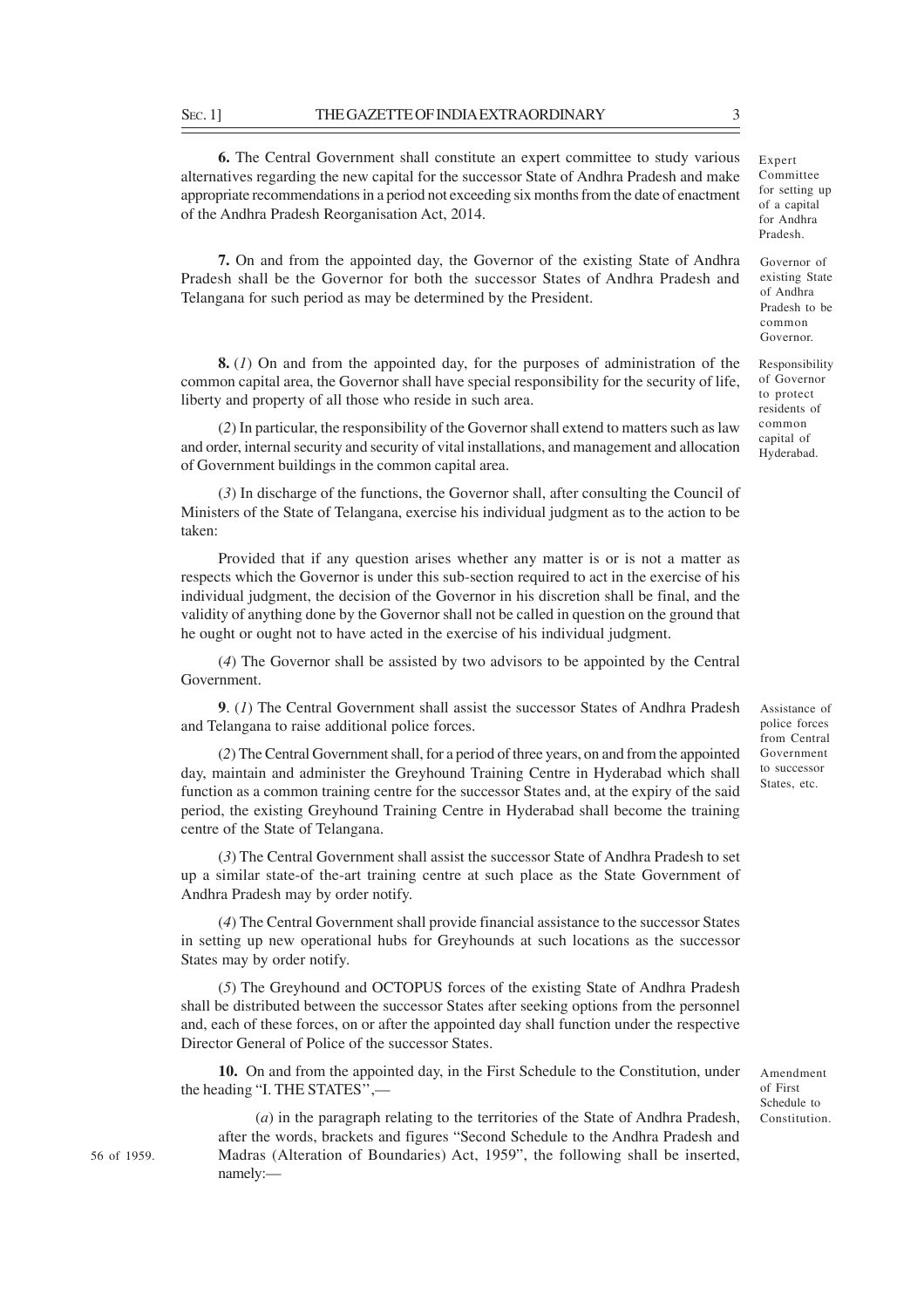**6.** The Central Government shall constitute an expert committee to study various alternatives regarding the new capital for the successor State of Andhra Pradesh and make appropriate recommendations in a period not exceeding six months from the date of enactment of the Andhra Pradesh Reorganisation Act, 2014.

*Expert Committee for setting up of a capital for Andhra Pradesh.*

**7.** On and from the appointed day, the Governor of the existing State of Andhra Pradesh shall be the Governor for both the successor States of Andhra Pradesh and Telangana for such period as may be determined by the President.

*Governor of existing State of Andhra Pradesh to be common Governor.*

**8.** (*1*) On and from the appointed day, for the purposes of administration of the common capital area, the Governor shall have special responsibility for the security of life, liberty and property of all those who reside in such area.

*Responsibility of Governor to protect residents of common capital of Hyderabad.*

(*2*) In particular, the responsibility of the Governor shall extend to matters such as law and order, internal security and security of vital installations, and management and allocation of Government buildings in the common capital area.

(*3*) In discharge of the functions, the Governor shall, after consulting the Council of Ministers of the State of Telangana, exercise his individual judgment as to the action to be taken:

Provided that if any question arises whether any matter is or is not a matter as respects which the Governor is under this sub-section required to act in the exercise of his individual judgment, the decision of the Governor in his discretion shall be final, and the validity of anything done by the Governor shall not be called in question on the ground that he ought or ought not to have acted in the exercise of his individual judgment.

(*4*) The Governor shall be assisted by two advisors to be appointed by the Central Government.

**9**. (*1*) The Central Government shall assist the successor States of Andhra Pradesh and Telangana to raise additional police forces.

*Assistance of police forces from Central Government to successor States, etc.*

(*2*) The Central Government shall, for a period of three years, on and from the appointed day, maintain and administer the Greyhound Training Centre in Hyderabad which shall function as a common training centre for the successor States and, at the expiry of the said period, the existing Greyhound Training Centre in Hyderabad shall become the training centre of the State of Telangana.

(*3*) The Central Government shall assist the successor State of Andhra Pradesh to set up a similar state-of the-art training centre at such place as the State Government of Andhra Pradesh may by order notify.

(*4*) The Central Government shall provide financial assistance to the successor States in setting up new operational hubs for Greyhounds at such locations as the successor States may by order notify.

(*5*) The Greyhound and OCTOPUS forces of the existing State of Andhra Pradesh shall be distributed between the successor States after seeking options from the personnel and, each of these forces, on or after the appointed day shall function under the respective Director General of Police of the successor States.

**10.** On and from the appointed day, in the First Schedule to the Constitution, under the heading "I. THE STATES",—

*Amendment of First Schedule to Constitution.*

(*a*) in the paragraph relating to the territories of the State of Andhra Pradesh, after the words, brackets and figures "Second Schedule to the Andhra Pradesh and Madras (Alteration of Boundaries) Act, 1959", the following shall be inserted, namely:—

*56 of 1959.*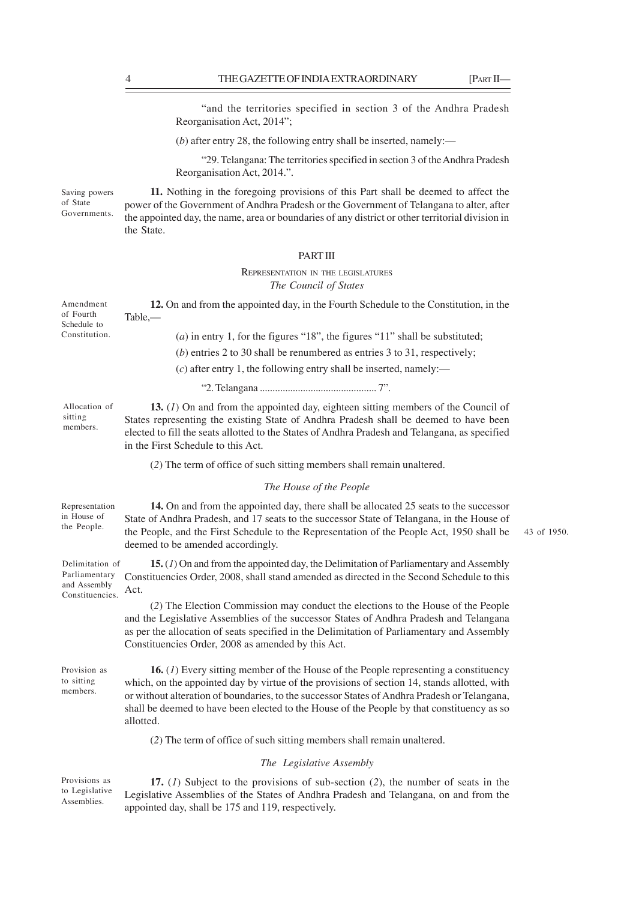"and the territories specified in section 3 of the Andhra Pradesh Reorganisation Act, 2014";

(*b*) after entry 28, the following entry shall be inserted, namely:—

"29. Telangana: The territories specified in section 3 of the Andhra Pradesh Reorganisation Act, 2014.".

Saving powers of State Governments.

**11.** Nothing in the foregoing provisions of this Part shall be deemed to affect the power of the Government of Andhra Pradesh or the Government of Telangana to alter, after the appointed day, the name, area or boundaries of any district or other territorial division in the State.

## PART III

### REPRESENTATION IN THE LEGISLATURES

### *The Council of States*

Amendment of Fourth Schedule to Constitution.

**12.** On and from the appointed day, in the Fourth Schedule to the Constitution, in the Table,—

(*a*) in entry 1, for the figures "18", the figures "11" shall be substituted;

(*b*) entries 2 to 30 shall be renumbered as entries 3 to 31, respectively;

(*c*) after entry 1, the following entry shall be inserted, namely:—

"2. Telangana .............................................. 7".

Allocation of sitting members.

**13.** (*1*) On and from the appointed day, eighteen sitting members of the Council of States representing the existing State of Andhra Pradesh shall be deemed to have been elected to fill the seats allotted to the States of Andhra Pradesh and Telangana, as specified in the First Schedule to this Act.

(*2*) The term of office of such sitting members shall remain unaltered.

### *The House of the People*

Representation in House of the People.

**14.** On and from the appointed day, there shall be allocated 25 seats to the successor State of Andhra Pradesh, and 17 seats to the successor State of Telangana, in the House of the People, and the First Schedule to the Representation of the People Act, 1950 shall be deemed to be amended accordingly.

43 of 1950.

Delimitation of Parliamentary and Assembly Constituencies.

**15.** (*1*) On and from the appointed day, the Delimitation of Parliamentary and Assembly Constituencies Order, 2008, shall stand amended as directed in the Second Schedule to this Act.

(*2*) The Election Commission may conduct the elections to the House of the People and the Legislative Assemblies of the successor States of Andhra Pradesh and Telangana as per the allocation of seats specified in the Delimitation of Parliamentary and Assembly Constituencies Order, 2008 as amended by this Act.

Provision as to sitting members.

**16.** (*1*) Every sitting member of the House of the People representing a constituency which, on the appointed day by virtue of the provisions of section 14, stands allotted, with or without alteration of boundaries, to the successor States of Andhra Pradesh or Telangana, shall be deemed to have been elected to the House of the People by that constituency as so allotted.

(*2*) The term of office of such sitting members shall remain unaltered.

### *The Legislative Assembly*

Provisions as to Legislative Assemblies.

**17.** (*1*) Subject to the provisions of sub-section (*2*), the number of seats in the Legislative Assemblies of the States of Andhra Pradesh and Telangana, on and from the appointed day, shall be 175 and 119, respectively.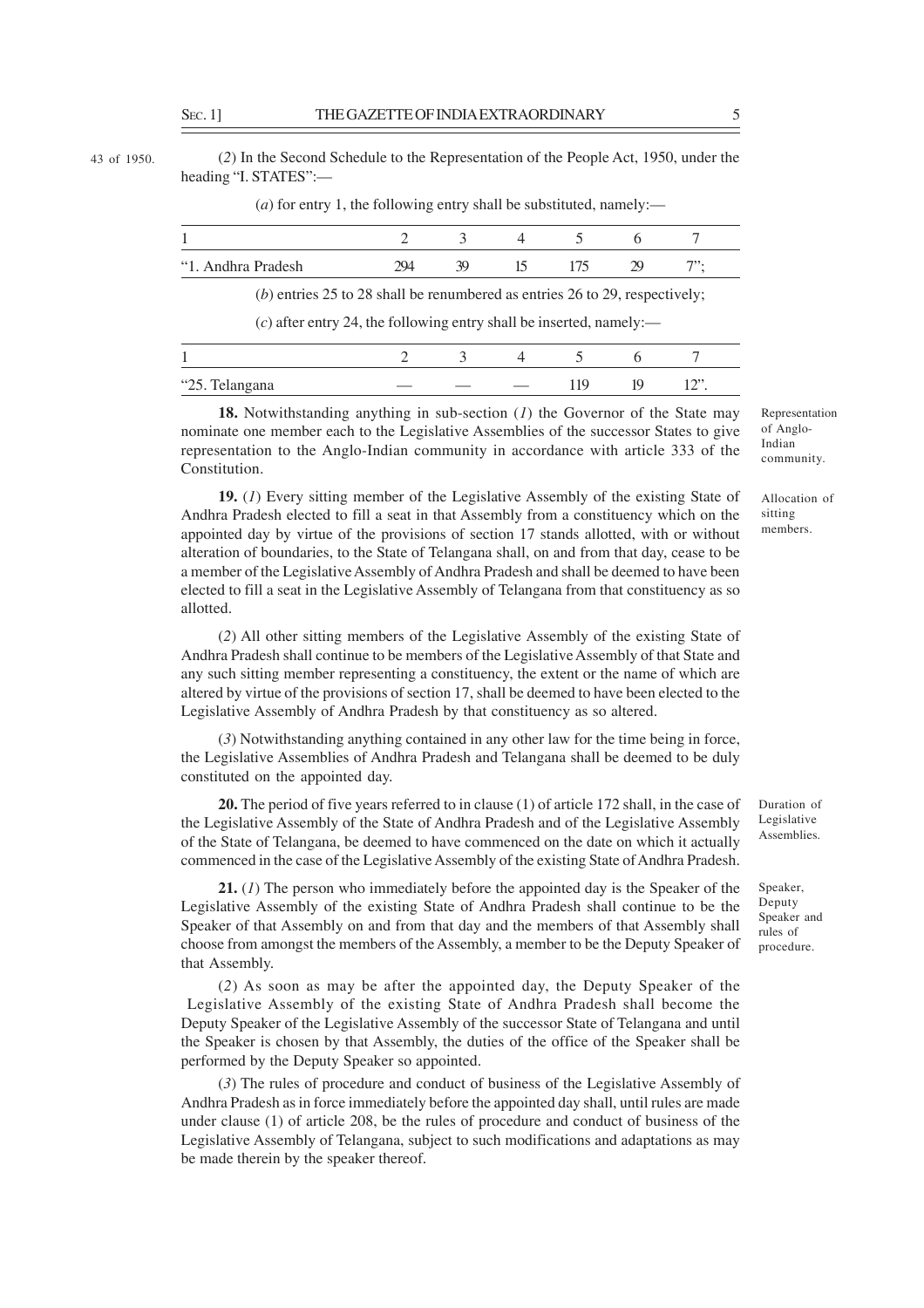43 of 1950.

(*2*) In the Second Schedule to the Representation of the People Act, 1950, under the heading "I. STATES":—

(*a*) for entry 1, the following entry shall be substituted, namely:—

| 1 | 2 | 3 | 4 | 5 | 6 | 7 |
|---|---|---|---|---|---|---|
| "1. Andhra Pradesh | 294 | 39 | 15 | 175 | 29 | 7"; |

(*b*) entries 25 to 28 shall be renumbered as entries 26 to 29, respectively;

(*c*) after entry 24, the following entry shall be inserted, namely:—

| 1 | 2 | 3 | 4 | 5 | 6 | 7 |
|---|---|---|---|---|---|---|
| "25. Telangana | — | — | — | 119 | 19 | 12". |

Representation of Anglo-Indian community.

**18.** Notwithstanding anything in sub-section (*1*) the Governor of the State may nominate one member each to the Legislative Assemblies of the successor States to give representation to the Anglo-Indian community in accordance with article 333 of the Constitution.

Allocation of sitting members.

**19.** (*1*) Every sitting member of the Legislative Assembly of the existing State of Andhra Pradesh elected to fill a seat in that Assembly from a constituency which on the appointed day by virtue of the provisions of section 17 stands allotted, with or without alteration of boundaries, to the State of Telangana shall, on and from that day, cease to be a member of the Legislative Assembly of Andhra Pradesh and shall be deemed to have been elected to fill a seat in the Legislative Assembly of Telangana from that constituency as so allotted.

(*2*) All other sitting members of the Legislative Assembly of the existing State of Andhra Pradesh shall continue to be members of the Legislative Assembly of that State and any such sitting member representing a constituency, the extent or the name of which are altered by virtue of the provisions of section 17, shall be deemed to have been elected to the Legislative Assembly of Andhra Pradesh by that constituency as so altered.

(*3*) Notwithstanding anything contained in any other law for the time being in force, the Legislative Assemblies of Andhra Pradesh and Telangana shall be deemed to be duly constituted on the appointed day.

Duration of Legislative Assemblies.

**20.** The period of five years referred to in clause (1) of article 172 shall, in the case of the Legislative Assembly of the State of Andhra Pradesh and of the Legislative Assembly of the State of Telangana, be deemed to have commenced on the date on which it actually commenced in the case of the Legislative Assembly of the existing State of Andhra Pradesh.

Speaker, Deputy Speaker and rules of procedure.

**21.** (*1*) The person who immediately before the appointed day is the Speaker of the Legislative Assembly of the existing State of Andhra Pradesh shall continue to be the Speaker of that Assembly on and from that day and the members of that Assembly shall choose from amongst the members of the Assembly, a member to be the Deputy Speaker of that Assembly.

(*2*) As soon as may be after the appointed day, the Deputy Speaker of the Legislative Assembly of the existing State of Andhra Pradesh shall become the Deputy Speaker of the Legislative Assembly of the successor State of Telangana and until the Speaker is chosen by that Assembly, the duties of the office of the Speaker shall be performed by the Deputy Speaker so appointed.

(*3*) The rules of procedure and conduct of business of the Legislative Assembly of Andhra Pradesh as in force immediately before the appointed day shall, until rules are made under clause (1) of article 208, be the rules of procedure and conduct of business of the Legislative Assembly of Telangana, subject to such modifications and adaptations as may be made therein by the speaker thereof.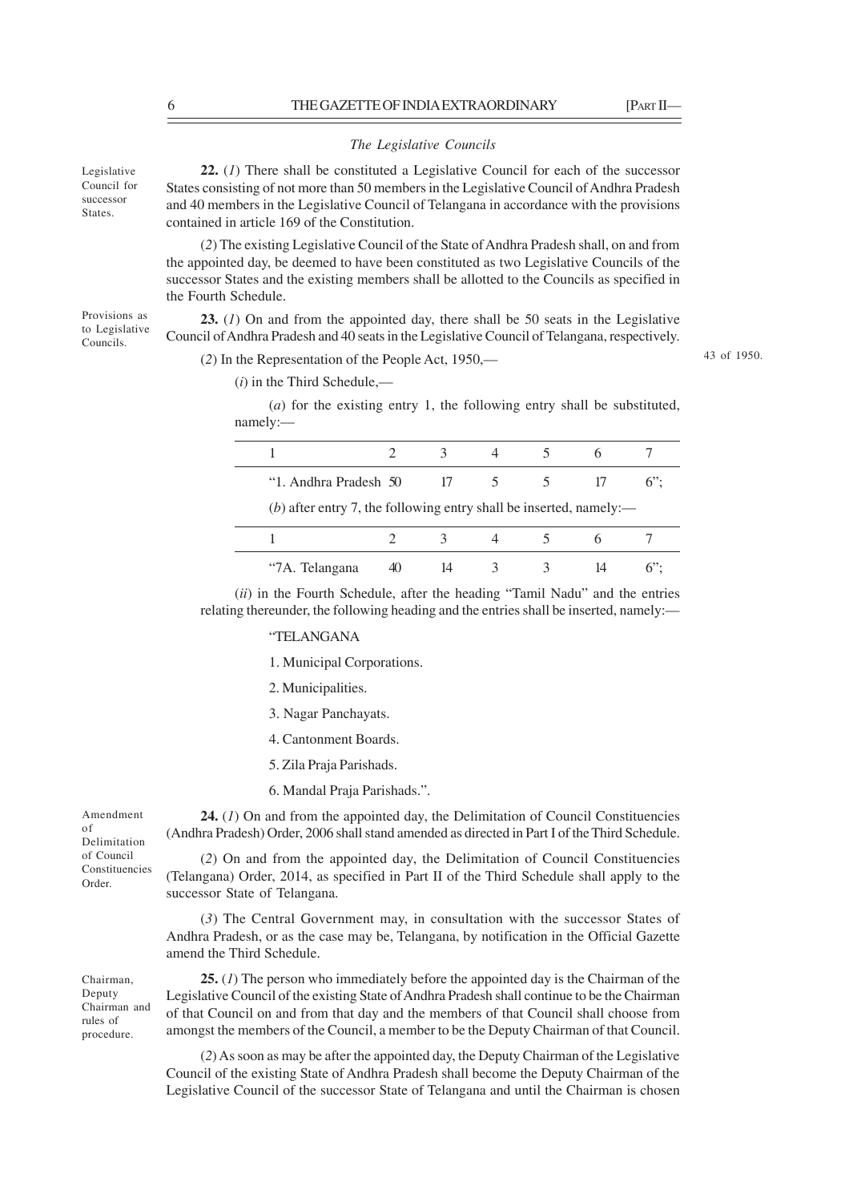*The Legislative Councils*

Legislative Council for successor States.

**22.** (*1*) There shall be constituted a Legislative Council for each of the successor States consisting of not more than 50 members in the Legislative Council of Andhra Pradesh and 40 members in the Legislative Council of Telangana in accordance with the provisions contained in article 169 of the Constitution.

(*2*) The existing Legislative Council of the State of Andhra Pradesh shall, on and from the appointed day, be deemed to have been constituted as two Legislative Councils of the successor States and the existing members shall be allotted to the Councils as specified in the Fourth Schedule.

Provisions as to Legislative Councils.

**23.** (*1*) On and from the appointed day, there shall be 50 seats in the Legislative Council of Andhra Pradesh and 40 seats in the Legislative Council of Telangana, respectively.

(*2*) In the Representation of the People Act, 1950,—

43 of 1950.

(*i*) in the Third Schedule,—

(*a*) for the existing entry 1, the following entry shall be substituted, namely:—

| 1 | 2 | 3 | 4 | 5 | 6 | 7 |
|---|---|---|---|---|---|---|
| "1. Andhra Pradesh | 50 | 17 | 5 | 5 | 17 | 6"; |

(*b*) after entry 7, the following entry shall be inserted, namely:—

| 1 | 2 | 3 | 4 | 5 | 6 | 7 |
|---|---|---|---|---|---|---|
| "7A. Telangana | 40 | 14 | 3 | 3 | 14 | 6"; |

(*ii*) in the Fourth Schedule, after the heading "Tamil Nadu" and the entries relating thereunder, the following heading and the entries shall be inserted, namely:—

"TELANGANA

1. Municipal Corporations.

2. Municipalities.

3. Nagar Panchayats.

4. Cantonment Boards.

5. Zila Praja Parishads.

6. Mandal Praja Parishads.".

Amendment of Delimitation of Council Constituencies Order.

**24.** (*1*) On and from the appointed day, the Delimitation of Council Constituencies (Andhra Pradesh) Order, 2006 shall stand amended as directed in Part I of the Third Schedule.

(*2*) On and from the appointed day, the Delimitation of Council Constituencies (Telangana) Order, 2014, as specified in Part II of the Third Schedule shall apply to the successor State of Telangana.

(*3*) The Central Government may, in consultation with the successor States of Andhra Pradesh, or as the case may be, Telangana, by notification in the Official Gazette amend the Third Schedule.

Chairman, Deputy Chairman and rules of procedure.

**25.** (*1*) The person who immediately before the appointed day is the Chairman of the Legislative Council of the existing State of Andhra Pradesh shall continue to be the Chairman of that Council on and from that day and the members of that Council shall choose from amongst the members of the Council, a member to be the Deputy Chairman of that Council.

(*2*) As soon as may be after the appointed day, the Deputy Chairman of the Legislative Council of the existing State of Andhra Pradesh shall become the Deputy Chairman of the Legislative Council of the successor State of Telangana and until the Chairman is chosen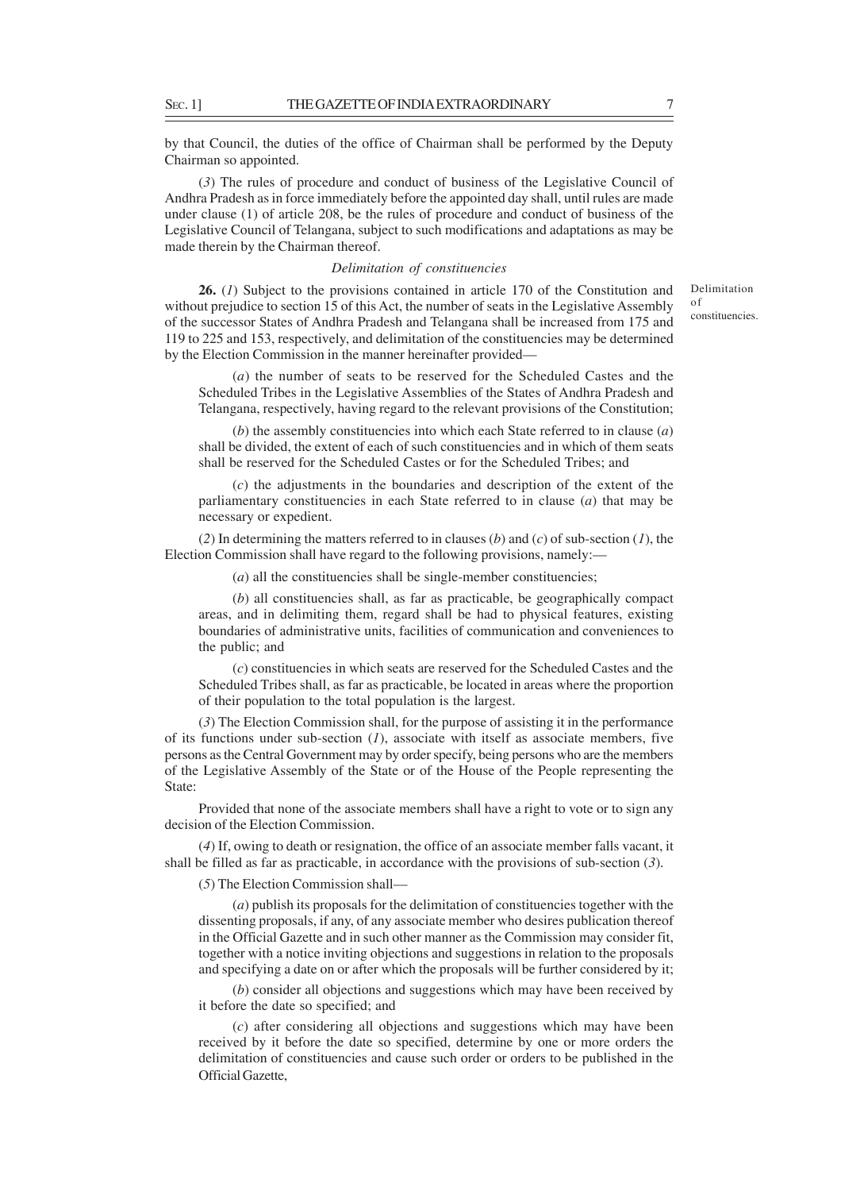by that Council, the duties of the office of Chairman shall be performed by the Deputy Chairman so appointed.

(*3*) The rules of procedure and conduct of business of the Legislative Council of Andhra Pradesh as in force immediately before the appointed day shall, until rules are made under clause (1) of article 208, be the rules of procedure and conduct of business of the Legislative Council of Telangana, subject to such modifications and adaptations as may be made therein by the Chairman thereof.

*Delimitation of constituencies*

Delimitation of constituencies.

**26.** (*1*) Subject to the provisions contained in article 170 of the Constitution and without prejudice to section 15 of this Act, the number of seats in the Legislative Assembly of the successor States of Andhra Pradesh and Telangana shall be increased from 175 and 119 to 225 and 153, respectively, and delimitation of the constituencies may be determined by the Election Commission in the manner hereinafter provided—

(*a*) the number of seats to be reserved for the Scheduled Castes and the Scheduled Tribes in the Legislative Assemblies of the States of Andhra Pradesh and Telangana, respectively, having regard to the relevant provisions of the Constitution;

(*b*) the assembly constituencies into which each State referred to in clause (*a*) shall be divided, the extent of each of such constituencies and in which of them seats shall be reserved for the Scheduled Castes or for the Scheduled Tribes; and

(*c*) the adjustments in the boundaries and description of the extent of the parliamentary constituencies in each State referred to in clause (*a*) that may be necessary or expedient.

(*2*) In determining the matters referred to in clauses (*b*) and (*c*) of sub-section (*1*), the Election Commission shall have regard to the following provisions, namely:—

(*a*) all the constituencies shall be single-member constituencies;

(*b*) all constituencies shall, as far as practicable, be geographically compact areas, and in delimiting them, regard shall be had to physical features, existing boundaries of administrative units, facilities of communication and conveniences to the public; and

(*c*) constituencies in which seats are reserved for the Scheduled Castes and the Scheduled Tribes shall, as far as practicable, be located in areas where the proportion of their population to the total population is the largest.

(*3*) The Election Commission shall, for the purpose of assisting it in the performance of its functions under sub-section (*1*), associate with itself as associate members, five persons as the Central Government may by order specify, being persons who are the members of the Legislative Assembly of the State or of the House of the People representing the State:

Provided that none of the associate members shall have a right to vote or to sign any decision of the Election Commission.

(*4*) If, owing to death or resignation, the office of an associate member falls vacant, it shall be filled as far as practicable, in accordance with the provisions of sub-section (*3*).

(*5*) The Election Commission shall—

(*a*) publish its proposals for the delimitation of constituencies together with the dissenting proposals, if any, of any associate member who desires publication thereof in the Official Gazette and in such other manner as the Commission may consider fit, together with a notice inviting objections and suggestions in relation to the proposals and specifying a date on or after which the proposals will be further considered by it;

(*b*) consider all objections and suggestions which may have been received by it before the date so specified; and

(*c*) after considering all objections and suggestions which may have been received by it before the date so specified, determine by one or more orders the delimitation of constituencies and cause such order or orders to be published in the Official Gazette,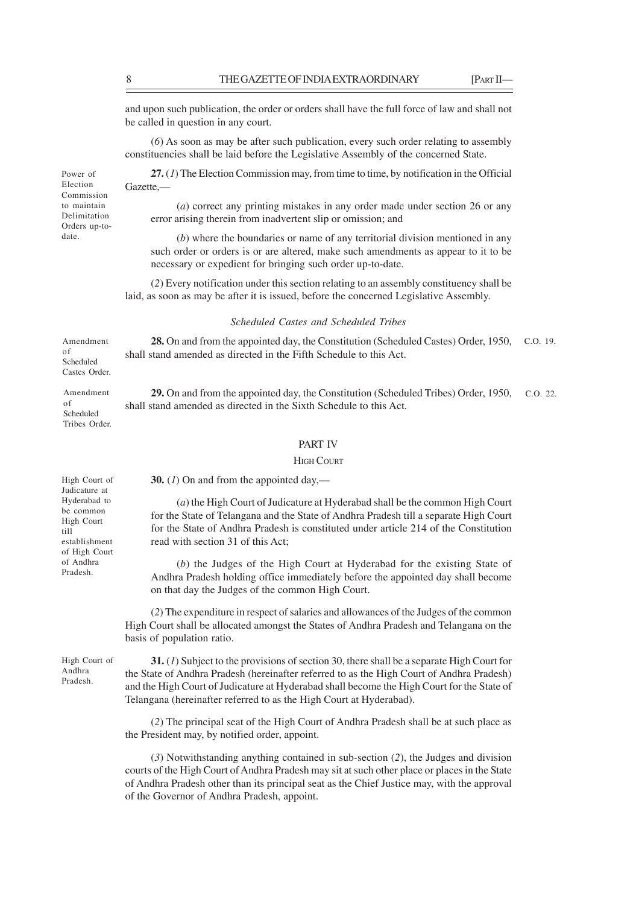and upon such publication, the order or orders shall have the full force of law and shall not be called in question in any court.

(*6*) As soon as may be after such publication, every such order relating to assembly constituencies shall be laid before the Legislative Assembly of the concerned State.

Power of Election Commission to maintain Delimitation Orders up-to-date.

**27.** (*1*) The Election Commission may, from time to time, by notification in the Official Gazette,—

(*a*) correct any printing mistakes in any order made under section 26 or any error arising therein from inadvertent slip or omission; and

(*b*) where the boundaries or name of any territorial division mentioned in any such order or orders is or are altered, make such amendments as appear to it to be necessary or expedient for bringing such order up-to-date.

(*2*) Every notification under this section relating to an assembly constituency shall be laid, as soon as may be after it is issued, before the concerned Legislative Assembly.

*Scheduled Castes and Scheduled Tribes*

Amendment of Scheduled Castes Order.

**28.** On and from the appointed day, the Constitution (Scheduled Castes) Order, 1950, shall stand amended as directed in the Fifth Schedule to this Act. C.O. 19.

Amendment of Scheduled Tribes Order.

**29.** On and from the appointed day, the Constitution (Scheduled Tribes) Order, 1950, shall stand amended as directed in the Sixth Schedule to this Act. C.O. 22.

## PART IV

### HIGH COURT

High Court of Judicature at Hyderabad to be common High Court till establishment of High Court of Andhra Pradesh.

**30.** (*1*) On and from the appointed day,—

(*a*) the High Court of Judicature at Hyderabad shall be the common High Court for the State of Telangana and the State of Andhra Pradesh till a separate High Court for the State of Andhra Pradesh is constituted under article 214 of the Constitution read with section 31 of this Act;

(*b*) the Judges of the High Court at Hyderabad for the existing State of Andhra Pradesh holding office immediately before the appointed day shall become on that day the Judges of the common High Court.

(*2*) The expenditure in respect of salaries and allowances of the Judges of the common High Court shall be allocated amongst the States of Andhra Pradesh and Telangana on the basis of population ratio.

High Court of Andhra Pradesh.

**31.** (*1*) Subject to the provisions of section 30, there shall be a separate High Court for the State of Andhra Pradesh (hereinafter referred to as the High Court of Andhra Pradesh) and the High Court of Judicature at Hyderabad shall become the High Court for the State of Telangana (hereinafter referred to as the High Court at Hyderabad).

(*2*) The principal seat of the High Court of Andhra Pradesh shall be at such place as the President may, by notified order, appoint.

(*3*) Notwithstanding anything contained in sub-section (*2*), the Judges and division courts of the High Court of Andhra Pradesh may sit at such other place or places in the State of Andhra Pradesh other than its principal seat as the Chief Justice may, with the approval of the Governor of Andhra Pradesh, appoint.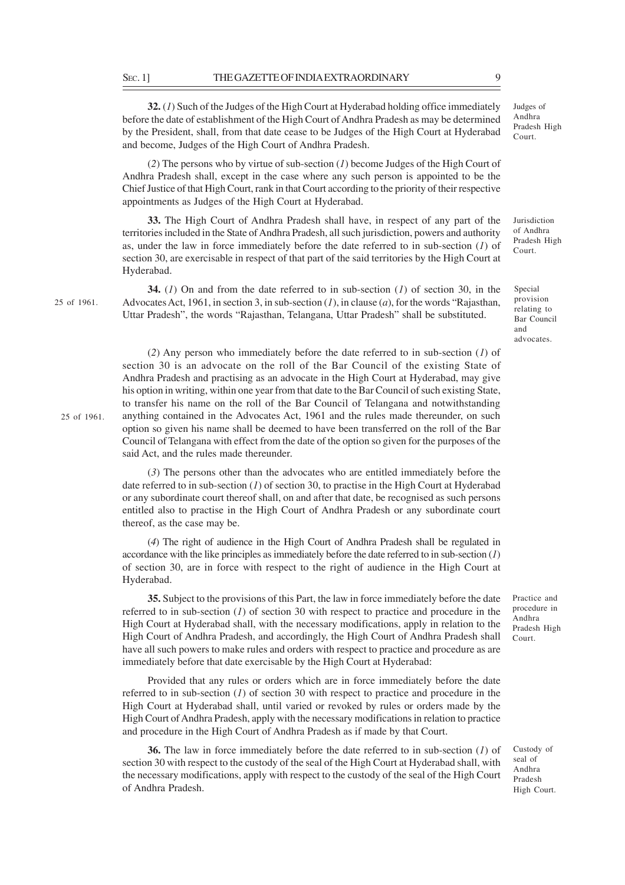**32.** (*1*) Such of the Judges of the High Court at Hyderabad holding office immediately before the date of establishment of the High Court of Andhra Pradesh as may be determined by the President, shall, from that date cease to be Judges of the High Court at Hyderabad and become, Judges of the High Court of Andhra Pradesh.

Judges of Andhra Pradesh High Court.

(*2*) The persons who by virtue of sub-section (*1*) become Judges of the High Court of Andhra Pradesh shall, except in the case where any such person is appointed to be the Chief Justice of that High Court, rank in that Court according to the priority of their respective appointments as Judges of the High Court at Hyderabad.

**33.** The High Court of Andhra Pradesh shall have, in respect of any part of the territories included in the State of Andhra Pradesh, all such jurisdiction, powers and authority as, under the law in force immediately before the date referred to in sub-section (*1*) of section 30, are exercisable in respect of that part of the said territories by the High Court at Hyderabad.

Jurisdiction of Andhra Pradesh High Court.

**34.** (*1*) On and from the date referred to in sub-section (*1*) of section 30, in the Advocates Act, 1961, in section 3, in sub-section (*1*), in clause (*a*), for the words "Rajasthan, Uttar Pradesh", the words "Rajasthan, Telangana, Uttar Pradesh" shall be substituted.

25 of 1961.

Special provision relating to Bar Council and advocates.

(*2*) Any person who immediately before the date referred to in sub-section (*1*) of section 30 is an advocate on the roll of the Bar Council of the existing State of Andhra Pradesh and practising as an advocate in the High Court at Hyderabad, may give his option in writing, within one year from that date to the Bar Council of such existing State, to transfer his name on the roll of the Bar Council of Telangana and notwithstanding anything contained in the Advocates Act, 1961 and the rules made thereunder, on such option so given his name shall be deemed to have been transferred on the roll of the Bar Council of Telangana with effect from the date of the option so given for the purposes of the said Act, and the rules made thereunder.

25 of 1961.

(*3*) The persons other than the advocates who are entitled immediately before the date referred to in sub-section (*1*) of section 30, to practise in the High Court at Hyderabad or any subordinate court thereof shall, on and after that date, be recognised as such persons entitled also to practise in the High Court of Andhra Pradesh or any subordinate court thereof, as the case may be.

(*4*) The right of audience in the High Court of Andhra Pradesh shall be regulated in accordance with the like principles as immediately before the date referred to in sub-section (*1*) of section 30, are in force with respect to the right of audience in the High Court at Hyderabad.

**35.** Subject to the provisions of this Part, the law in force immediately before the date referred to in sub-section (*1*) of section 30 with respect to practice and procedure in the High Court at Hyderabad shall, with the necessary modifications, apply in relation to the High Court of Andhra Pradesh, and accordingly, the High Court of Andhra Pradesh shall have all such powers to make rules and orders with respect to practice and procedure as are immediately before that date exercisable by the High Court at Hyderabad:

Practice and procedure in Andhra Pradesh High Court.

Provided that any rules or orders which are in force immediately before the date referred to in sub-section (*1*) of section 30 with respect to practice and procedure in the High Court at Hyderabad shall, until varied or revoked by rules or orders made by the High Court of Andhra Pradesh, apply with the necessary modifications in relation to practice and procedure in the High Court of Andhra Pradesh as if made by that Court.

**36.** The law in force immediately before the date referred to in sub-section (*1*) of section 30 with respect to the custody of the seal of the High Court at Hyderabad shall, with the necessary modifications, apply with respect to the custody of the seal of the High Court of Andhra Pradesh.

Custody of seal of Andhra Pradesh High Court.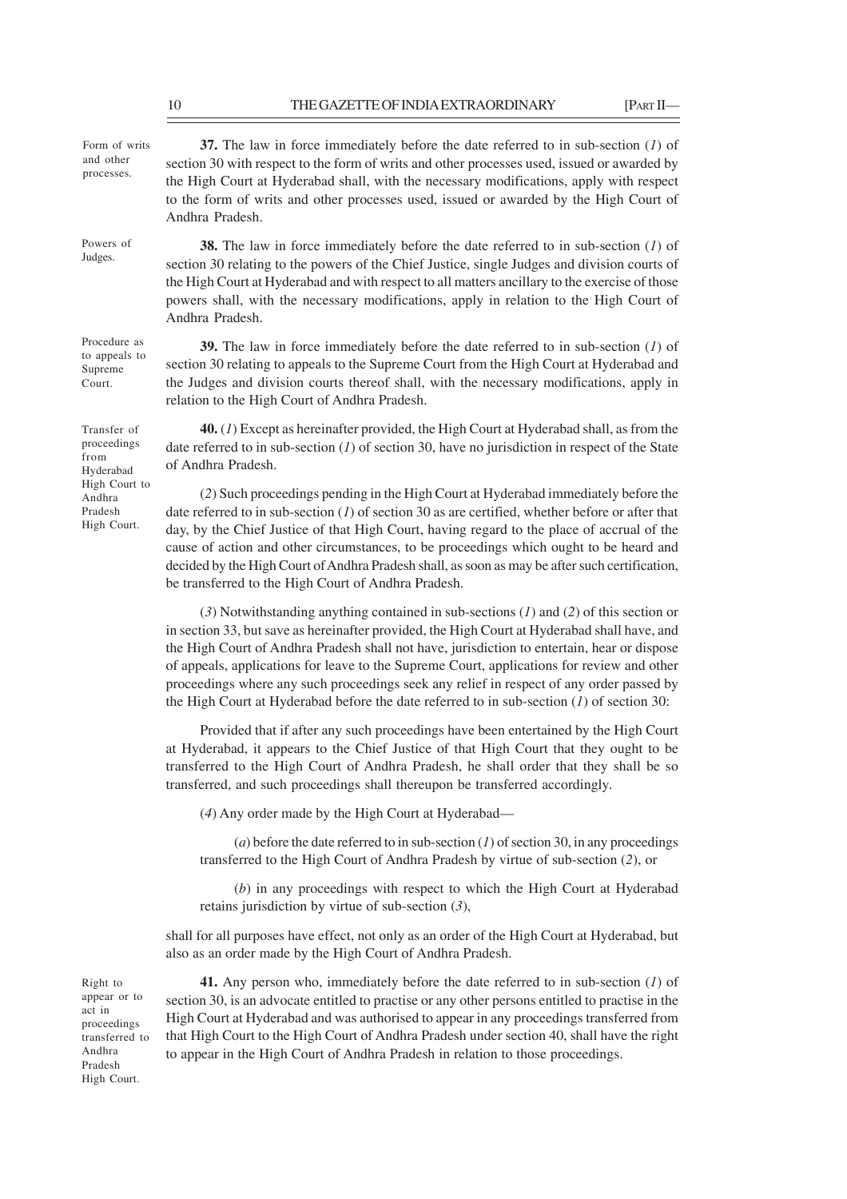**37.** The law in force immediately before the date referred to in sub-section (*1*) of section 30 with respect to the form of writs and other processes used, issued or awarded by the High Court at Hyderabad shall, with the necessary modifications, apply with respect to the form of writs and other processes used, issued or awarded by the High Court of Andhra Pradesh.

*Form of writs and other processes.*

**38.** The law in force immediately before the date referred to in sub-section (*1*) of section 30 relating to the powers of the Chief Justice, single Judges and division courts of the High Court at Hyderabad and with respect to all matters ancillary to the exercise of those powers shall, with the necessary modifications, apply in relation to the High Court of Andhra Pradesh.

*Powers of Judges.*

**39.** The law in force immediately before the date referred to in sub-section (*1*) of section 30 relating to appeals to the Supreme Court from the High Court at Hyderabad and the Judges and division courts thereof shall, with the necessary modifications, apply in relation to the High Court of Andhra Pradesh.

*Procedure as to appeals to Supreme Court.*

**40.** (*1*) Except as hereinafter provided, the High Court at Hyderabad shall, as from the date referred to in sub-section (*1*) of section 30, have no jurisdiction in respect of the State of Andhra Pradesh.

*Transfer of proceedings from Hyderabad High Court to Andhra Pradesh High Court.*

(*2*) Such proceedings pending in the High Court at Hyderabad immediately before the date referred to in sub-section (*1*) of section 30 as are certified, whether before or after that day, by the Chief Justice of that High Court, having regard to the place of accrual of the cause of action and other circumstances, to be proceedings which ought to be heard and decided by the High Court of Andhra Pradesh shall, as soon as may be after such certification, be transferred to the High Court of Andhra Pradesh.

(*3*) Notwithstanding anything contained in sub-sections (*1*) and (*2*) of this section or in section 33, but save as hereinafter provided, the High Court at Hyderabad shall have, and the High Court of Andhra Pradesh shall not have, jurisdiction to entertain, hear or dispose of appeals, applications for leave to the Supreme Court, applications for review and other proceedings where any such proceedings seek any relief in respect of any order passed by the High Court at Hyderabad before the date referred to in sub-section (*1*) of section 30:

Provided that if after any such proceedings have been entertained by the High Court at Hyderabad, it appears to the Chief Justice of that High Court that they ought to be transferred to the High Court of Andhra Pradesh, he shall order that they shall be so transferred, and such proceedings shall thereupon be transferred accordingly.

(*4*) Any order made by the High Court at Hyderabad—

(*a*) before the date referred to in sub-section (*1*) of section 30, in any proceedings transferred to the High Court of Andhra Pradesh by virtue of sub-section (*2*), or

(*b*) in any proceedings with respect to which the High Court at Hyderabad retains jurisdiction by virtue of sub-section (*3*),

shall for all purposes have effect, not only as an order of the High Court at Hyderabad, but also as an order made by the High Court of Andhra Pradesh.

**41.** Any person who, immediately before the date referred to in sub-section (*1*) of section 30, is an advocate entitled to practise or any other persons entitled to practise in the High Court at Hyderabad and was authorised to appear in any proceedings transferred from that High Court to the High Court of Andhra Pradesh under section 40, shall have the right to appear in the High Court of Andhra Pradesh in relation to those proceedings.

*Right to appear or to act in proceedings transferred to Andhra Pradesh High Court.*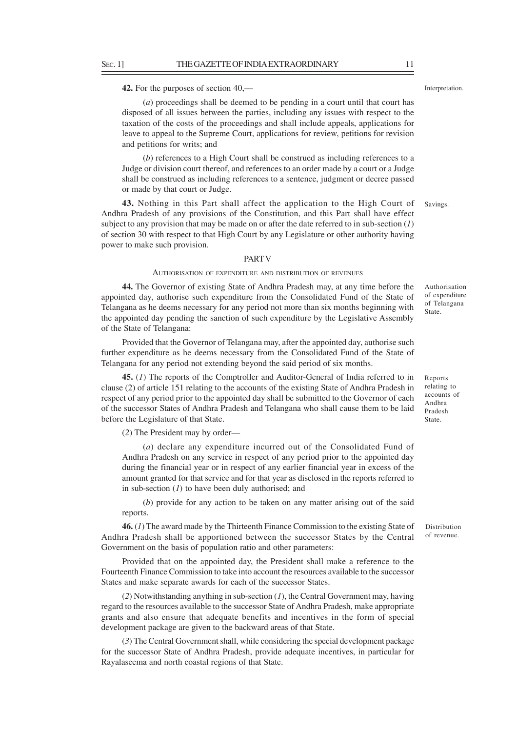**42.** For the purposes of section 40,— Interpretation.

(*a*) proceedings shall be deemed to be pending in a court until that court has disposed of all issues between the parties, including any issues with respect to the taxation of the costs of the proceedings and shall include appeals, applications for leave to appeal to the Supreme Court, applications for review, petitions for revision and petitions for writs; and

(*b*) references to a High Court shall be construed as including references to a Judge or division court thereof, and references to an order made by a court or a Judge shall be construed as including references to a sentence, judgment or decree passed or made by that court or Judge.

**43.** Nothing in this Part shall affect the application to the High Court of Andhra Pradesh of any provisions of the Constitution, and this Part shall have effect subject to any provision that may be made on or after the date referred to in sub-section (*1*) of section 30 with respect to that High Court by any Legislature or other authority having power to make such provision. Savings.

## PART V

### AUTHORISATION OF EXPENDITURE AND DISTRIBUTION OF REVENUES

**44.** The Governor of existing State of Andhra Pradesh may, at any time before the appointed day, authorise such expenditure from the Consolidated Fund of the State of Telangana as he deems necessary for any period not more than six months beginning with the appointed day pending the sanction of such expenditure by the Legislative Assembly of the State of Telangana: Authorisation of expenditure of Telangana State.

Provided that the Governor of Telangana may, after the appointed day, authorise such further expenditure as he deems necessary from the Consolidated Fund of the State of Telangana for any period not extending beyond the said period of six months.

**45.** (*1*) The reports of the Comptroller and Auditor-General of India referred to in clause (2) of article 151 relating to the accounts of the existing State of Andhra Pradesh in respect of any period prior to the appointed day shall be submitted to the Governor of each of the successor States of Andhra Pradesh and Telangana who shall cause them to be laid before the Legislature of that State. Reports relating to accounts of Andhra Pradesh State.

(*2*) The President may by order—

(*a*) declare any expenditure incurred out of the Consolidated Fund of Andhra Pradesh on any service in respect of any period prior to the appointed day during the financial year or in respect of any earlier financial year in excess of the amount granted for that service and for that year as disclosed in the reports referred to in sub-section (*1*) to have been duly authorised; and

(*b*) provide for any action to be taken on any matter arising out of the said reports.

**46.** (*1*) The award made by the Thirteenth Finance Commission to the existing State of Andhra Pradesh shall be apportioned between the successor States by the Central Government on the basis of population ratio and other parameters: Distribution of revenue.

Provided that on the appointed day, the President shall make a reference to the Fourteenth Finance Commission to take into account the resources available to the successor States and make separate awards for each of the successor States.

(*2*) Notwithstanding anything in sub-section (*1*), the Central Government may, having regard to the resources available to the successor State of Andhra Pradesh, make appropriate grants and also ensure that adequate benefits and incentives in the form of special development package are given to the backward areas of that State.

(*3*) The Central Government shall, while considering the special development package for the successor State of Andhra Pradesh, provide adequate incentives, in particular for Rayalaseema and north coastal regions of that State.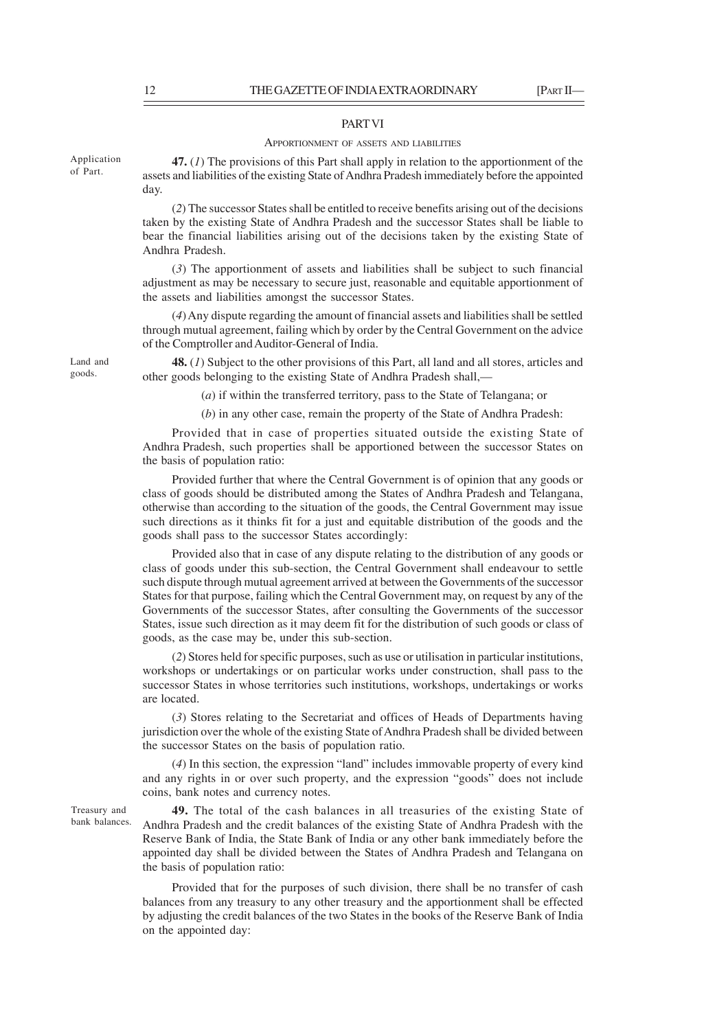## PART VI

### APPORTIONMENT OF ASSETS AND LIABILITIES

Application of Part.

**47.** (*1*) The provisions of this Part shall apply in relation to the apportionment of the assets and liabilities of the existing State of Andhra Pradesh immediately before the appointed day.

(*2*) The successor States shall be entitled to receive benefits arising out of the decisions taken by the existing State of Andhra Pradesh and the successor States shall be liable to bear the financial liabilities arising out of the decisions taken by the existing State of Andhra Pradesh.

(*3*) The apportionment of assets and liabilities shall be subject to such financial adjustment as may be necessary to secure just, reasonable and equitable apportionment of the assets and liabilities amongst the successor States.

(*4*) Any dispute regarding the amount of financial assets and liabilities shall be settled through mutual agreement, failing which by order by the Central Government on the advice of the Comptroller and Auditor-General of India.

Land and goods.

**48.** (*1*) Subject to the other provisions of this Part, all land and all stores, articles and other goods belonging to the existing State of Andhra Pradesh shall,—

(*a*) if within the transferred territory, pass to the State of Telangana; or

(*b*) in any other case, remain the property of the State of Andhra Pradesh:

Provided that in case of properties situated outside the existing State of Andhra Pradesh, such properties shall be apportioned between the successor States on the basis of population ratio:

Provided further that where the Central Government is of opinion that any goods or class of goods should be distributed among the States of Andhra Pradesh and Telangana, otherwise than according to the situation of the goods, the Central Government may issue such directions as it thinks fit for a just and equitable distribution of the goods and the goods shall pass to the successor States accordingly:

Provided also that in case of any dispute relating to the distribution of any goods or class of goods under this sub-section, the Central Government shall endeavour to settle such dispute through mutual agreement arrived at between the Governments of the successor States for that purpose, failing which the Central Government may, on request by any of the Governments of the successor States, after consulting the Governments of the successor States, issue such direction as it may deem fit for the distribution of such goods or class of goods, as the case may be, under this sub-section.

(*2*) Stores held for specific purposes, such as use or utilisation in particular institutions, workshops or undertakings or on particular works under construction, shall pass to the successor States in whose territories such institutions, workshops, undertakings or works are located.

(*3*) Stores relating to the Secretariat and offices of Heads of Departments having jurisdiction over the whole of the existing State of Andhra Pradesh shall be divided between the successor States on the basis of population ratio.

(*4*) In this section, the expression "land" includes immovable property of every kind and any rights in or over such property, and the expression "goods" does not include coins, bank notes and currency notes.

Treasury and bank balances.

**49.** The total of the cash balances in all treasuries of the existing State of Andhra Pradesh and the credit balances of the existing State of Andhra Pradesh with the Reserve Bank of India, the State Bank of India or any other bank immediately before the appointed day shall be divided between the States of Andhra Pradesh and Telangana on the basis of population ratio:

Provided that for the purposes of such division, there shall be no transfer of cash balances from any treasury to any other treasury and the apportionment shall be effected by adjusting the credit balances of the two States in the books of the Reserve Bank of India on the appointed day: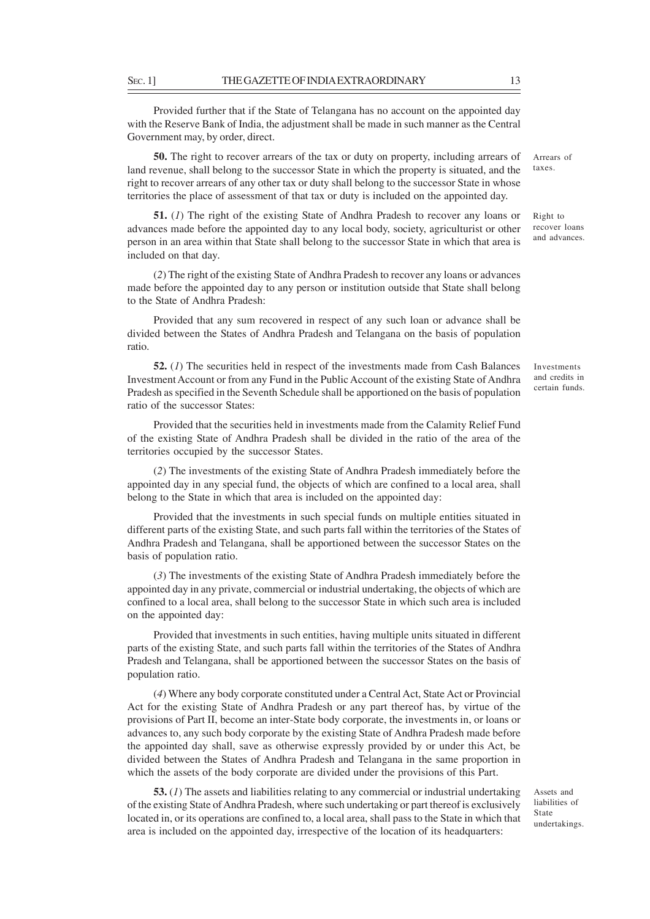Provided further that if the State of Telangana has no account on the appointed day with the Reserve Bank of India, the adjustment shall be made in such manner as the Central Government may, by order, direct.

Arrears of taxes.

**50.** The right to recover arrears of the tax or duty on property, including arrears of land revenue, shall belong to the successor State in which the property is situated, and the right to recover arrears of any other tax or duty shall belong to the successor State in whose territories the place of assessment of that tax or duty is included on the appointed day.

Right to recover loans and advances.

**51.** (*1*) The right of the existing State of Andhra Pradesh to recover any loans or advances made before the appointed day to any local body, society, agriculturist or other person in an area within that State shall belong to the successor State in which that area is included on that day.

(*2*) The right of the existing State of Andhra Pradesh to recover any loans or advances made before the appointed day to any person or institution outside that State shall belong to the State of Andhra Pradesh:

Provided that any sum recovered in respect of any such loan or advance shall be divided between the States of Andhra Pradesh and Telangana on the basis of population ratio.

Investments and credits in certain funds.

**52.** (*1*) The securities held in respect of the investments made from Cash Balances Investment Account or from any Fund in the Public Account of the existing State of Andhra Pradesh as specified in the Seventh Schedule shall be apportioned on the basis of population ratio of the successor States:

Provided that the securities held in investments made from the Calamity Relief Fund of the existing State of Andhra Pradesh shall be divided in the ratio of the area of the territories occupied by the successor States.

(*2*) The investments of the existing State of Andhra Pradesh immediately before the appointed day in any special fund, the objects of which are confined to a local area, shall belong to the State in which that area is included on the appointed day:

Provided that the investments in such special funds on multiple entities situated in different parts of the existing State, and such parts fall within the territories of the States of Andhra Pradesh and Telangana, shall be apportioned between the successor States on the basis of population ratio.

(*3*) The investments of the existing State of Andhra Pradesh immediately before the appointed day in any private, commercial or industrial undertaking, the objects of which are confined to a local area, shall belong to the successor State in which such area is included on the appointed day:

Provided that investments in such entities, having multiple units situated in different parts of the existing State, and such parts fall within the territories of the States of Andhra Pradesh and Telangana, shall be apportioned between the successor States on the basis of population ratio.

(*4*) Where any body corporate constituted under a Central Act, State Act or Provincial Act for the existing State of Andhra Pradesh or any part thereof has, by virtue of the provisions of Part II, become an inter-State body corporate, the investments in, or loans or advances to, any such body corporate by the existing State of Andhra Pradesh made before the appointed day shall, save as otherwise expressly provided by or under this Act, be divided between the States of Andhra Pradesh and Telangana in the same proportion in which the assets of the body corporate are divided under the provisions of this Part.

Assets and liabilities of State undertakings.

**53.** (*1*) The assets and liabilities relating to any commercial or industrial undertaking of the existing State of Andhra Pradesh, where such undertaking or part thereof is exclusively located in, or its operations are confined to, a local area, shall pass to the State in which that area is included on the appointed day, irrespective of the location of its headquarters: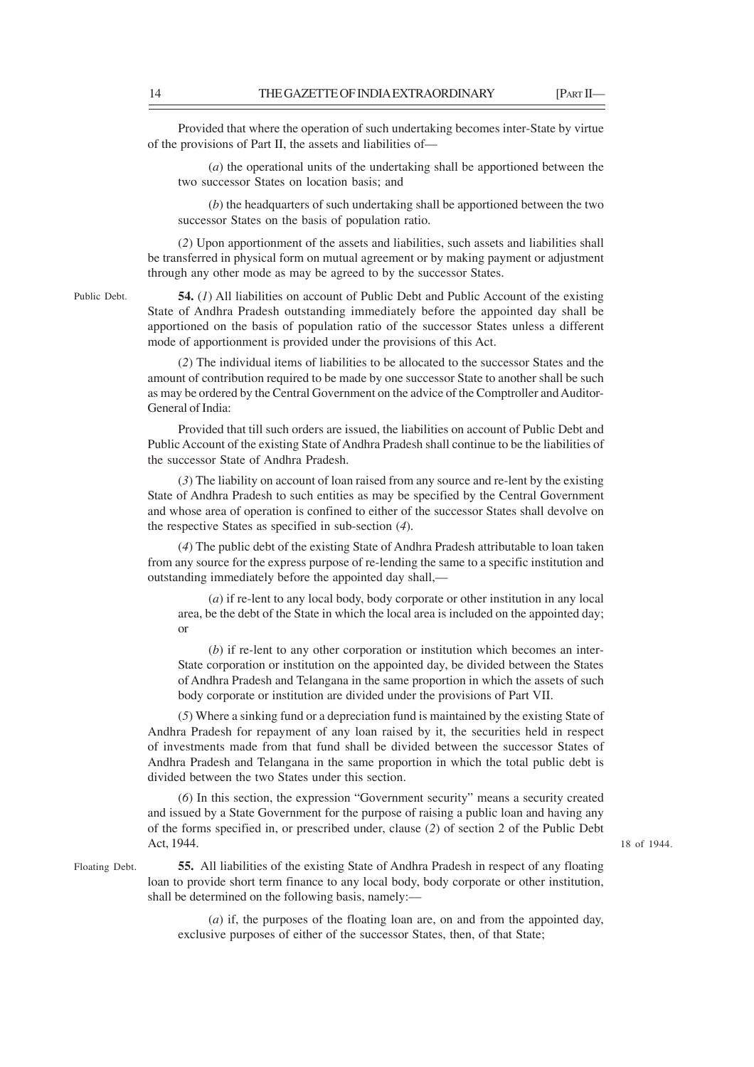Provided that where the operation of such undertaking becomes inter-State by virtue of the provisions of Part II, the assets and liabilities of—

(*a*) the operational units of the undertaking shall be apportioned between the two successor States on location basis; and

(*b*) the headquarters of such undertaking shall be apportioned between the two successor States on the basis of population ratio.

(*2*) Upon apportionment of the assets and liabilities, such assets and liabilities shall be transferred in physical form on mutual agreement or by making payment or adjustment through any other mode as may be agreed to by the successor States.

Public Debt.

**54.** (*1*) All liabilities on account of Public Debt and Public Account of the existing State of Andhra Pradesh outstanding immediately before the appointed day shall be apportioned on the basis of population ratio of the successor States unless a different mode of apportionment is provided under the provisions of this Act.

(*2*) The individual items of liabilities to be allocated to the successor States and the amount of contribution required to be made by one successor State to another shall be such as may be ordered by the Central Government on the advice of the Comptroller and Auditor-General of India:

Provided that till such orders are issued, the liabilities on account of Public Debt and Public Account of the existing State of Andhra Pradesh shall continue to be the liabilities of the successor State of Andhra Pradesh.

(*3*) The liability on account of loan raised from any source and re-lent by the existing State of Andhra Pradesh to such entities as may be specified by the Central Government and whose area of operation is confined to either of the successor States shall devolve on the respective States as specified in sub-section (*4*).

(*4*) The public debt of the existing State of Andhra Pradesh attributable to loan taken from any source for the express purpose of re-lending the same to a specific institution and outstanding immediately before the appointed day shall,—

(*a*) if re-lent to any local body, body corporate or other institution in any local area, be the debt of the State in which the local area is included on the appointed day; or

(*b*) if re-lent to any other corporation or institution which becomes an inter-State corporation or institution on the appointed day, be divided between the States of Andhra Pradesh and Telangana in the same proportion in which the assets of such body corporate or institution are divided under the provisions of Part VII.

(*5*) Where a sinking fund or a depreciation fund is maintained by the existing State of Andhra Pradesh for repayment of any loan raised by it, the securities held in respect of investments made from that fund shall be divided between the successor States of Andhra Pradesh and Telangana in the same proportion in which the total public debt is divided between the two States under this section.

(*6*) In this section, the expression "Government security" means a security created and issued by a State Government for the purpose of raising a public loan and having any of the forms specified in, or prescribed under, clause (*2*) of section 2 of the Public Debt Act, 1944.

18 of 1944.

Floating Debt.

**55.** All liabilities of the existing State of Andhra Pradesh in respect of any floating loan to provide short term finance to any local body, body corporate or other institution, shall be determined on the following basis, namely:—

(*a*) if, the purposes of the floating loan are, on and from the appointed day, exclusive purposes of either of the successor States, then, of that State;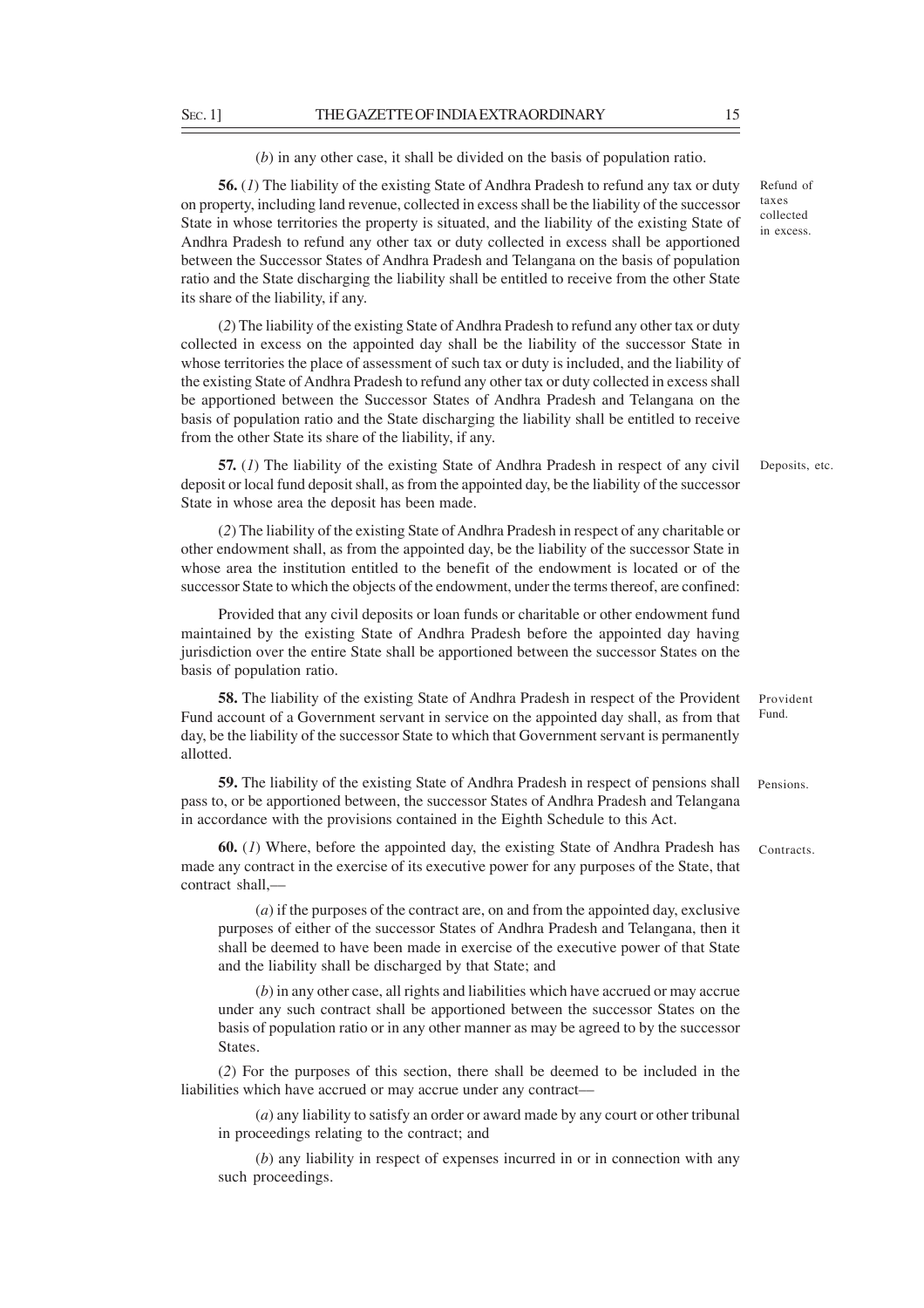(*b*) in any other case, it shall be divided on the basis of population ratio.

Refund of taxes collected in excess.

**56.** (*1*) The liability of the existing State of Andhra Pradesh to refund any tax or duty on property, including land revenue, collected in excess shall be the liability of the successor State in whose territories the property is situated, and the liability of the existing State of Andhra Pradesh to refund any other tax or duty collected in excess shall be apportioned between the Successor States of Andhra Pradesh and Telangana on the basis of population ratio and the State discharging the liability shall be entitled to receive from the other State its share of the liability, if any.

(*2*) The liability of the existing State of Andhra Pradesh to refund any other tax or duty collected in excess on the appointed day shall be the liability of the successor State in whose territories the place of assessment of such tax or duty is included, and the liability of the existing State of Andhra Pradesh to refund any other tax or duty collected in excess shall be apportioned between the Successor States of Andhra Pradesh and Telangana on the basis of population ratio and the State discharging the liability shall be entitled to receive from the other State its share of the liability, if any.

Deposits, etc.

**57.** (*1*) The liability of the existing State of Andhra Pradesh in respect of any civil deposit or local fund deposit shall, as from the appointed day, be the liability of the successor State in whose area the deposit has been made.

(*2*) The liability of the existing State of Andhra Pradesh in respect of any charitable or other endowment shall, as from the appointed day, be the liability of the successor State in whose area the institution entitled to the benefit of the endowment is located or of the successor State to which the objects of the endowment, under the terms thereof, are confined:

Provided that any civil deposits or loan funds or charitable or other endowment fund maintained by the existing State of Andhra Pradesh before the appointed day having jurisdiction over the entire State shall be apportioned between the successor States on the basis of population ratio.

Provident Fund.

**58.** The liability of the existing State of Andhra Pradesh in respect of the Provident Fund account of a Government servant in service on the appointed day shall, as from that day, be the liability of the successor State to which that Government servant is permanently allotted.

Pensions.

**59.** The liability of the existing State of Andhra Pradesh in respect of pensions shall pass to, or be apportioned between, the successor States of Andhra Pradesh and Telangana in accordance with the provisions contained in the Eighth Schedule to this Act.

Contracts.

**60.** (*1*) Where, before the appointed day, the existing State of Andhra Pradesh has made any contract in the exercise of its executive power for any purposes of the State, that contract shall,—

(*a*) if the purposes of the contract are, on and from the appointed day, exclusive purposes of either of the successor States of Andhra Pradesh and Telangana, then it shall be deemed to have been made in exercise of the executive power of that State and the liability shall be discharged by that State; and

(*b*) in any other case, all rights and liabilities which have accrued or may accrue under any such contract shall be apportioned between the successor States on the basis of population ratio or in any other manner as may be agreed to by the successor States.

(*2*) For the purposes of this section, there shall be deemed to be included in the liabilities which have accrued or may accrue under any contract—

(*a*) any liability to satisfy an order or award made by any court or other tribunal in proceedings relating to the contract; and

(*b*) any liability in respect of expenses incurred in or in connection with any such proceedings.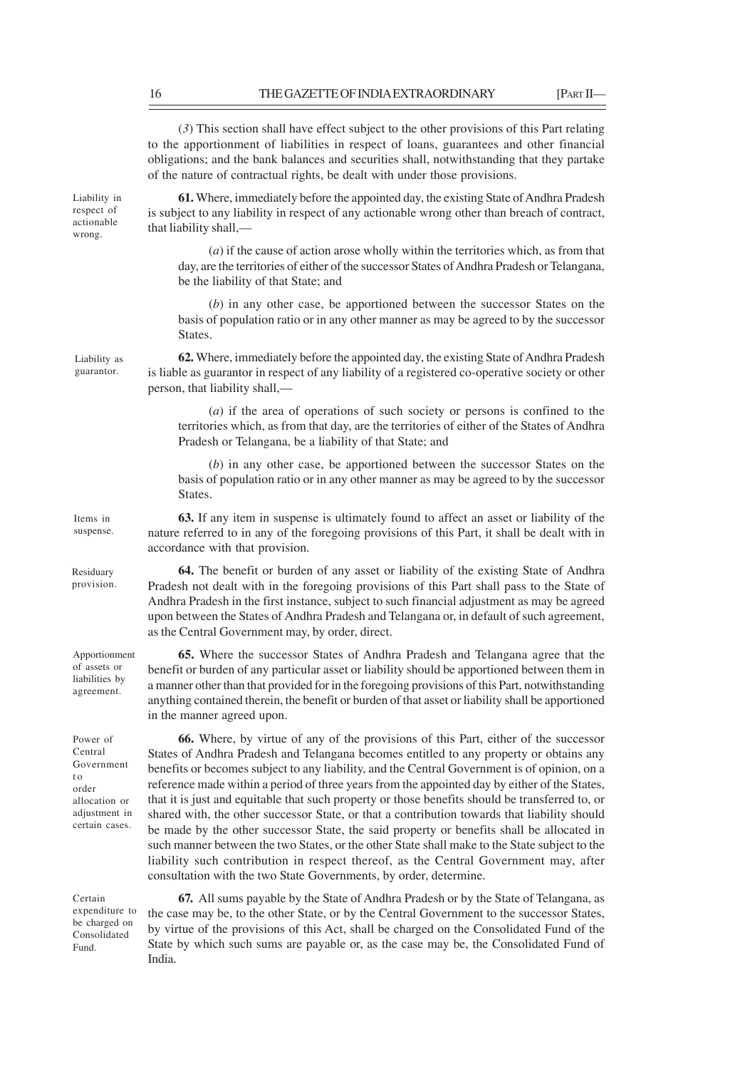(*3*) This section shall have effect subject to the other provisions of this Part relating to the apportionment of liabilities in respect of loans, guarantees and other financial obligations; and the bank balances and securities shall, notwithstanding that they partake of the nature of contractual rights, be dealt with under those provisions.

Liability in respect of actionable wrong.

**61.** Where, immediately before the appointed day, the existing State of Andhra Pradesh is subject to any liability in respect of any actionable wrong other than breach of contract, that liability shall,—

(*a*) if the cause of action arose wholly within the territories which, as from that day, are the territories of either of the successor States of Andhra Pradesh or Telangana, be the liability of that State; and

(*b*) in any other case, be apportioned between the successor States on the basis of population ratio or in any other manner as may be agreed to by the successor States.

Liability as guarantor.

**62.** Where, immediately before the appointed day, the existing State of Andhra Pradesh is liable as guarantor in respect of any liability of a registered co-operative society or other person, that liability shall,—

(*a*) if the area of operations of such society or persons is confined to the territories which, as from that day, are the territories of either of the States of Andhra Pradesh or Telangana, be a liability of that State; and

(*b*) in any other case, be apportioned between the successor States on the basis of population ratio or in any other manner as may be agreed to by the successor States.

Items in suspense.

**63.** If any item in suspense is ultimately found to affect an asset or liability of the nature referred to in any of the foregoing provisions of this Part, it shall be dealt with in accordance with that provision.

Residuary provision.

**64.** The benefit or burden of any asset or liability of the existing State of Andhra Pradesh not dealt with in the foregoing provisions of this Part shall pass to the State of Andhra Pradesh in the first instance, subject to such financial adjustment as may be agreed upon between the States of Andhra Pradesh and Telangana or, in default of such agreement, as the Central Government may, by order, direct.

Apportionment of assets or liabilities by agreement.

**65.** Where the successor States of Andhra Pradesh and Telangana agree that the benefit or burden of any particular asset or liability should be apportioned between them in a manner other than that provided for in the foregoing provisions of this Part, notwithstanding anything contained therein, the benefit or burden of that asset or liability shall be apportioned in the manner agreed upon.

Power of Central Government to order allocation or adjustment in certain cases.

**66.** Where, by virtue of any of the provisions of this Part, either of the successor States of Andhra Pradesh and Telangana becomes entitled to any property or obtains any benefits or becomes subject to any liability, and the Central Government is of opinion, on a reference made within a period of three years from the appointed day by either of the States, that it is just and equitable that such property or those benefits should be transferred to, or shared with, the other successor State, or that a contribution towards that liability should be made by the other successor State, the said property or benefits shall be allocated in such manner between the two States, or the other State shall make to the State subject to the liability such contribution in respect thereof, as the Central Government may, after consultation with the two State Governments, by order, determine.

Certain expenditure to be charged on Consolidated Fund.

**67.** All sums payable by the State of Andhra Pradesh or by the State of Telangana, as the case may be, to the other State, or by the Central Government to the successor States, by virtue of the provisions of this Act, shall be charged on the Consolidated Fund of the State by which such sums are payable or, as the case may be, the Consolidated Fund of India.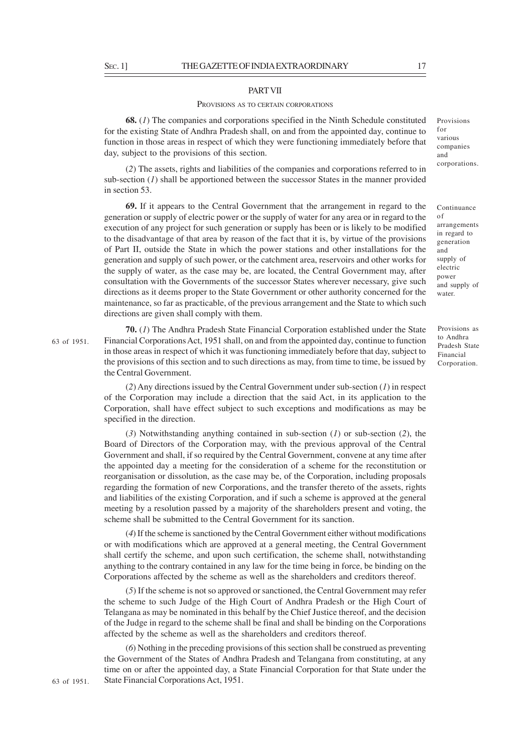## PART VII

### PROVISIONS AS TO CERTAIN CORPORATIONS

Provisions for various companies and corporations.

**68.** (*1*) The companies and corporations specified in the Ninth Schedule constituted for the existing State of Andhra Pradesh shall, on and from the appointed day, continue to function in those areas in respect of which they were functioning immediately before that day, subject to the provisions of this section.

(*2*) The assets, rights and liabilities of the companies and corporations referred to in sub-section (*1*) shall be apportioned between the successor States in the manner provided in section 53.

Continuance of arrangements in regard to generation and supply of electric power and supply of water.

**69.** If it appears to the Central Government that the arrangement in regard to the generation or supply of electric power or the supply of water for any area or in regard to the execution of any project for such generation or supply has been or is likely to be modified to the disadvantage of that area by reason of the fact that it is, by virtue of the provisions of Part II, outside the State in which the power stations and other installations for the generation and supply of such power, or the catchment area, reservoirs and other works for the supply of water, as the case may be, are located, the Central Government may, after consultation with the Governments of the successor States wherever necessary, give such directions as it deems proper to the State Government or other authority concerned for the maintenance, so far as practicable, of the previous arrangement and the State to which such directions are given shall comply with them.

Provisions as to Andhra Pradesh State Financial Corporation.

**70.** (*1*) The Andhra Pradesh State Financial Corporation established under the State Financial Corporations Act, 1951 (63 of 1951) shall, on and from the appointed day, continue to function in those areas in respect of which it was functioning immediately before that day, subject to the provisions of this section and to such directions as may, from time to time, be issued by the Central Government.

(*2*) Any directions issued by the Central Government under sub-section (*1*) in respect of the Corporation may include a direction that the said Act, in its application to the Corporation, shall have effect subject to such exceptions and modifications as may be specified in the direction.

(*3*) Notwithstanding anything contained in sub-section (*1*) or sub-section (*2*), the Board of Directors of the Corporation may, with the previous approval of the Central Government and shall, if so required by the Central Government, convene at any time after the appointed day a meeting for the consideration of a scheme for the reconstitution or reorganisation or dissolution, as the case may be, of the Corporation, including proposals regarding the formation of new Corporations, and the transfer thereto of the assets, rights and liabilities of the existing Corporation, and if such a scheme is approved at the general meeting by a resolution passed by a majority of the shareholders present and voting, the scheme shall be submitted to the Central Government for its sanction.

(*4*) If the scheme is sanctioned by the Central Government either without modifications or with modifications which are approved at a general meeting, the Central Government shall certify the scheme, and upon such certification, the scheme shall, notwithstanding anything to the contrary contained in any law for the time being in force, be binding on the Corporations affected by the scheme as well as the shareholders and creditors thereof.

(*5*) If the scheme is not so approved or sanctioned, the Central Government may refer the scheme to such Judge of the High Court of Andhra Pradesh or the High Court of Telangana as may be nominated in this behalf by the Chief Justice thereof, and the decision of the Judge in regard to the scheme shall be final and shall be binding on the Corporations affected by the scheme as well as the shareholders and creditors thereof.

(*6*) Nothing in the preceding provisions of this section shall be construed as preventing the Government of the States of Andhra Pradesh and Telangana from constituting, at any time on or after the appointed day, a State Financial Corporation for that State under the State Financial Corporations Act, 1951 (63 of 1951).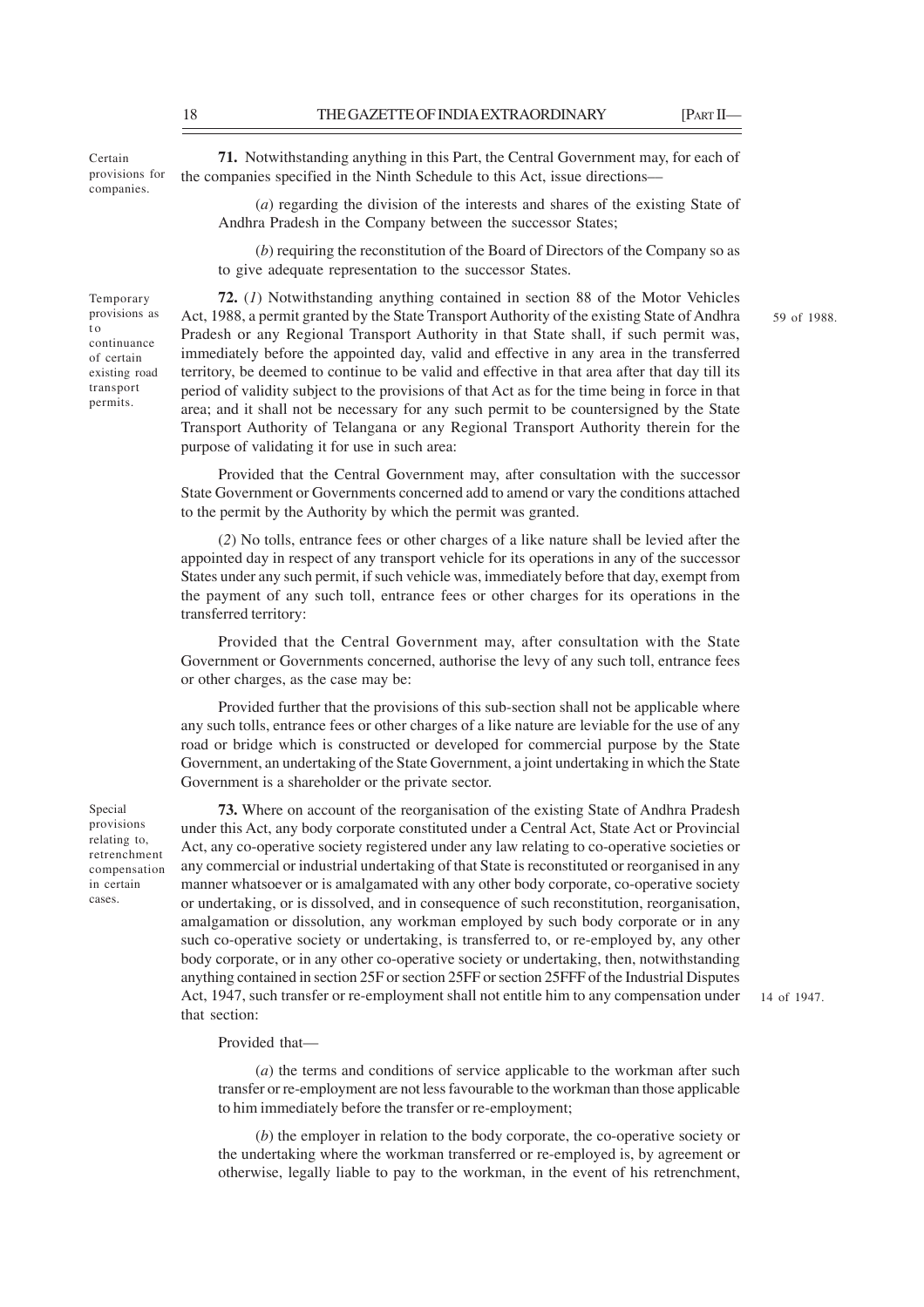Certain provisions for companies.

**71.** Notwithstanding anything in this Part, the Central Government may, for each of the companies specified in the Ninth Schedule to this Act, issue directions—

(*a*) regarding the division of the interests and shares of the existing State of Andhra Pradesh in the Company between the successor States;

(*b*) requiring the reconstitution of the Board of Directors of the Company so as to give adequate representation to the successor States.

Temporary provisions as to continuance of certain existing road transport permits.

**72.** (*1*) Notwithstanding anything contained in section 88 of the Motor Vehicles Act, 1988, a permit granted by the State Transport Authority of the existing State of Andhra Pradesh or any Regional Transport Authority in that State shall, if such permit was, immediately before the appointed day, valid and effective in any area in the transferred territory, be deemed to continue to be valid and effective in that area after that day till its period of validity subject to the provisions of that Act as for the time being in force in that area; and it shall not be necessary for any such permit to be countersigned by the State Transport Authority of Telangana or any Regional Transport Authority therein for the purpose of validating it for use in such area:

59 of 1988.

Provided that the Central Government may, after consultation with the successor State Government or Governments concerned add to amend or vary the conditions attached to the permit by the Authority by which the permit was granted.

(*2*) No tolls, entrance fees or other charges of a like nature shall be levied after the appointed day in respect of any transport vehicle for its operations in any of the successor States under any such permit, if such vehicle was, immediately before that day, exempt from the payment of any such toll, entrance fees or other charges for its operations in the transferred territory:

Provided that the Central Government may, after consultation with the State Government or Governments concerned, authorise the levy of any such toll, entrance fees or other charges, as the case may be:

Provided further that the provisions of this sub-section shall not be applicable where any such tolls, entrance fees or other charges of a like nature are leviable for the use of any road or bridge which is constructed or developed for commercial purpose by the State Government, an undertaking of the State Government, a joint undertaking in which the State Government is a shareholder or the private sector.

Special provisions relating to, retrenchment compensation in certain cases.

**73.** Where on account of the reorganisation of the existing State of Andhra Pradesh under this Act, any body corporate constituted under a Central Act, State Act or Provincial Act, any co-operative society registered under any law relating to co-operative societies or any commercial or industrial undertaking of that State is reconstituted or reorganised in any manner whatsoever or is amalgamated with any other body corporate, co-operative society or undertaking, or is dissolved, and in consequence of such reconstitution, reorganisation, amalgamation or dissolution, any workman employed by such body corporate or in any such co-operative society or undertaking, is transferred to, or re-employed by, any other body corporate, or in any other co-operative society or undertaking, then, notwithstanding anything contained in section 25F or section 25FF or section 25FFF of the Industrial Disputes Act, 1947, such transfer or re-employment shall not entitle him to any compensation under that section:

14 of 1947.

Provided that—

(*a*) the terms and conditions of service applicable to the workman after such transfer or re-employment are not less favourable to the workman than those applicable to him immediately before the transfer or re-employment;

(*b*) the employer in relation to the body corporate, the co-operative society or the undertaking where the workman transferred or re-employed is, by agreement or otherwise, legally liable to pay to the workman, in the event of his retrenchment,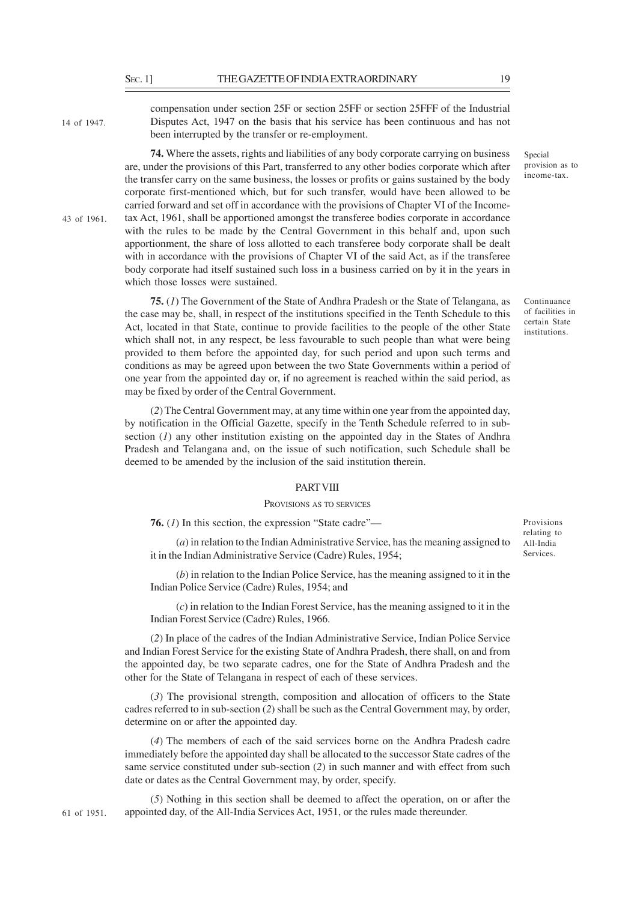compensation under section 25F or section 25FF or section 25FFF of the Industrial Disputes Act, 1947 on the basis that his service has been continuous and has not been interrupted by the transfer or re-employment.

14 of 1947.

Special provision as to income-tax.

**74.** Where the assets, rights and liabilities of any body corporate carrying on business are, under the provisions of this Part, transferred to any other bodies corporate which after the transfer carry on the same business, the losses or profits or gains sustained by the body corporate first-mentioned which, but for such transfer, would have been allowed to be carried forward and set off in accordance with the provisions of Chapter VI of the Income-tax Act, 1961, shall be apportioned amongst the transferee bodies corporate in accordance with the rules to be made by the Central Government in this behalf and, upon such apportionment, the share of loss allotted to each transferee body corporate shall be dealt with in accordance with the provisions of Chapter VI of the said Act, as if the transferee body corporate had itself sustained such loss in a business carried on by it in the years in which those losses were sustained.

43 of 1961.

Continuance of facilities in certain State institutions.

**75.** (*1*) The Government of the State of Andhra Pradesh or the State of Telangana, as the case may be, shall, in respect of the institutions specified in the Tenth Schedule to this Act, located in that State, continue to provide facilities to the people of the other State which shall not, in any respect, be less favourable to such people than what were being provided to them before the appointed day, for such period and upon such terms and conditions as may be agreed upon between the two State Governments within a period of one year from the appointed day or, if no agreement is reached within the said period, as may be fixed by order of the Central Government.

(*2*) The Central Government may, at any time within one year from the appointed day, by notification in the Official Gazette, specify in the Tenth Schedule referred to in sub-section (*1*) any other institution existing on the appointed day in the States of Andhra Pradesh and Telangana and, on the issue of such notification, such Schedule shall be deemed to be amended by the inclusion of the said institution therein.

## PART VIII

### PROVISIONS AS TO SERVICES

Provisions relating to All-India Services.

**76.** (*1*) In this section, the expression "State cadre"—

(*a*) in relation to the Indian Administrative Service, has the meaning assigned to it in the Indian Administrative Service (Cadre) Rules, 1954;

(*b*) in relation to the Indian Police Service, has the meaning assigned to it in the Indian Police Service (Cadre) Rules, 1954; and

(*c*) in relation to the Indian Forest Service, has the meaning assigned to it in the Indian Forest Service (Cadre) Rules, 1966.

(*2*) In place of the cadres of the Indian Administrative Service, Indian Police Service and Indian Forest Service for the existing State of Andhra Pradesh, there shall, on and from the appointed day, be two separate cadres, one for the State of Andhra Pradesh and the other for the State of Telangana in respect of each of these services.

(*3*) The provisional strength, composition and allocation of officers to the State cadres referred to in sub-section (*2*) shall be such as the Central Government may, by order, determine on or after the appointed day.

(*4*) The members of each of the said services borne on the Andhra Pradesh cadre immediately before the appointed day shall be allocated to the successor State cadres of the same service constituted under sub-section (*2*) in such manner and with effect from such date or dates as the Central Government may, by order, specify.

(*5*) Nothing in this section shall be deemed to affect the operation, on or after the appointed day, of the All-India Services Act, 1951, or the rules made thereunder.

61 of 1951.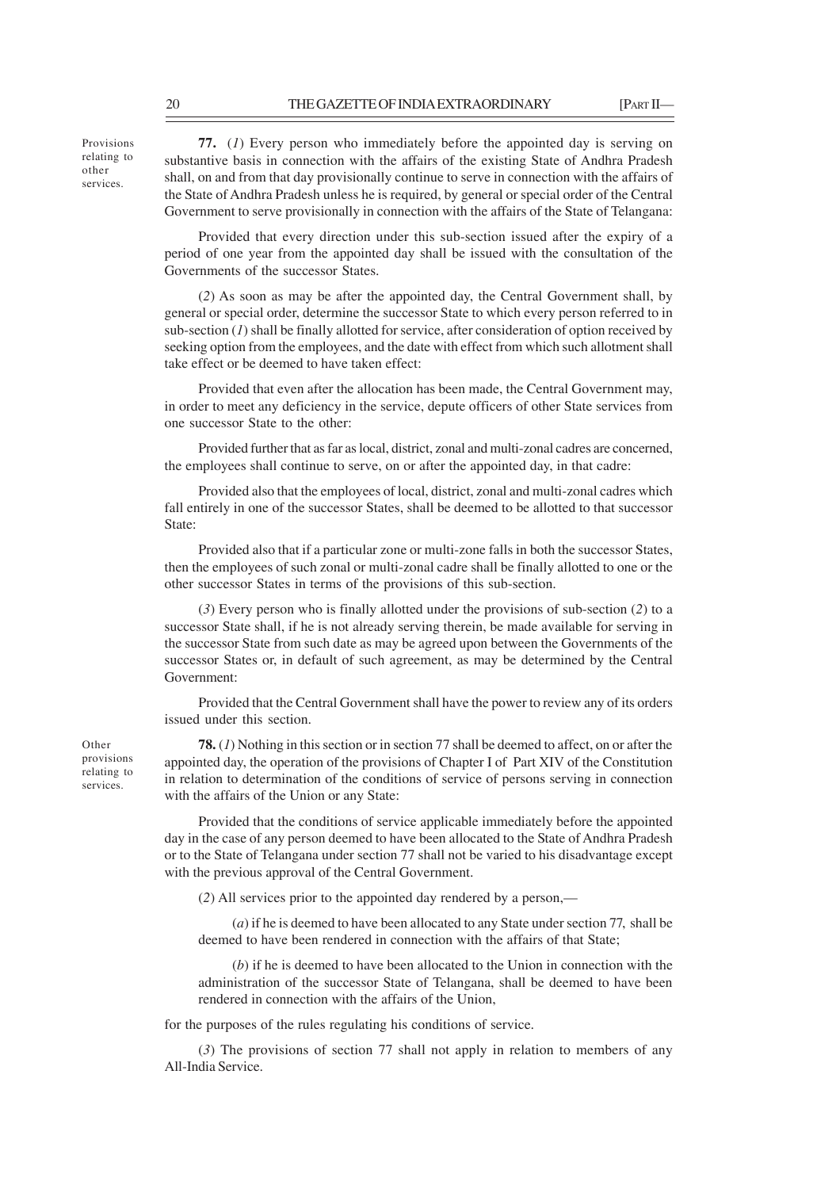Provisions relating to other services.

**77.** (*1*) Every person who immediately before the appointed day is serving on substantive basis in connection with the affairs of the existing State of Andhra Pradesh shall, on and from that day provisionally continue to serve in connection with the affairs of the State of Andhra Pradesh unless he is required, by general or special order of the Central Government to serve provisionally in connection with the affairs of the State of Telangana:

Provided that every direction under this sub-section issued after the expiry of a period of one year from the appointed day shall be issued with the consultation of the Governments of the successor States.

(*2*) As soon as may be after the appointed day, the Central Government shall, by general or special order, determine the successor State to which every person referred to in sub-section (*1*) shall be finally allotted for service, after consideration of option received by seeking option from the employees, and the date with effect from which such allotment shall take effect or be deemed to have taken effect:

Provided that even after the allocation has been made, the Central Government may, in order to meet any deficiency in the service, depute officers of other State services from one successor State to the other:

Provided further that as far as local, district, zonal and multi-zonal cadres are concerned, the employees shall continue to serve, on or after the appointed day, in that cadre:

Provided also that the employees of local, district, zonal and multi-zonal cadres which fall entirely in one of the successor States, shall be deemed to be allotted to that successor State:

Provided also that if a particular zone or multi-zone falls in both the successor States, then the employees of such zonal or multi-zonal cadre shall be finally allotted to one or the other successor States in terms of the provisions of this sub-section.

(*3*) Every person who is finally allotted under the provisions of sub-section (*2*) to a successor State shall, if he is not already serving therein, be made available for serving in the successor State from such date as may be agreed upon between the Governments of the successor States or, in default of such agreement, as may be determined by the Central Government:

Provided that the Central Government shall have the power to review any of its orders issued under this section.

Other provisions relating to services.

**78.** (*1*) Nothing in this section or in section 77 shall be deemed to affect, on or after the appointed day, the operation of the provisions of Chapter I of Part XIV of the Constitution in relation to determination of the conditions of service of persons serving in connection with the affairs of the Union or any State:

Provided that the conditions of service applicable immediately before the appointed day in the case of any person deemed to have been allocated to the State of Andhra Pradesh or to the State of Telangana under section 77 shall not be varied to his disadvantage except with the previous approval of the Central Government.

(*2*) All services prior to the appointed day rendered by a person,—

(*a*) if he is deemed to have been allocated to any State under section 77, shall be deemed to have been rendered in connection with the affairs of that State;

(*b*) if he is deemed to have been allocated to the Union in connection with the administration of the successor State of Telangana, shall be deemed to have been rendered in connection with the affairs of the Union,

for the purposes of the rules regulating his conditions of service.

(*3*) The provisions of section 77 shall not apply in relation to members of any All-India Service.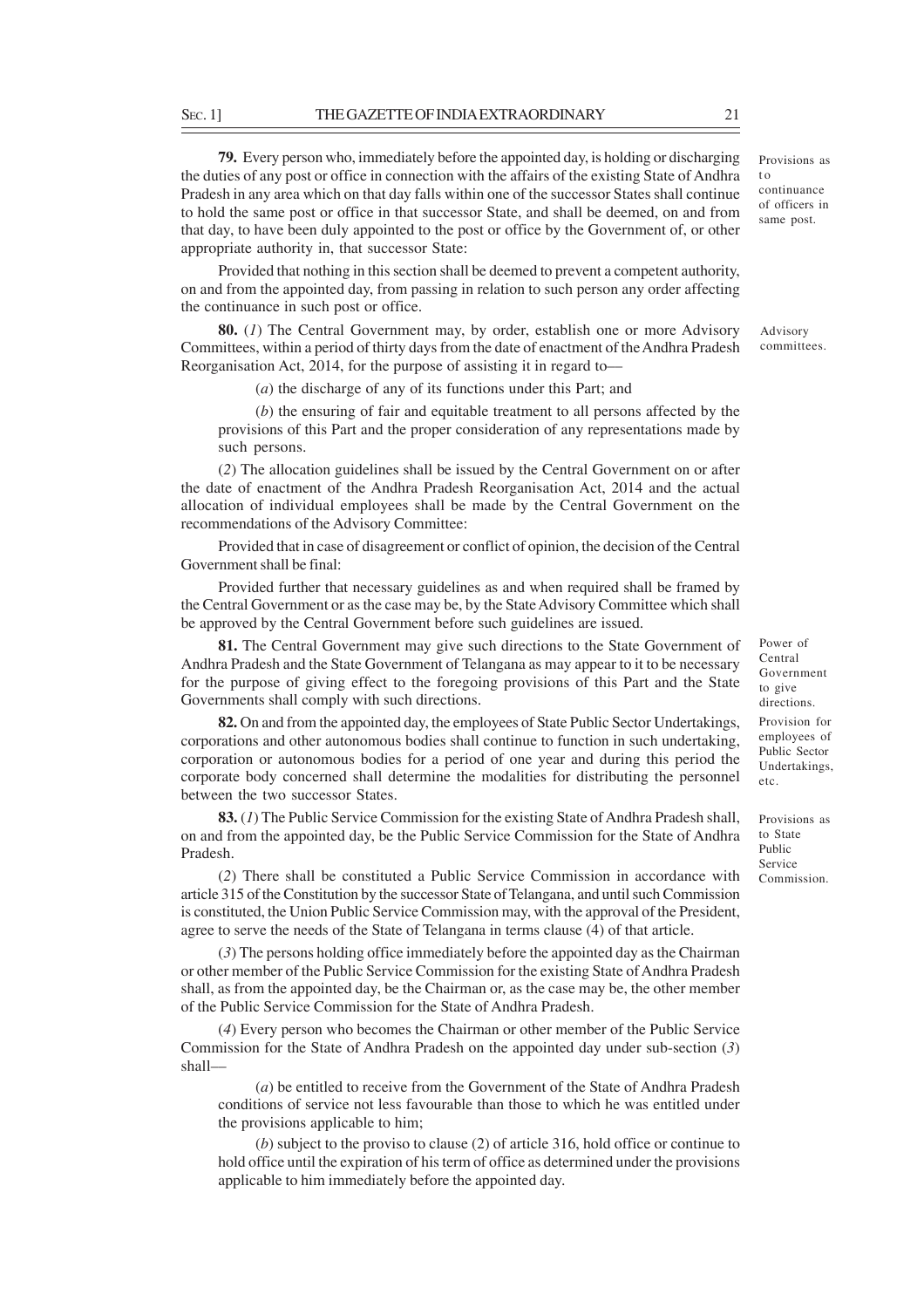**79.** Every person who, immediately before the appointed day, is holding or discharging the duties of any post or office in connection with the affairs of the existing State of Andhra Pradesh in any area which on that day falls within one of the successor States shall continue to hold the same post or office in that successor State, and shall be deemed, on and from that day, to have been duly appointed to the post or office by the Government of, or other appropriate authority in, that successor State:

*Provisions as to continuance of officers in same post.*

Provided that nothing in this section shall be deemed to prevent a competent authority, on and from the appointed day, from passing in relation to such person any order affecting the continuance in such post or office.

**80.** (*1*) The Central Government may, by order, establish one or more Advisory Committees, within a period of thirty days from the date of enactment of the Andhra Pradesh Reorganisation Act, 2014, for the purpose of assisting it in regard to—

*Advisory committees.*

(*a*) the discharge of any of its functions under this Part; and

(*b*) the ensuring of fair and equitable treatment to all persons affected by the provisions of this Part and the proper consideration of any representations made by such persons.

(*2*) The allocation guidelines shall be issued by the Central Government on or after the date of enactment of the Andhra Pradesh Reorganisation Act, 2014 and the actual allocation of individual employees shall be made by the Central Government on the recommendations of the Advisory Committee:

Provided that in case of disagreement or conflict of opinion, the decision of the Central Government shall be final:

Provided further that necessary guidelines as and when required shall be framed by the Central Government or as the case may be, by the State Advisory Committee which shall be approved by the Central Government before such guidelines are issued.

**81.** The Central Government may give such directions to the State Government of Andhra Pradesh and the State Government of Telangana as may appear to it to be necessary for the purpose of giving effect to the foregoing provisions of this Part and the State Governments shall comply with such directions.

*Power of Central Government to give directions.*

**82.** On and from the appointed day, the employees of State Public Sector Undertakings, corporations and other autonomous bodies shall continue to function in such undertaking, corporation or autonomous bodies for a period of one year and during this period the corporate body concerned shall determine the modalities for distributing the personnel between the two successor States.

*Provision for employees of Public Sector Undertakings, etc.*

**83.** (*1*) The Public Service Commission for the existing State of Andhra Pradesh shall, on and from the appointed day, be the Public Service Commission for the State of Andhra Pradesh.

*Provisions as to State Public Service Commission.*

(*2*) There shall be constituted a Public Service Commission in accordance with article 315 of the Constitution by the successor State of Telangana, and until such Commission is constituted, the Union Public Service Commission may, with the approval of the President, agree to serve the needs of the State of Telangana in terms clause (4) of that article.

(*3*) The persons holding office immediately before the appointed day as the Chairman or other member of the Public Service Commission for the existing State of Andhra Pradesh shall, as from the appointed day, be the Chairman or, as the case may be, the other member of the Public Service Commission for the State of Andhra Pradesh.

(*4*) Every person who becomes the Chairman or other member of the Public Service Commission for the State of Andhra Pradesh on the appointed day under sub-section (*3*) shall—

(*a*) be entitled to receive from the Government of the State of Andhra Pradesh conditions of service not less favourable than those to which he was entitled under the provisions applicable to him;

(*b*) subject to the proviso to clause (2) of article 316, hold office or continue to hold office until the expiration of his term of office as determined under the provisions applicable to him immediately before the appointed day.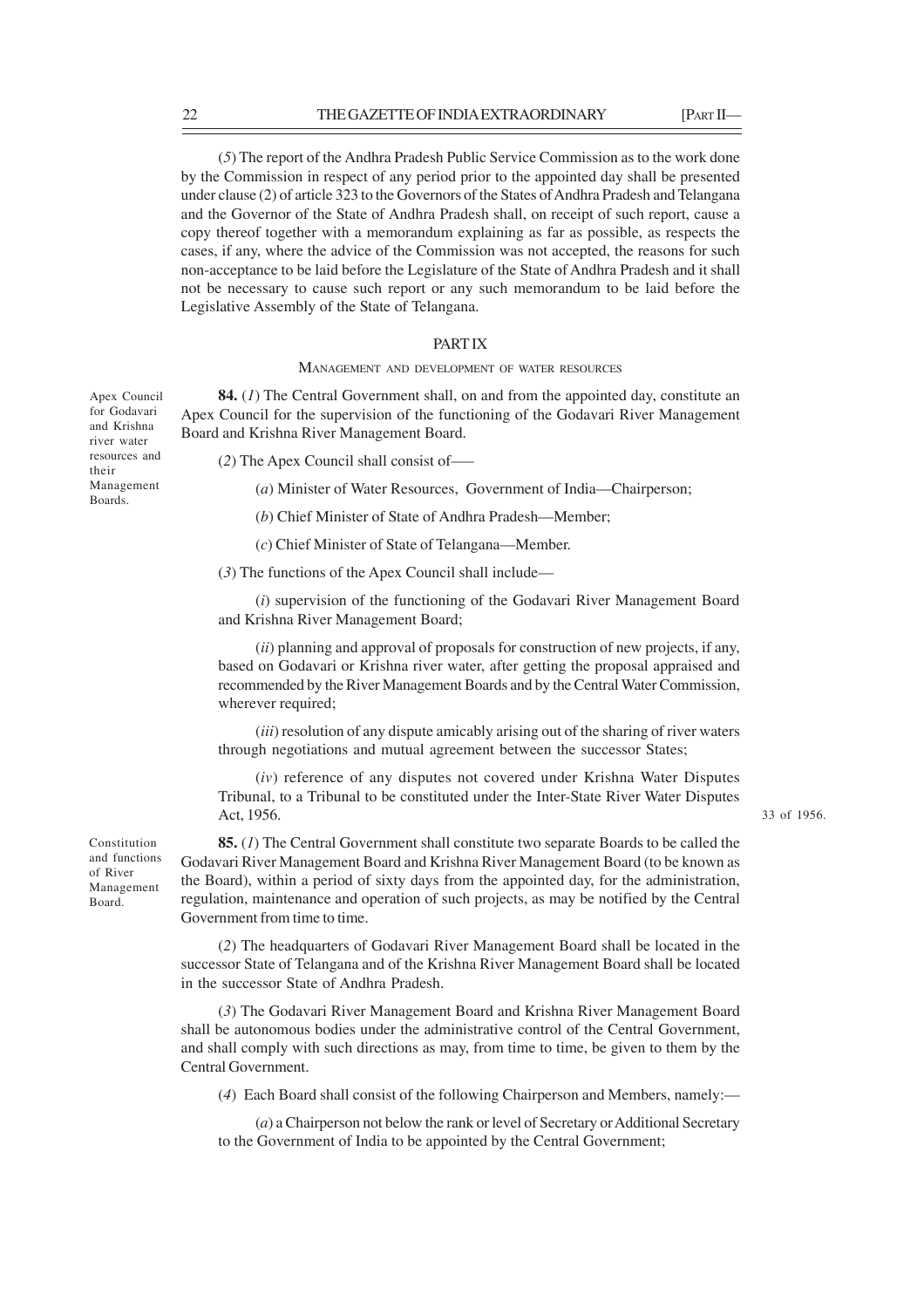(*5*) The report of the Andhra Pradesh Public Service Commission as to the work done by the Commission in respect of any period prior to the appointed day shall be presented under clause (2) of article 323 to the Governors of the States of Andhra Pradesh and Telangana and the Governor of the State of Andhra Pradesh shall, on receipt of such report, cause a copy thereof together with a memorandum explaining as far as possible, as respects the cases, if any, where the advice of the Commission was not accepted, the reasons for such non-acceptance to be laid before the Legislature of the State of Andhra Pradesh and it shall not be necessary to cause such report or any such memorandum to be laid before the Legislative Assembly of the State of Telangana.

## PART IX

### MANAGEMENT AND DEVELOPMENT OF WATER RESOURCES

Apex Council for Godavari and Krishna river water resources and their Management Boards.

**84.** (*1*) The Central Government shall, on and from the appointed day, constitute an Apex Council for the supervision of the functioning of the Godavari River Management Board and Krishna River Management Board.

(*2*) The Apex Council shall consist of—–

(*a*) Minister of Water Resources, Government of India—Chairperson;

(*b*) Chief Minister of State of Andhra Pradesh—Member;

(*c*) Chief Minister of State of Telangana—Member.

(*3*) The functions of the Apex Council shall include—

(*i*) supervision of the functioning of the Godavari River Management Board and Krishna River Management Board;

(*ii*) planning and approval of proposals for construction of new projects, if any, based on Godavari or Krishna river water, after getting the proposal appraised and recommended by the River Management Boards and by the Central Water Commission, wherever required;

(*iii*) resolution of any dispute amicably arising out of the sharing of river waters through negotiations and mutual agreement between the successor States;

(*iv*) reference of any disputes not covered under Krishna Water Disputes Tribunal, to a Tribunal to be constituted under the Inter-State River Water Disputes Act, 1956.

33 of 1956.

Constitution and functions of River Management Board.

**85.** (*1*) The Central Government shall constitute two separate Boards to be called the Godavari River Management Board and Krishna River Management Board (to be known as the Board), within a period of sixty days from the appointed day, for the administration, regulation, maintenance and operation of such projects, as may be notified by the Central Government from time to time.

(*2*) The headquarters of Godavari River Management Board shall be located in the successor State of Telangana and of the Krishna River Management Board shall be located in the successor State of Andhra Pradesh.

(*3*) The Godavari River Management Board and Krishna River Management Board shall be autonomous bodies under the administrative control of the Central Government, and shall comply with such directions as may, from time to time, be given to them by the Central Government.

(*4*) Each Board shall consist of the following Chairperson and Members, namely:—

(*a*) a Chairperson not below the rank or level of Secretary or Additional Secretary to the Government of India to be appointed by the Central Government;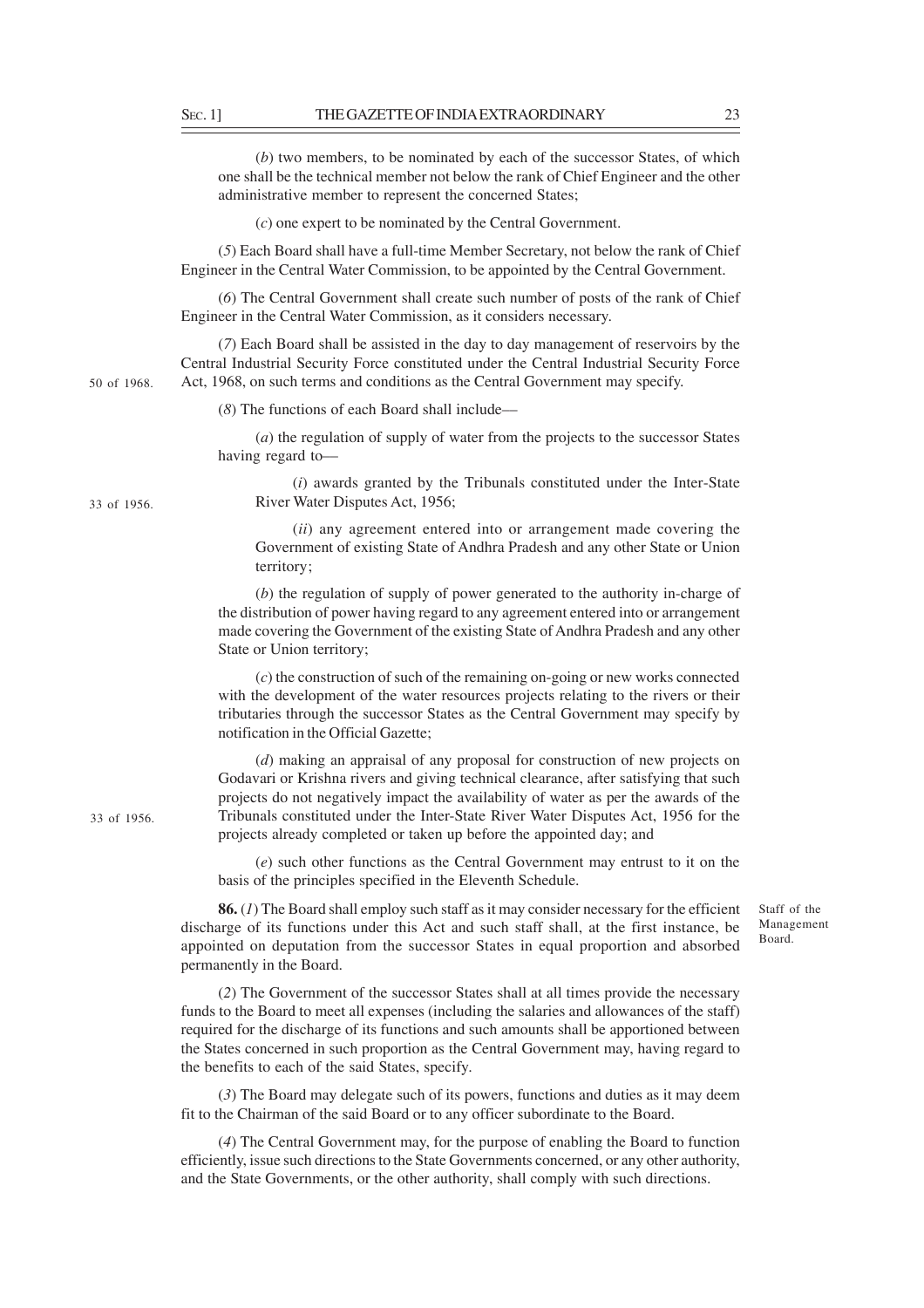(*b*) two members, to be nominated by each of the successor States, of which one shall be the technical member not below the rank of Chief Engineer and the other administrative member to represent the concerned States;

(*c*) one expert to be nominated by the Central Government.

(*5*) Each Board shall have a full-time Member Secretary, not below the rank of Chief Engineer in the Central Water Commission, to be appointed by the Central Government.

(*6*) The Central Government shall create such number of posts of the rank of Chief Engineer in the Central Water Commission, as it considers necessary.

(*7*) Each Board shall be assisted in the day to day management of reservoirs by the Central Industrial Security Force constituted under the Central Industrial Security Force Act, 1968, on such terms and conditions as the Central Government may specify.

50 of 1968.

(*8*) The functions of each Board shall include—

(*a*) the regulation of supply of water from the projects to the successor States having regard to—

(*i*) awards granted by the Tribunals constituted under the Inter-State River Water Disputes Act, 1956;

33 of 1956.

(*ii*) any agreement entered into or arrangement made covering the Government of existing State of Andhra Pradesh and any other State or Union territory;

(*b*) the regulation of supply of power generated to the authority in-charge of the distribution of power having regard to any agreement entered into or arrangement made covering the Government of the existing State of Andhra Pradesh and any other State or Union territory;

(*c*) the construction of such of the remaining on-going or new works connected with the development of the water resources projects relating to the rivers or their tributaries through the successor States as the Central Government may specify by notification in the Official Gazette;

(*d*) making an appraisal of any proposal for construction of new projects on Godavari or Krishna rivers and giving technical clearance, after satisfying that such projects do not negatively impact the availability of water as per the awards of the Tribunals constituted under the Inter-State River Water Disputes Act, 1956 for the projects already completed or taken up before the appointed day; and

33 of 1956.

(*e*) such other functions as the Central Government may entrust to it on the basis of the principles specified in the Eleventh Schedule.

Staff of the Management Board.

**86.** (*1*) The Board shall employ such staff as it may consider necessary for the efficient discharge of its functions under this Act and such staff shall, at the first instance, be appointed on deputation from the successor States in equal proportion and absorbed permanently in the Board.

(*2*) The Government of the successor States shall at all times provide the necessary funds to the Board to meet all expenses (including the salaries and allowances of the staff) required for the discharge of its functions and such amounts shall be apportioned between the States concerned in such proportion as the Central Government may, having regard to the benefits to each of the said States, specify.

(*3*) The Board may delegate such of its powers, functions and duties as it may deem fit to the Chairman of the said Board or to any officer subordinate to the Board.

(*4*) The Central Government may, for the purpose of enabling the Board to function efficiently, issue such directions to the State Governments concerned, or any other authority, and the State Governments, or the other authority, shall comply with such directions.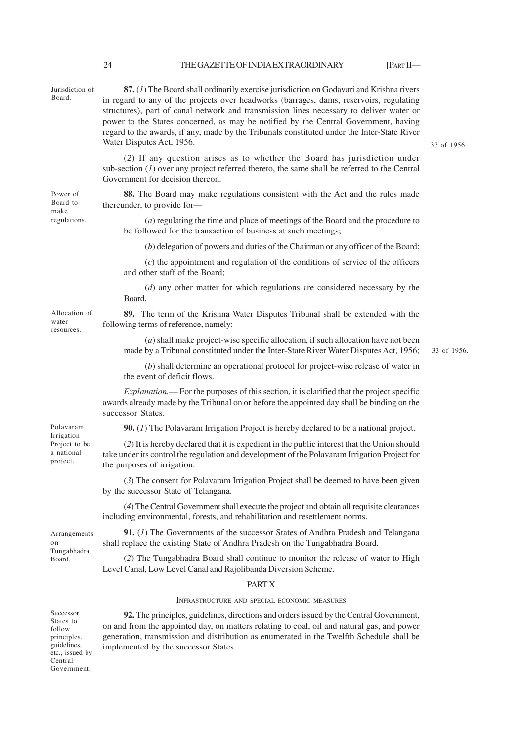Jurisdiction of Board.

**87.** (*1*) The Board shall ordinarily exercise jurisdiction on Godavari and Krishna rivers in regard to any of the projects over headworks (barrages, dams, reservoirs, regulating structures), part of canal network and transmission lines necessary to deliver water or power to the States concerned, as may be notified by the Central Government, having regard to the awards, if any, made by the Tribunals constituted under the Inter-State River Water Disputes Act, 1956. 33 of 1956.

(*2*) If any question arises as to whether the Board has jurisdiction under sub-section (*1*) over any project referred thereto, the same shall be referred to the Central Government for decision thereon.

Power of Board to make regulations.

**88.** The Board may make regulations consistent with the Act and the rules made thereunder, to provide for—

(*a*) regulating the time and place of meetings of the Board and the procedure to be followed for the transaction of business at such meetings;

(*b*) delegation of powers and duties of the Chairman or any officer of the Board;

(*c*) the appointment and regulation of the conditions of service of the officers and other staff of the Board;

(*d*) any other matter for which regulations are considered necessary by the Board.

Allocation of water resources.

**89.** The term of the Krishna Water Disputes Tribunal shall be extended with the following terms of reference, namely:—

(*a*) shall make project-wise specific allocation, if such allocation have not been made by a Tribunal constituted under the Inter-State River Water Disputes Act, 1956; 33 of 1956.

(*b*) shall determine an operational protocol for project-wise release of water in the event of deficit flows.

*Explanation.*— For the purposes of this section, it is clarified that the project specific awards already made by the Tribunal on or before the appointed day shall be binding on the successor States.

Polavaram Irrigation Project to be a national project.

**90.** (*1*) The Polavaram Irrigation Project is hereby declared to be a national project.

(*2*) It is hereby declared that it is expedient in the public interest that the Union should take under its control the regulation and development of the Polavaram Irrigation Project for the purposes of irrigation.

(*3*) The consent for Polavaram Irrigation Project shall be deemed to have been given by the successor State of Telangana.

(*4*) The Central Government shall execute the project and obtain all requisite clearances including environmental, forests, and rehabilitation and resettlement norms.

Arrangements on Tungabhadra Board.

**91.** (*1*) The Governments of the successor States of Andhra Pradesh and Telangana shall replace the existing State of Andhra Pradesh on the Tungabhadra Board.

(*2*) The Tungabhadra Board shall continue to monitor the release of water to High Level Canal, Low Level Canal and Rajolibanda Diversion Scheme.

## PART X

### INFRASTRUCTURE AND SPECIAL ECONOMIC MEASURES

Successor States to follow principles, guidelines, etc., issued by Central Government.

**92.** The principles, guidelines, directions and orders issued by the Central Government, on and from the appointed day, on matters relating to coal, oil and natural gas, and power generation, transmission and distribution as enumerated in the Twelfth Schedule shall be implemented by the successor States.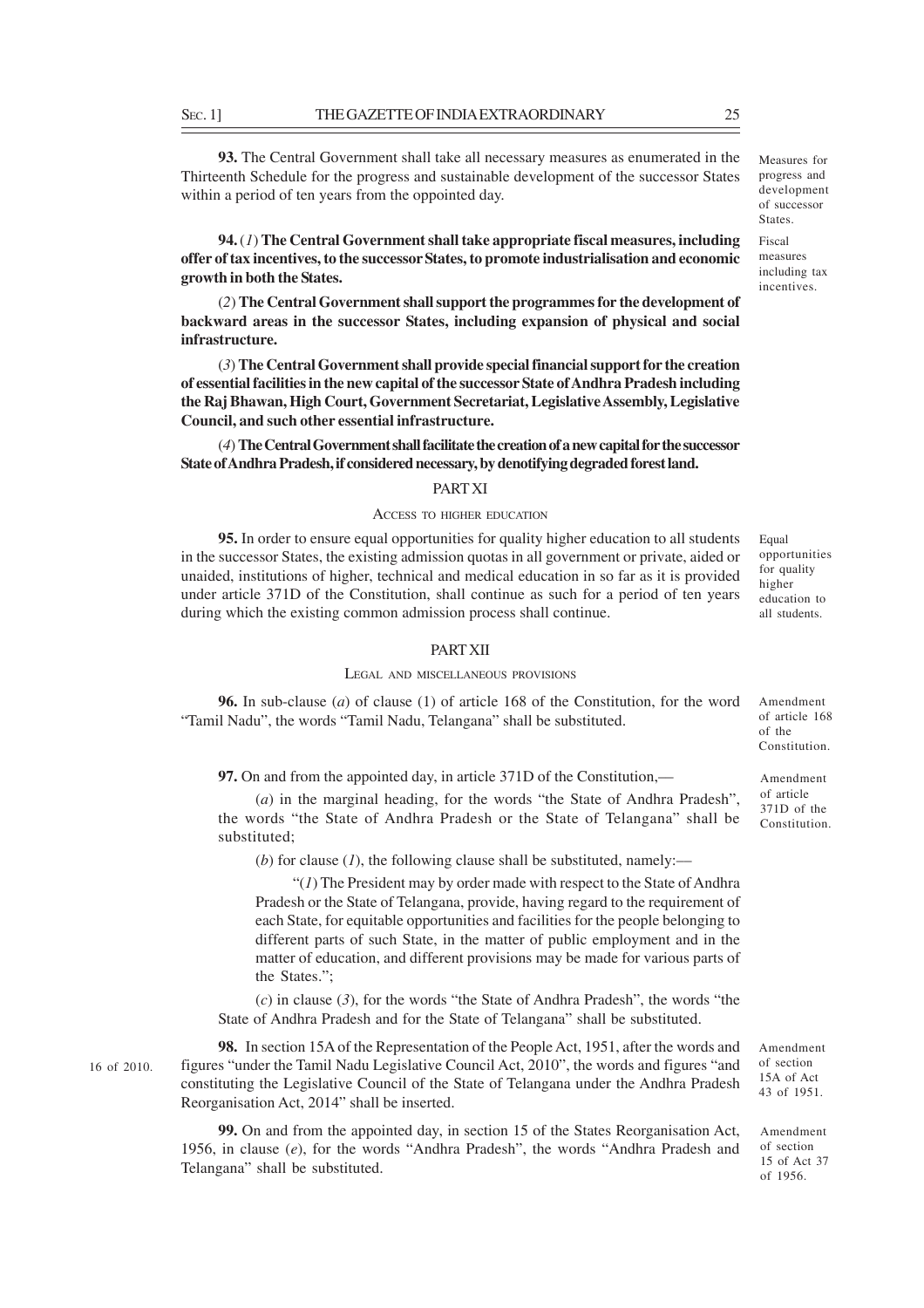**93.** The Central Government shall take all necessary measures as enumerated in the Thirteenth Schedule for the progress and sustainable development of the successor States within a period of ten years from the oppointed day.

Measures for progress and development of successor States.

**94.** (*1*) **The Central Government shall take appropriate fiscal measures, including offer of tax incentives, to the successor States, to promote industrialisation and economic growth in both the States.**

Fiscal measures including tax incentives.

(*2*) **The Central Government shall support the programmes for the development of backward areas in the successor States, including expansion of physical and social infrastructure.**

(*3*) **The Central Government shall provide special financial support for the creation of essential facilities in the new capital of the successor State of Andhra Pradesh including the Raj Bhawan, High Court, Government Secretariat, Legislative Assembly, Legislative Council, and such other essential infrastructure.**

(*4*) **The Central Government shall facilitate the creation of a new capital for the successor State of Andhra Pradesh, if considered necessary, by denotifying degraded forest land.**

## PART XI

### ACCESS TO HIGHER EDUCATION

**95.** In order to ensure equal opportunities for quality higher education to all students in the successor States, the existing admission quotas in all government or private, aided or unaided, institutions of higher, technical and medical education in so far as it is provided under article 371D of the Constitution, shall continue as such for a period of ten years during which the existing common admission process shall continue.

Equal opportunities for quality higher education to all students.

## PART XII

### LEGAL AND MISCELLANEOUS PROVISIONS

**96.** In sub-clause (*a*) of clause (1) of article 168 of the Constitution, for the word "Tamil Nadu", the words "Tamil Nadu, Telangana" shall be substituted.

Amendment of article 168 of the Constitution.

**97.** On and from the appointed day, in article 371D of the Constitution,—

Amendment of article 371D of the Constitution.

(*a*) in the marginal heading, for the words "the State of Andhra Pradesh", the words "the State of Andhra Pradesh or the State of Telangana" shall be substituted;

(*b*) for clause (*1*), the following clause shall be substituted, namely:—

"(*1*) The President may by order made with respect to the State of Andhra Pradesh or the State of Telangana, provide, having regard to the requirement of each State, for equitable opportunities and facilities for the people belonging to different parts of such State, in the matter of public employment and in the matter of education, and different provisions may be made for various parts of the States.";

(*c*) in clause (*3*), for the words "the State of Andhra Pradesh", the words "the State of Andhra Pradesh and for the State of Telangana" shall be substituted.

**98.** In section 15A of the Representation of the People Act, 1951, after the words and figures "under the Tamil Nadu Legislative Council Act, 2010", the words and figures "and constituting the Legislative Council of the State of Telangana under the Andhra Pradesh Reorganisation Act, 2014" shall be inserted.

16 of 2010.

Amendment of section 15A of Act 43 of 1951.

**99.** On and from the appointed day, in section 15 of the States Reorganisation Act, 1956, in clause (*e*), for the words "Andhra Pradesh", the words "Andhra Pradesh and Telangana" shall be substituted.

Amendment of section 15 of Act 37 of 1956.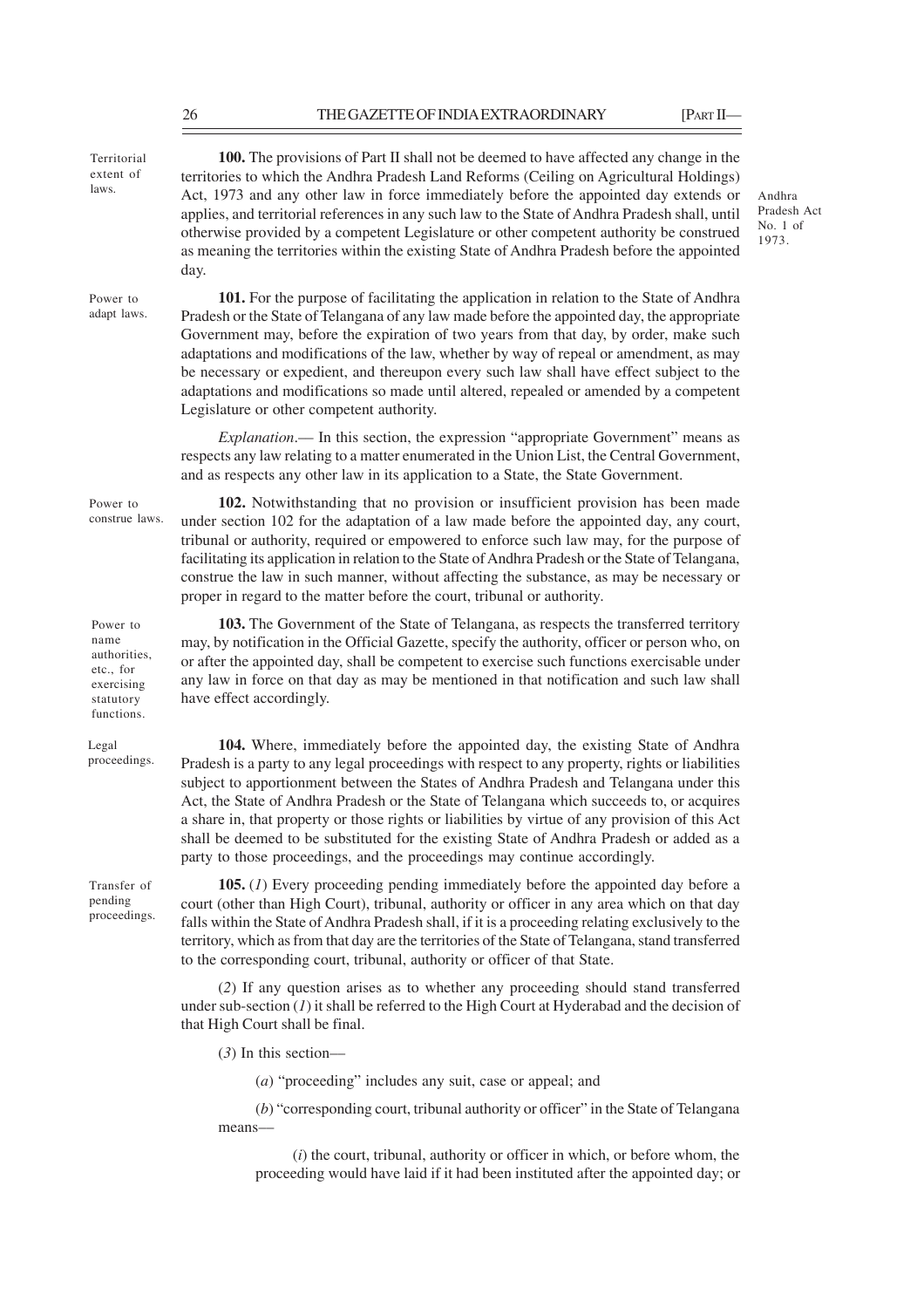Territorial extent of laws.

**100.** The provisions of Part II shall not be deemed to have affected any change in the territories to which the Andhra Pradesh Land Reforms (Ceiling on Agricultural Holdings) Act, 1973 and any other law in force immediately before the appointed day extends or applies, and territorial references in any such law to the State of Andhra Pradesh shall, until otherwise provided by a competent Legislature or other competent authority be construed as meaning the territories within the existing State of Andhra Pradesh before the appointed day.

Andhra Pradesh Act No. 1 of 1973.

Power to adapt laws.

**101.** For the purpose of facilitating the application in relation to the State of Andhra Pradesh or the State of Telangana of any law made before the appointed day, the appropriate Government may, before the expiration of two years from that day, by order, make such adaptations and modifications of the law, whether by way of repeal or amendment, as may be necessary or expedient, and thereupon every such law shall have effect subject to the adaptations and modifications so made until altered, repealed or amended by a competent Legislature or other competent authority.

*Explanation*.— In this section, the expression "appropriate Government" means as respects any law relating to a matter enumerated in the Union List, the Central Government, and as respects any other law in its application to a State, the State Government.

Power to construe laws.

**102.** Notwithstanding that no provision or insufficient provision has been made under section 102 for the adaptation of a law made before the appointed day, any court, tribunal or authority, required or empowered to enforce such law may, for the purpose of facilitating its application in relation to the State of Andhra Pradesh or the State of Telangana, construe the law in such manner, without affecting the substance, as may be necessary or proper in regard to the matter before the court, tribunal or authority.

Power to name authorities, etc., for exercising statutory functions.

**103.** The Government of the State of Telangana, as respects the transferred territory may, by notification in the Official Gazette, specify the authority, officer or person who, on or after the appointed day, shall be competent to exercise such functions exercisable under any law in force on that day as may be mentioned in that notification and such law shall have effect accordingly.

Legal proceedings.

**104.** Where, immediately before the appointed day, the existing State of Andhra Pradesh is a party to any legal proceedings with respect to any property, rights or liabilities subject to apportionment between the States of Andhra Pradesh and Telangana under this Act, the State of Andhra Pradesh or the State of Telangana which succeeds to, or acquires a share in, that property or those rights or liabilities by virtue of any provision of this Act shall be deemed to be substituted for the existing State of Andhra Pradesh or added as a party to those proceedings, and the proceedings may continue accordingly.

Transfer of pending proceedings.

**105.** (*1*) Every proceeding pending immediately before the appointed day before a court (other than High Court), tribunal, authority or officer in any area which on that day falls within the State of Andhra Pradesh shall, if it is a proceeding relating exclusively to the territory, which as from that day are the territories of the State of Telangana, stand transferred to the corresponding court, tribunal, authority or officer of that State.

(*2*) If any question arises as to whether any proceeding should stand transferred under sub-section (*1*) it shall be referred to the High Court at Hyderabad and the decision of that High Court shall be final.

(*3*) In this section—

(*a*) "proceeding" includes any suit, case or appeal; and

(*b*) "corresponding court, tribunal authority or officer" in the State of Telangana means—

(*i*) the court, tribunal, authority or officer in which, or before whom, the proceeding would have laid if it had been instituted after the appointed day; or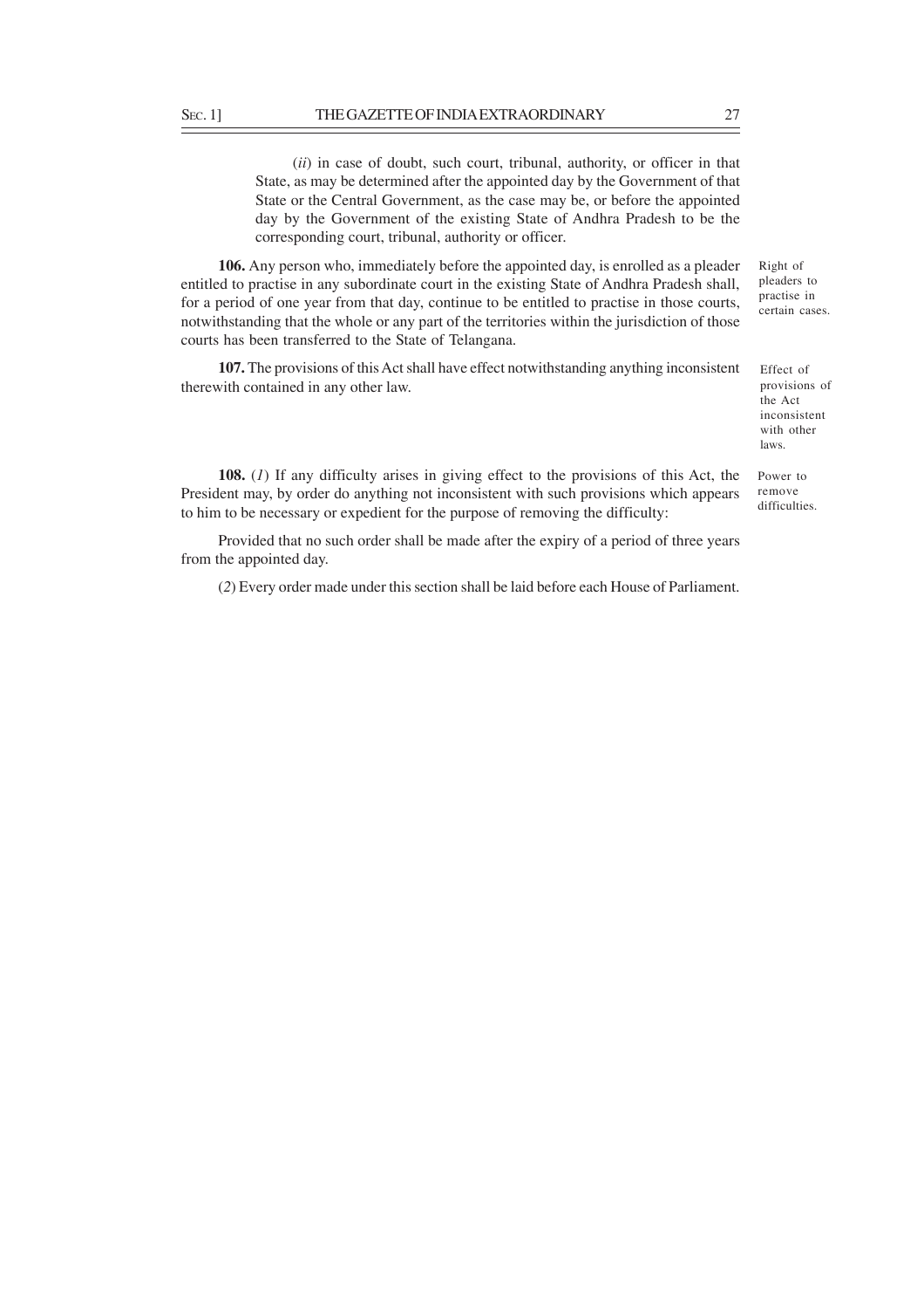(*ii*) in case of doubt, such court, tribunal, authority, or officer in that State, as may be determined after the appointed day by the Government of that State or the Central Government, as the case may be, or before the appointed day by the Government of the existing State of Andhra Pradesh to be the corresponding court, tribunal, authority or officer.

Right of pleaders to practise in certain cases.

**106.** Any person who, immediately before the appointed day, is enrolled as a pleader entitled to practise in any subordinate court in the existing State of Andhra Pradesh shall, for a period of one year from that day, continue to be entitled to practise in those courts, notwithstanding that the whole or any part of the territories within the jurisdiction of those courts has been transferred to the State of Telangana.

Effect of provisions of the Act inconsistent with other laws.

**107.** The provisions of this Act shall have effect notwithstanding anything inconsistent therewith contained in any other law.

Power to remove difficulties.

**108.** (*1*) If any difficulty arises in giving effect to the provisions of this Act, the President may, by order do anything not inconsistent with such provisions which appears to him to be necessary or expedient for the purpose of removing the difficulty:

Provided that no such order shall be made after the expiry of a period of three years from the appointed day.

(*2*) Every order made under this section shall be laid before each House of Parliament.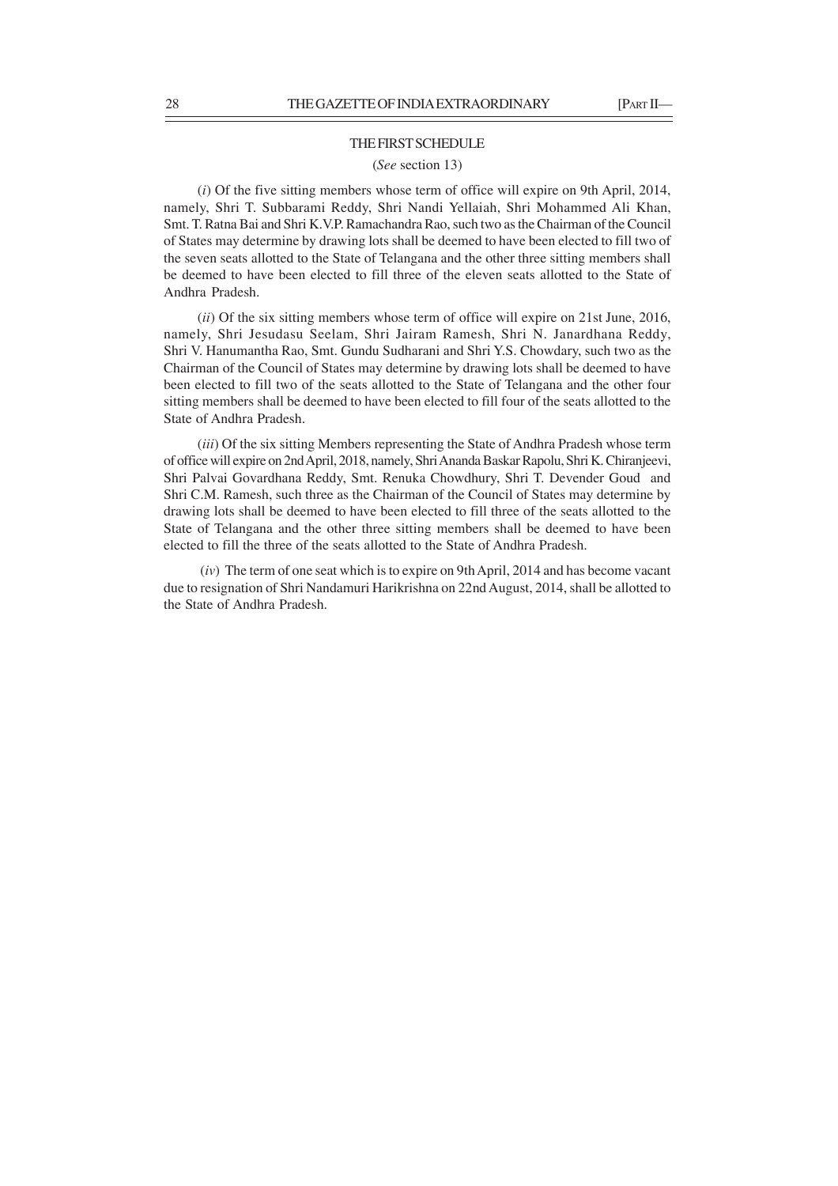## THE FIRST SCHEDULE

(*See* section 13)

(*i*) Of the five sitting members whose term of office will expire on 9th April, 2014, namely, Shri T. Subbarami Reddy, Shri Nandi Yellaiah, Shri Mohammed Ali Khan, Smt. T. Ratna Bai and Shri K.V.P. Ramachandra Rao, such two as the Chairman of the Council of States may determine by drawing lots shall be deemed to have been elected to fill two of the seven seats allotted to the State of Telangana and the other three sitting members shall be deemed to have been elected to fill three of the eleven seats allotted to the State of Andhra Pradesh.

(*ii*) Of the six sitting members whose term of office will expire on 21st June, 2016, namely, Shri Jesudasu Seelam, Shri Jairam Ramesh, Shri N. Janardhana Reddy, Shri V. Hanumantha Rao, Smt. Gundu Sudharani and Shri Y.S. Chowdary, such two as the Chairman of the Council of States may determine by drawing lots shall be deemed to have been elected to fill two of the seats allotted to the State of Telangana and the other four sitting members shall be deemed to have been elected to fill four of the seats allotted to the State of Andhra Pradesh.

(*iii*) Of the six sitting Members representing the State of Andhra Pradesh whose term of office will expire on 2nd April, 2018, namely, Shri Ananda Baskar Rapolu, Shri K. Chiranjeevi, Shri Palvai Govardhana Reddy, Smt. Renuka Chowdhury, Shri T. Devender Goud and Shri C.M. Ramesh, such three as the Chairman of the Council of States may determine by drawing lots shall be deemed to have been elected to fill three of the seats allotted to the State of Telangana and the other three sitting members shall be deemed to have been elected to fill the three of the seats allotted to the State of Andhra Pradesh.

(*iv*) The term of one seat which is to expire on 9th April, 2014 and has become vacant due to resignation of Shri Nandamuri Harikrishna on 22nd August, 2014, shall be allotted to the State of Andhra Pradesh.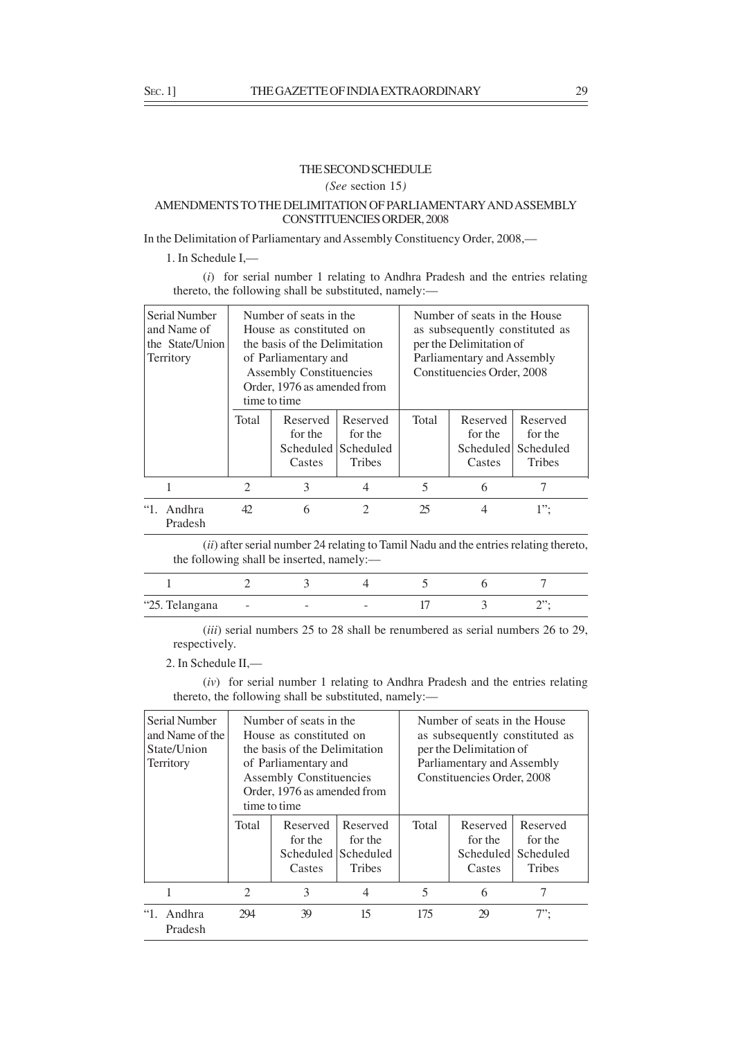THE SECOND SCHEDULE

*(See* section 15*)*

AMENDMENTS TO THE DELIMITATION OF PARLIAMENTARY AND ASSEMBLY CONSTITUENCIES ORDER, 2008

In the Delimitation of Parliamentary and Assembly Constituency Order, 2008,—

1. In Schedule I,—

(*i*) for serial number 1 relating to Andhra Pradesh and the entries relating thereto, the following shall be substituted, namely:—

| Serial Number and Name of the State/Union Territory | Number of seats in the House as constituted on the basis of the Delimitation of Parliamentary and Assembly Constituencies Order, 1976 as amended from time to time | | | Number of seats in the House as subsequently constituted as per the Delimitation of Parliamentary and Assembly Constituencies Order, 2008 | | |
|---|---|---|---|---|---|---|
| | Total | Reserved for the Scheduled Castes | Reserved for the Scheduled Tribes | Total | Reserved for the Scheduled Castes | Reserved for the Scheduled Tribes |
| 1 | 2 | 3 | 4 | 5 | 6 | 7 |
| "1. Andhra Pradesh | 42 | 6 | 2 | 25 | 4 | 1"; |

(*ii*) after serial number 24 relating to Tamil Nadu and the entries relating thereto, the following shall be inserted, namely:—

| 1 | 2 | 3 | 4 | 5 | 6 | 7 |
|---|---|---|---|---|---|---|
| "25. Telangana | - | - | - | 17 | 3 | 2"; |

(*iii*) serial numbers 25 to 28 shall be renumbered as serial numbers 26 to 29, respectively.

2. In Schedule II,—

(*iv*) for serial number 1 relating to Andhra Pradesh and the entries relating thereto, the following shall be substituted, namely:—

| Serial Number and Name of the State/Union Territory | Number of seats in the House as constituted on the basis of the Delimitation of Parliamentary and Assembly Constituencies Order, 1976 as amended from time to time | | | Number of seats in the House as subsequently constituted as per the Delimitation of Parliamentary and Assembly Constituencies Order, 2008 | | |
|---|---|---|---|---|---|---|
| | Total | Reserved for the Scheduled Castes | Reserved for the Scheduled Tribes | Total | Reserved for the Scheduled Castes | Reserved for the Scheduled Tribes |
| 1 | 2 | 3 | 4 | 5 | 6 | 7 |
| "1. Andhra Pradesh | 294 | 39 | 15 | 175 | 29 | 7"; |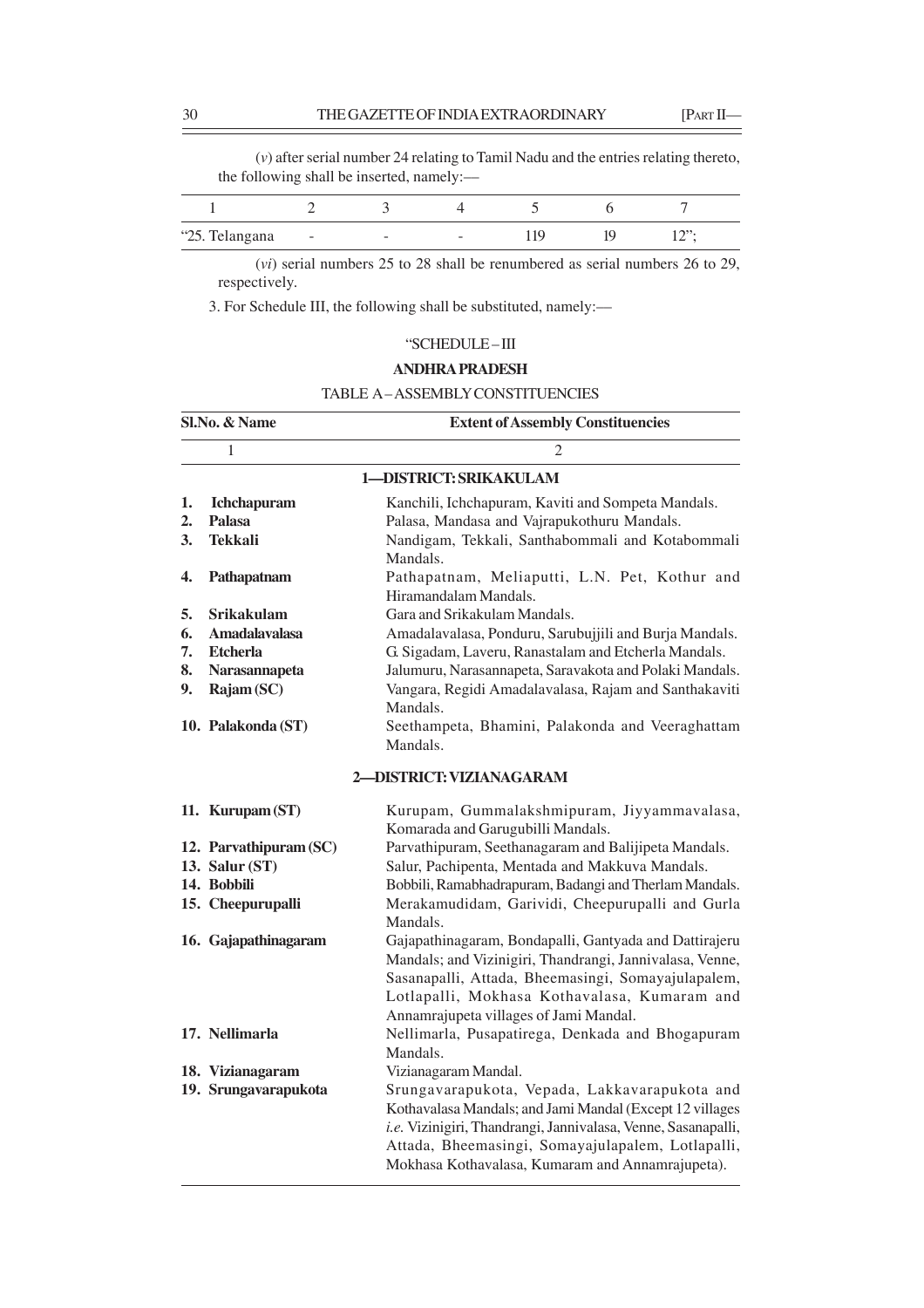(*v*) after serial number 24 relating to Tamil Nadu and the entries relating thereto, the following shall be inserted, namely:—

| 1 | 2 | 3 | 4 | 5 | 6 | 7 |
|---|---|---|---|---|---|---|
| "25. Telangana | - | - | - | 119 | 19 | 12"; |

(*vi*) serial numbers 25 to 28 shall be renumbered as serial numbers 26 to 29, respectively.

3. For Schedule III, the following shall be substituted, namely:—

"SCHEDULE – III

**ANDHRA PRADESH**

TABLE A – ASSEMBLY CONSTITUENCIES

| Sl.No. & Name | Extent of Assembly Constituencies |
|---|---|
| 1 | 2 |
| | **1—DISTRICT: SRIKAKULAM** |
| 1. **Ichchapuram** | Kanchili, Ichchapuram, Kaviti and Sompeta Mandals. |
| 2. **Palasa** | Palasa, Mandasa and Vajrapukothuru Mandals. |
| 3. **Tekkali** | Nandigam, Tekkali, Santhabommali and Kotabommali Mandals. |
| 4. **Pathapatnam** | Pathapatnam, Meliaputti, L.N. Pet, Kothur and Hiramandalam Mandals. |
| 5. **Srikakulam** | Gara and Srikakulam Mandals. |
| 6. **Amadalavalasa** | Amadalavalasa, Ponduru, Sarubujjili and Burja Mandals. |
| 7. **Etcherla** | G. Sigadam, Laveru, Ranastalam and Etcherla Mandals. |
| 8. **Narasannapeta** | Jalumuru, Narasannapeta, Saravakota and Polaki Mandals. |
| 9. **Rajam (SC)** | Vangara, Regidi Amadalavalasa, Rajam and Santhakaviti Mandals. |
| 10. **Palakonda (ST)** | Seethampeta, Bhamini, Palakonda and Veeraghattam Mandals. |
| | **2—DISTRICT: VIZIANAGARAM** |
| 11. **Kurupam (ST)** | Kurupam, Gummalakshmipuram, Jiyyammavalasa, Komarada and Garugubilli Mandals. |
| 12. **Parvathipuram (SC)** | Parvathipuram, Seethanagaram and Balijipeta Mandals. |
| 13. **Salur (ST)** | Salur, Pachipenta, Mentada and Makkuva Mandals. |
| 14. **Bobbili** | Bobbili, Ramabhadrapuram, Badangi and Therlam Mandals. |
| 15. **Cheepurupalli** | Merakamudidam, Garividi, Cheepurupalli and Gurla Mandals. |
| 16. **Gajapathinagaram** | Gajapathinagaram, Bondapalli, Gantyada and Dattirajeru Mandals; and Vizinigiri, Thandrangi, Jannivalasa, Venne, Sasanapalli, Attada, Bheemasingi, Somayajulapalem, Lotlapalli, Mokhasa Kothavalasa, Kumaram and Annamrajupeta villages of Jami Mandal. |
| 17. **Nellimarla** | Nellimarla, Pusapatirega, Denkada and Bhogapuram Mandals. |
| 18. **Vizianagaram** | Vizianagaram Mandal. |
| 19. **Srungavarapukota** | Srungavarapukota, Vepada, Lakkavarapukota and Kothavalasa Mandals; and Jami Mandal (Except 12 villages *i.e.* Vizinigiri, Thandrangi, Jannivalasa, Venne, Sasanapalli, Attada, Bheemasingi, Somayajulapalem, Lotlapalli, Mokhasa Kothavalasa, Kumaram and Annamrajupeta). |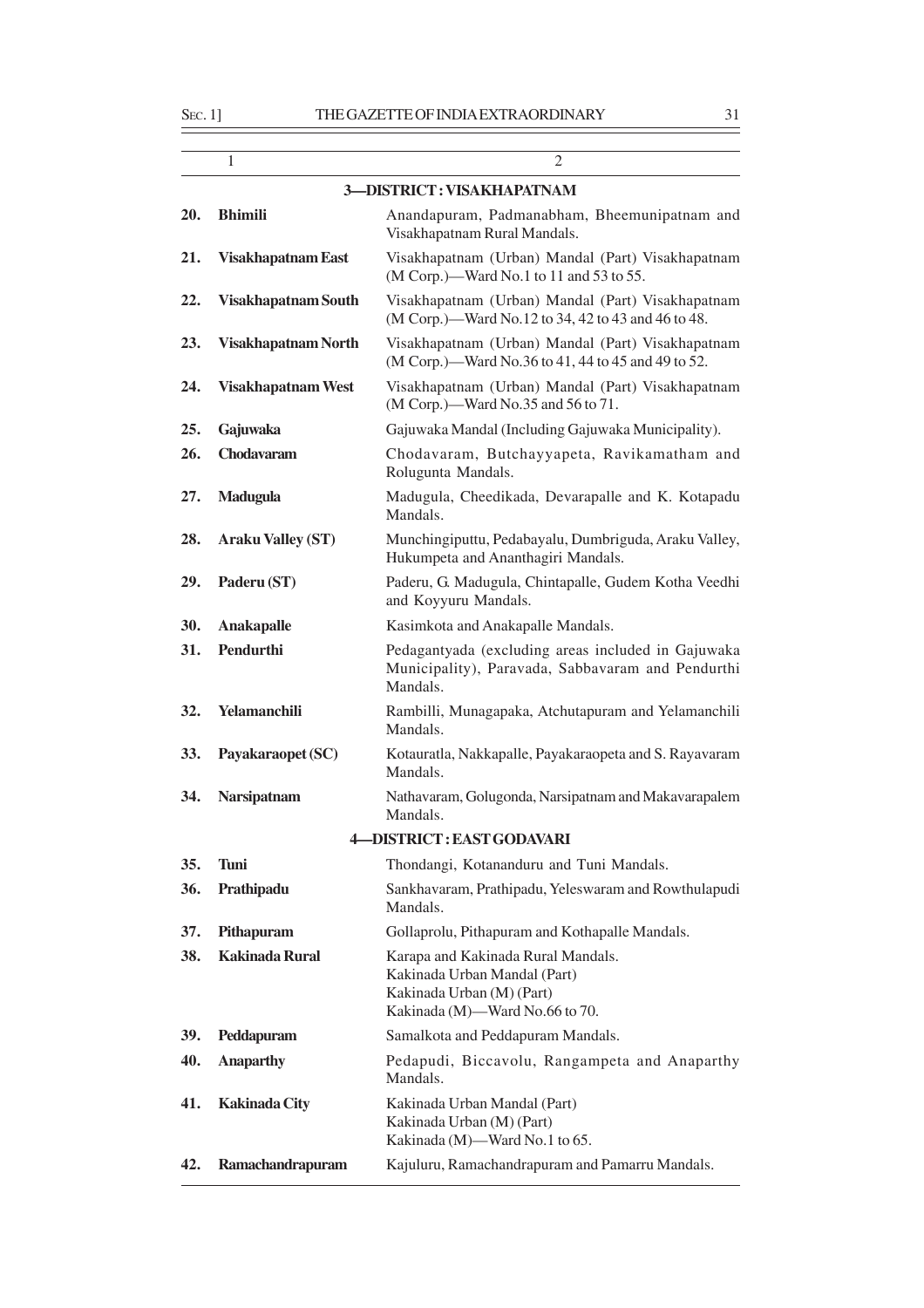| 1 | | 2 |
|---|---|---|
| | | **3—DISTRICT : VISAKHAPATNAM** |
| **20.** | **Bhimili** | Anandapuram, Padmanabham, Bheemunipatnam and Visakhapatnam Rural Mandals. |
| **21.** | **Visakhapatnam East** | Visakhapatnam (Urban) Mandal (Part) Visakhapatnam (M Corp.)—Ward No.1 to 11 and 53 to 55. |
| **22.** | **Visakhapatnam South** | Visakhapatnam (Urban) Mandal (Part) Visakhapatnam (M Corp.)—Ward No.12 to 34, 42 to 43 and 46 to 48. |
| **23.** | **Visakhapatnam North** | Visakhapatnam (Urban) Mandal (Part) Visakhapatnam (M Corp.)—Ward No.36 to 41, 44 to 45 and 49 to 52. |
| **24.** | **Visakhapatnam West** | Visakhapatnam (Urban) Mandal (Part) Visakhapatnam (M Corp.)—Ward No.35 and 56 to 71. |
| **25.** | **Gajuwaka** | Gajuwaka Mandal (Including Gajuwaka Municipality). |
| **26.** | **Chodavaram** | Chodavaram, Butchayyapeta, Ravikamatham and Rolugunta Mandals. |
| **27.** | **Madugula** | Madugula, Cheedikada, Devarapalle and K. Kotapadu Mandals. |
| **28.** | **Araku Valley (ST)** | Munchingiputtu, Pedabayalu, Dumbriguda, Araku Valley, Hukumpeta and Ananthagiri Mandals. |
| **29.** | **Paderu (ST)** | Paderu, G. Madugula, Chintapalle, Gudem Kotha Veedhi and Koyyuru Mandals. |
| **30.** | **Anakapalle** | Kasimkota and Anakapalle Mandals. |
| **31.** | **Pendurthi** | Pedagantyada (excluding areas included in Gajuwaka Municipality), Paravada, Sabbavaram and Pendurthi Mandals. |
| **32.** | **Yelamanchili** | Rambilli, Munagapaka, Atchutapuram and Yelamanchili Mandals. |
| **33.** | **Payakaraopet (SC)** | Kotauratla, Nakkapalle, Payakaraopeta and S. Rayavaram Mandals. |
| **34.** | **Narsipatnam** | Nathavaram, Golugonda, Narsipatnam and Makavarapalem Mandals. |
| | | **4—DISTRICT : EAST GODAVARI** |
| **35.** | **Tuni** | Thondangi, Kotananduru and Tuni Mandals. |
| **36.** | **Prathipadu** | Sankhavaram, Prathipadu, Yeleswaram and Rowthulapudi Mandals. |
| **37.** | **Pithapuram** | Gollaprolu, Pithapuram and Kothapalle Mandals. |
| **38.** | **Kakinada Rural** | Karapa and Kakinada Rural Mandals.<br>Kakinada Urban Mandal (Part)<br>Kakinada Urban (M) (Part)<br>Kakinada (M)—Ward No.66 to 70. |
| **39.** | **Peddapuram** | Samalkota and Peddapuram Mandals. |
| **40.** | **Anaparthy** | Pedapudi, Biccavolu, Rangampeta and Anaparthy Mandals. |
| **41.** | **Kakinada City** | Kakinada Urban Mandal (Part)<br>Kakinada Urban (M) (Part)<br>Kakinada (M)—Ward No.1 to 65. |
| **42.** | **Ramachandrapuram** | Kajuluru, Ramachandrapuram and Pamarru Mandals. |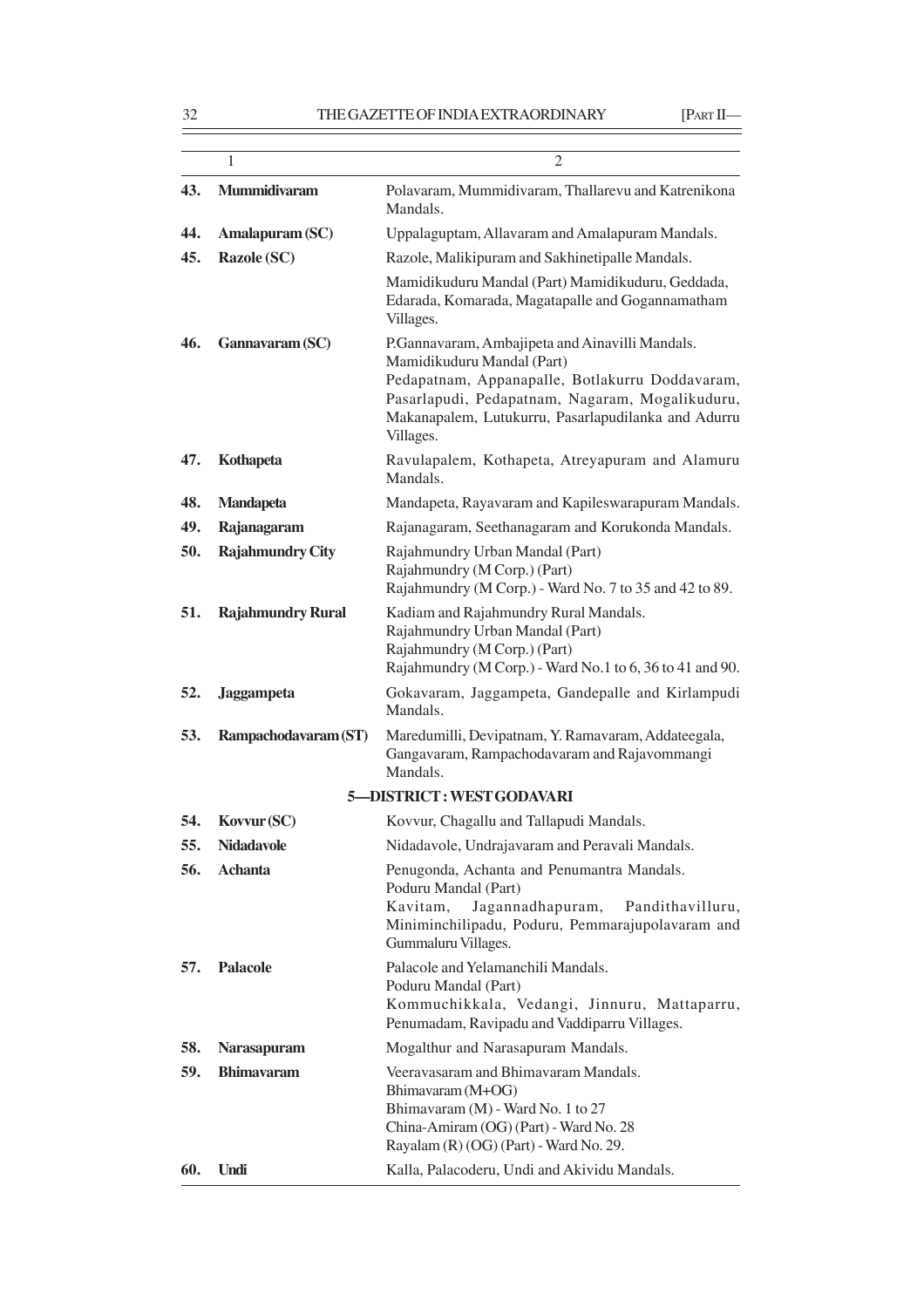| | 1 | 2 |
|---|---|---|
| **43.** | **Mummidivaram** | Polavaram, Mummidivaram, Thallarevu and Katrenikona Mandals. |
| **44.** | **Amalapuram (SC)** | Uppalaguptam, Allavaram and Amalapuram Mandals. |
| **45.** | **Razole (SC)** | Razole, Malikipuram and Sakhinetipalle Mandals.<br>Mamidikuduru Mandal (Part) Mamidikuduru, Geddada, Edarada, Komarada, Magatapalle and Gogannamatham Villages. |
| **46.** | **Gannavaram (SC)** | P.Gannavaram, Ambajipeta and Ainavilli Mandals.<br>Mamidikuduru Mandal (Part)<br>Pedapatnam, Appanapalle, Botlakurru Doddavaram, Pasarlapudi, Pedapatnam, Nagaram, Mogalikuduru, Makanapalem, Lutukurru, Pasarlapudilanka and Adurru Villages. |
| **47.** | **Kothapeta** | Ravulapalem, Kothapeta, Atreyapuram and Alamuru Mandals. |
| **48.** | **Mandapeta** | Mandapeta, Rayavaram and Kapileswarapuram Mandals. |
| **49.** | **Rajanagaram** | Rajanagaram, Seethanagaram and Korukonda Mandals. |
| **50.** | **Rajahmundry City** | Rajahmundry Urban Mandal (Part)<br>Rajahmundry (M Corp.) (Part)<br>Rajahmundry (M Corp.) - Ward No. 7 to 35 and 42 to 89. |
| **51.** | **Rajahmundry Rural** | Kadiam and Rajahmundry Rural Mandals.<br>Rajahmundry Urban Mandal (Part)<br>Rajahmundry (M Corp.) (Part)<br>Rajahmundry (M Corp.) - Ward No.1 to 6, 36 to 41 and 90. |
| **52.** | **Jaggampeta** | Gokavaram, Jaggampeta, Gandepalle and Kirlampudi Mandals. |
| **53.** | **Rampachodavaram (ST)** | Maredumilli, Devipatnam, Y. Ramavaram, Addateegala, Gangavaram, Rampachodavaram and Rajavommangi Mandals. |
| | | **5—DISTRICT : WEST GODAVARI** |
| **54.** | **Kovvur (SC)** | Kovvur, Chagallu and Tallapudi Mandals. |
| **55.** | **Nidadavole** | Nidadavole, Undrajavaram and Peravali Mandals. |
| **56.** | **Achanta** | Penugonda, Achanta and Penumantra Mandals.<br>Poduru Mandal (Part)<br>Kavitam, Jagannadhapuram, Pandithavilluru, Miniminchilipadu, Poduru, Pemmarajupolavaram and Gummaluru Villages. |
| **57.** | **Palacole** | Palacole and Yelamanchili Mandals.<br>Poduru Mandal (Part)<br>Kommuchikkala, Vedangi, Jinnuru, Mattaparru, Penumadam, Ravipadu and Vaddiparru Villages. |
| **58.** | **Narasapuram** | Mogalthur and Narasapuram Mandals. |
| **59.** | **Bhimavaram** | Veeravasaram and Bhimavaram Mandals.<br>Bhimavaram (M+OG)<br>Bhimavaram (M) - Ward No. 1 to 27<br>China-Amiram (OG) (Part) - Ward No. 28<br>Rayalam (R) (OG) (Part) - Ward No. 29. |
| **60.** | **Undi** | Kalla, Palacoderu, Undi and Akividu Mandals. |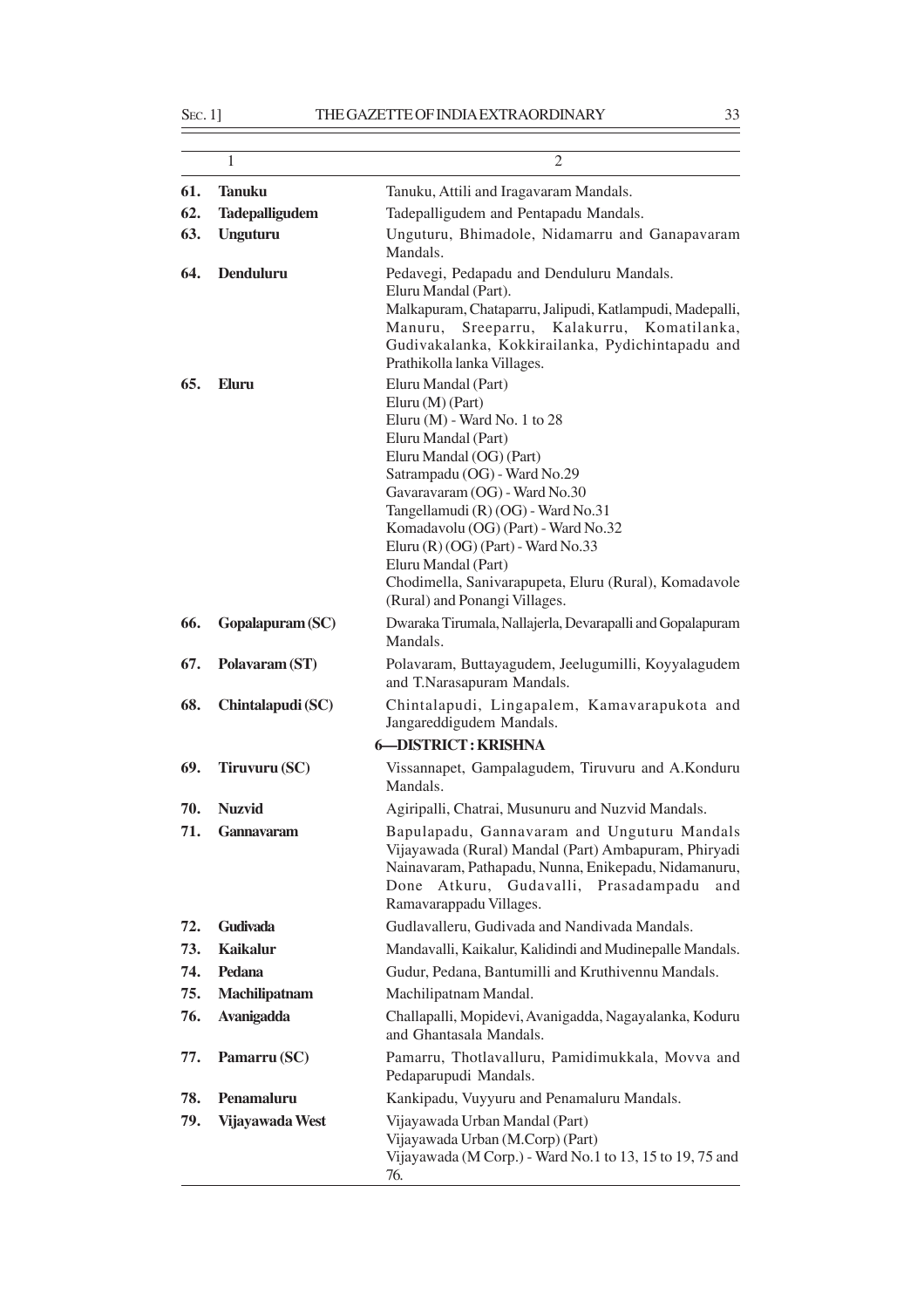| 1 | | 2 |
|---|---|---|
| **61.** | **Tanuku** | Tanuku, Attili and Iragavaram Mandals. |
| **62.** | **Tadepalligudem** | Tadepalligudem and Pentapadu Mandals. |
| **63.** | **Unguturu** | Unguturu, Bhimadole, Nidamarru and Ganapavaram Mandals. |
| **64.** | **Denduluru** | Pedavegi, Pedapadu and Denduluru Mandals.<br>Eluru Mandal (Part).<br>Malkapuram, Chataparru, Jalipudi, Katlampudi, Madepalli, Manuru, Sreeparru, Kalakurru, Komatilanka, Gudivakalanka, Kokkirailanka, Pydichintapadu and Prathikolla lanka Villages. |
| **65.** | **Eluru** | Eluru Mandal (Part)<br>Eluru (M) (Part)<br>Eluru (M) - Ward No. 1 to 28<br>Eluru Mandal (Part)<br>Eluru Mandal (OG) (Part)<br>Satrampadu (OG) - Ward No.29<br>Gavaravaram (OG) - Ward No.30<br>Tangellamudi (R) (OG) - Ward No.31<br>Komadavolu (OG) (Part) - Ward No.32<br>Eluru (R) (OG) (Part) - Ward No.33<br>Eluru Mandal (Part)<br>Chodimella, Sanivarapupeta, Eluru (Rural), Komadavole (Rural) and Ponangi Villages. |
| **66.** | **Gopalapuram (SC)** | Dwaraka Tirumala, Nallajerla, Devarapalli and Gopalapuram Mandals. |
| **67.** | **Polavaram (ST)** | Polavaram, Buttayagudem, Jeelugumilli, Koyyalagudem and T.Narasapuram Mandals. |
| **68.** | **Chintalapudi (SC)** | Chintalapudi, Lingapalem, Kamavarapukota and Jangareddigudem Mandals. |
| | | **6—DISTRICT : KRISHNA** |
| **69.** | **Tiruvuru (SC)** | Vissannapet, Gampalagudem, Tiruvuru and A.Konduru Mandals. |
| **70.** | **Nuzvid** | Agiripalli, Chatrai, Musunuru and Nuzvid Mandals. |
| **71.** | **Gannavaram** | Bapulapadu, Gannavaram and Unguturu Mandals Vijayawada (Rural) Mandal (Part) Ambapuram, Phiryadi Nainavaram, Pathapadu, Nunna, Enikepadu, Nidamanuru, Done Atkuru, Gudavalli, Prasadampadu and Ramavarappadu Villages. |
| **72.** | **Gudivada** | Gudlavalleru, Gudivada and Nandivada Mandals. |
| **73.** | **Kaikalur** | Mandavalli, Kaikalur, Kalidindi and Mudinepalle Mandals. |
| **74.** | **Pedana** | Gudur, Pedana, Bantumilli and Kruthivennu Mandals. |
| **75.** | **Machilipatnam** | Machilipatnam Mandal. |
| **76.** | **Avanigadda** | Challapalli, Mopidevi, Avanigadda, Nagayalanka, Koduru and Ghantasala Mandals. |
| **77.** | **Pamarru (SC)** | Pamarru, Thotlavalluru, Pamidimukkala, Movva and Pedaparupudi Mandals. |
| **78.** | **Penamaluru** | Kankipadu, Vuyyuru and Penamaluru Mandals. |
| **79.** | **Vijayawada West** | Vijayawada Urban Mandal (Part)<br>Vijayawada Urban (M.Corp) (Part)<br>Vijayawada (M Corp.) - Ward No.1 to 13, 15 to 19, 75 and 76. |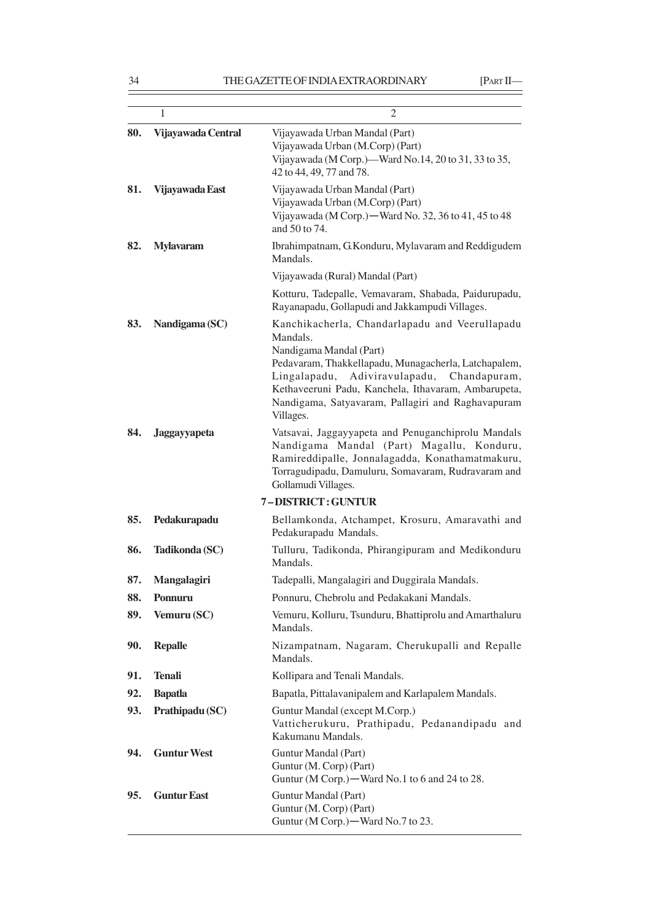| | 1 | 2 |
|---|---|---|
| **80.** | **Vijayawada Central** | Vijayawada Urban Mandal (Part)<br>Vijayawada Urban (M.Corp) (Part)<br>Vijayawada (M Corp.)—Ward No.14, 20 to 31, 33 to 35, 42 to 44, 49, 77 and 78. |
| **81.** | **Vijayawada East** | Vijayawada Urban Mandal (Part)<br>Vijayawada Urban (M.Corp) (Part)<br>Vijayawada (M Corp.)—Ward No. 32, 36 to 41, 45 to 48 and 50 to 74. |
| **82.** | **Mylavaram** | Ibrahimpatnam, G.Konduru, Mylavaram and Reddigudem Mandals.<br>Vijayawada (Rural) Mandal (Part)<br>Kotturu, Tadepalle, Vemavaram, Shabada, Paidurupadu, Rayanapadu, Gollapudi and Jakkampudi Villages. |
| **83.** | **Nandigama (SC)** | Kanchikacherla, Chandarlapadu and Veerullapadu Mandals.<br>Nandigama Mandal (Part)<br>Pedavaram, Thakkellapadu, Munagacherla, Latchapalem, Lingalapadu, Adiviravulapadu, Chandapuram, Kethaveeruni Padu, Kanchela, Ithavaram, Ambarupeta, Nandigama, Satyavaram, Pallagiri and Raghavapuram Villages. |
| **84.** | **Jaggayyapeta** | Vatsavai, Jaggayyapeta and Penuganchiprolu Mandals Nandigama Mandal (Part) Magallu, Konduru, Ramireddipalle, Jonnalagadda, Konathamatmakuru, Torragudipadu, Damuluru, Somavaram, Rudravaram and Gollamudi Villages. |
| | | **7 – DISTRICT : GUNTUR** |
| **85.** | **Pedakurapadu** | Bellamkonda, Atchampet, Krosuru, Amaravathi and Pedakurapadu Mandals. |
| **86.** | **Tadikonda (SC)** | Tulluru, Tadikonda, Phirangipuram and Medikonduru Mandals. |
| **87.** | **Mangalagiri** | Tadepalli, Mangalagiri and Duggirala Mandals. |
| **88.** | **Ponnuru** | Ponnuru, Chebrolu and Pedakakani Mandals. |
| **89.** | **Vemuru (SC)** | Vemuru, Kolluru, Tsunduru, Bhattiprolu and Amarthaluru Mandals. |
| **90.** | **Repalle** | Nizampatnam, Nagaram, Cherukupalli and Repalle Mandals. |
| **91.** | **Tenali** | Kollipara and Tenali Mandals. |
| **92.** | **Bapatla** | Bapatla, Pittalavanipalem and Karlapalem Mandals. |
| **93.** | **Prathipadu (SC)** | Guntur Mandal (except M.Corp.)<br>Vatticherukuru, Prathipadu, Pedanandipadu and Kakumanu Mandals. |
| **94.** | **Guntur West** | Guntur Mandal (Part)<br>Guntur (M. Corp) (Part)<br>Guntur (M Corp.)—Ward No.1 to 6 and 24 to 28. |
| **95.** | **Guntur East** | Guntur Mandal (Part)<br>Guntur (M. Corp) (Part)<br>Guntur (M Corp.)—Ward No.7 to 23. |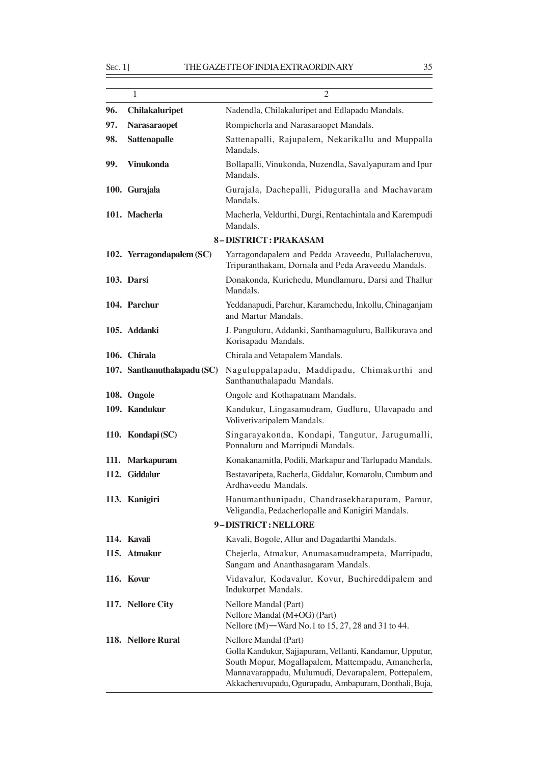| 1 | 2 |
|---|---|
| **96. Chilakaluripet** | Nadendla, Chilakaluripet and Edlapadu Mandals. |
| **97. Narasaraopet** | Rompicherla and Narasaraopet Mandals. |
| **98. Sattenapalle** | Sattenapalli, Rajupalem, Nekarikallu and Muppalla Mandals. |
| **99. Vinukonda** | Bollapalli, Vinukonda, Nuzendla, Savalyapuram and Ipur Mandals. |
| **100. Gurajala** | Gurajala, Dachepalli, Piduguralla and Machavaram Mandals. |
| **101. Macherla** | Macherla, Veldurthi, Durgi, Rentachintala and Karempudi Mandals. |
| | **8 – DISTRICT : PRAKASAM** |
| **102. Yerragondapalem (SC)** | Yarragondapalem and Pedda Araveedu, Pullalacheruvu, Tripuranthakam, Dornala and Peda Araveedu Mandals. |
| **103. Darsi** | Donakonda, Kurichedu, Mundlamuru, Darsi and Thallur Mandals. |
| **104. Parchur** | Yeddanapudi, Parchur, Karamchedu, Inkollu, Chinaganjam and Martur Mandals. |
| **105. Addanki** | J. Panguluru, Addanki, Santhamaguluru, Ballikurava and Korisapadu Mandals. |
| **106. Chirala** | Chirala and Vetapalem Mandals. |
| **107. Santhanuthalapadu (SC)** | Naguluppalapadu, Maddipadu, Chimakurthi and Santhanuthalapadu Mandals. |
| **108. Ongole** | Ongole and Kothapatnam Mandals. |
| **109. Kandukur** | Kandukur, Lingasamudram, Gudluru, Ulavapadu and Volivetivaripalem Mandals. |
| **110. Kondapi (SC)** | Singarayakonda, Kondapi, Tangutur, Jarugumalli, Ponnaluru and Marripudi Mandals. |
| **111. Markapuram** | Konakanamitla, Podili, Markapur and Tarlupadu Mandals. |
| **112. Giddalur** | Bestavaripeta, Racherla, Giddalur, Komarolu, Cumbum and Ardhaveedu Mandals. |
| **113. Kanigiri** | Hanumanthunipadu, Chandrasekharapuram, Pamur, Veligandla, Pedacherlopalle and Kanigiri Mandals. |
| | **9 – DISTRICT : NELLORE** |
| **114. Kavali** | Kavali, Bogole, Allur and Dagadarthi Mandals. |
| **115. Atmakur** | Chejerla, Atmakur, Anumasamudrampeta, Marripadu, Sangam and Ananthasagaram Mandals. |
| **116. Kovur** | Vidavalur, Kodavalur, Kovur, Buchireddipalem and Indukurpet Mandals. |
| **117. Nellore City** | Nellore Mandal (Part)<br>Nellore Mandal (M+OG) (Part)<br>Nellore (M)—Ward No.1 to 15, 27, 28 and 31 to 44. |
| **118. Nellore Rural** | Nellore Mandal (Part)<br>Golla Kandukur, Sajjapuram, Vellanti, Kandamur, Upputur, South Mopur, Mogallapalem, Mattempadu, Amancherla, Mannavarappadu, Mulumudi, Devarapalem, Pottepalem, Akkacheruvupadu, Ogurupadu, Ambapuram, Donthali, Buja, |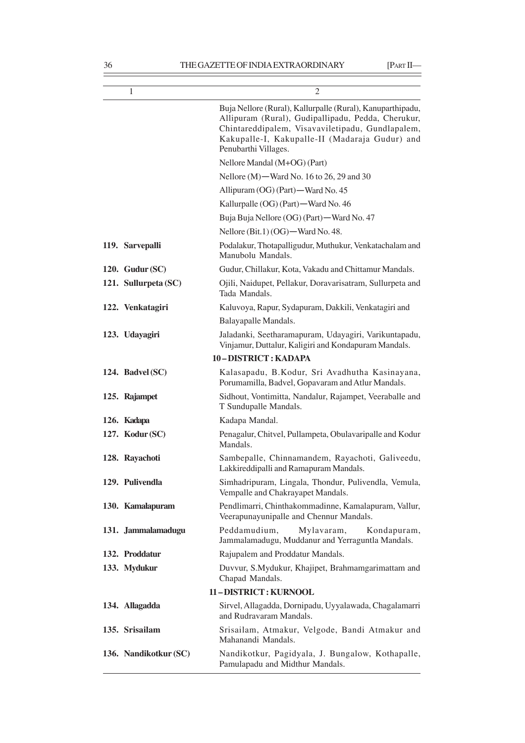| 1 | 2 |
|---|---|
| | Buja Nellore (Rural), Kallurpalle (Rural), Kanuparthipadu, Allipuram (Rural), Gudipallipadu, Pedda, Cherukur, Chintareddipalem, Visavaviletipadu, Gundlapalem, Kakupalle-I, Kakupalle-II (Madaraja Gudur) and Penubarthi Villages. |
| | Nellore Mandal (M+OG) (Part) |
| | Nellore (M)—Ward No. 16 to 26, 29 and 30 |
| | Allipuram (OG) (Part)—Ward No. 45 |
| | Kallurpalle (OG) (Part)—Ward No. 46 |
| | Buja Buja Nellore (OG) (Part)—Ward No. 47 |
| | Nellore (Bit.1) (OG)—Ward No. 48. |
| **119. Sarvepalli** | Podalakur, Thotapalligudur, Muthukur, Venkatachalam and Manubolu Mandals. |
| **120. Gudur (SC)** | Gudur, Chillakur, Kota, Vakadu and Chittamur Mandals. |
| **121. Sullurpeta (SC)** | Ojili, Naidupet, Pellakur, Doravarisatram, Sullurpeta and Tada Mandals. |
| **122. Venkatagiri** | Kaluvoya, Rapur, Sydapuram, Dakkili, Venkatagiri and Balayapalle Mandals. |
| **123. Udayagiri** | Jaladanki, Seetharamapuram, Udayagiri, Varikuntapadu, Vinjamur, Duttalur, Kaligiri and Kondapuram Mandals. |
| | **10 – DISTRICT : KADAPA** |
| **124. Badvel (SC)** | Kalasapadu, B.Kodur, Sri Avadhutha Kasinayana, Porumamilla, Badvel, Gopavaram and Atlur Mandals. |
| **125. Rajampet** | Sidhout, Vontimitta, Nandalur, Rajampet, Veeraballe and T Sundupalle Mandals. |
| **126. Kadapa** | Kadapa Mandal. |
| **127. Kodur (SC)** | Penagalur, Chitvel, Pullampeta, Obulavaripalle and Kodur Mandals. |
| **128. Rayachoti** | Sambepalle, Chinnamandem, Rayachoti, Galiveedu, Lakkireddipalli and Ramapuram Mandals. |
| **129. Pulivendla** | Simhadripuram, Lingala, Thondur, Pulivendla, Vemula, Vempalle and Chakrayapet Mandals. |
| **130. Kamalapuram** | Pendlimarri, Chinthakommadinne, Kamalapuram, Vallur, Veerapunayunipalle and Chennur Mandals. |
| **131. Jammalamadugu** | Peddamudium, Mylavaram, Kondapuram, Jammalamadugu, Muddanur and Yerraguntla Mandals. |
| **132. Proddatur** | Rajupalem and Proddatur Mandals. |
| **133. Mydukur** | Duvvur, S.Mydukur, Khajipet, Brahmamgarimattam and Chapad Mandals. |
| | **11 – DISTRICT : KURNOOL** |
| **134. Allagadda** | Sirvel, Allagadda, Dornipadu, Uyyalawada, Chagalamarri and Rudravaram Mandals. |
| **135. Srisailam** | Srisailam, Atmakur, Velgode, Bandi Atmakur and Mahanandi Mandals. |
| **136. Nandikotkur (SC)** | Nandikotkur, Pagidyala, J. Bungalow, Kothapalle, Pamulapadu and Midthur Mandals. |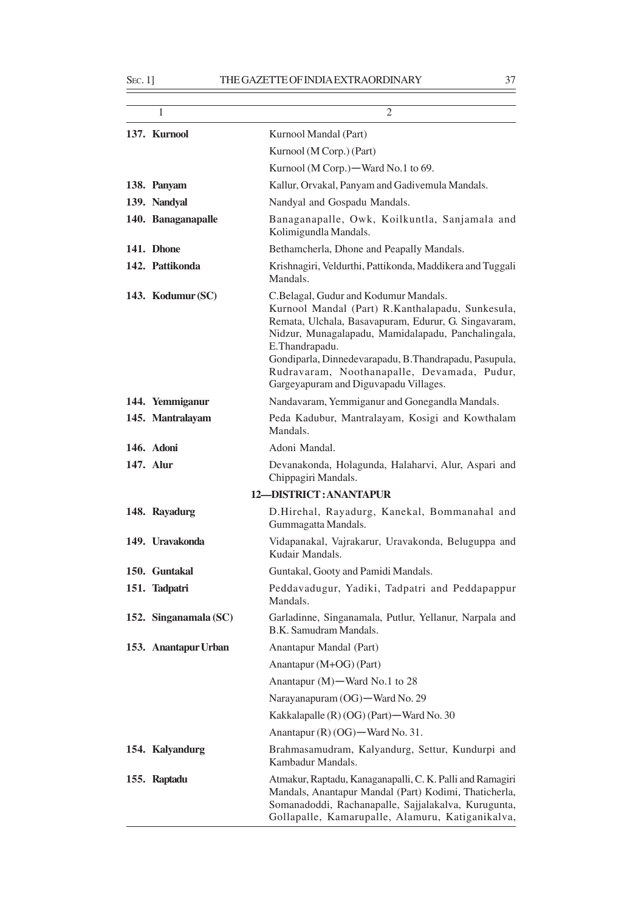| 1 | 2 |
|---|---|
| **137. Kurnool** | Kurnool Mandal (Part) |
| | Kurnool (M Corp.) (Part) |
| | Kurnool (M Corp.)—Ward No.1 to 69. |
| **138. Panyam** | Kallur, Orvakal, Panyam and Gadivemula Mandals. |
| **139. Nandyal** | Nandyal and Gospadu Mandals. |
| **140. Banaganapalle** | Banaganapalle, Owk, Koilkuntla, Sanjamala and Kolimigundla Mandals. |
| **141. Dhone** | Bethamcherla, Dhone and Peapally Mandals. |
| **142. Pattikonda** | Krishnagiri, Veldurthi, Pattikonda, Maddikera and Tuggali Mandals. |
| **143. Kodumur (SC)** | C.Belagal, Gudur and Kodumur Mandals. Kurnool Mandal (Part) R.Kanthalapadu, Sunkesula, Remata, Ulchala, Basavapuram, Edurur, G. Singavaram, Nidzur, Munagalapadu, Mamidalapadu, Panchalingala, E.Thandrapadu. Gondiparla, Dinnedevarapadu, B.Thandrapadu, Pasupula, Rudravaram, Noothanapalle, Devamada, Pudur, Gargeyapuram and Diguvapadu Villages. |
| **144. Yemmiganur** | Nandavaram, Yemmiganur and Gonegandla Mandals. |
| **145. Mantralayam** | Peda Kadubur, Mantralayam, Kosigi and Kowthalam Mandals. |
| **146. Adoni** | Adoni Mandal. |
| **147. Alur** | Devanakonda, Holagunda, Halaharvi, Alur, Aspari and Chippagiri Mandals. |
| | **12—DISTRICT : ANANTAPUR** |
| **148. Rayadurg** | D.Hirehal, Rayadurg, Kanekal, Bommanahal and Gummagatta Mandals. |
| **149. Uravakonda** | Vidapanakal, Vajrakarur, Uravakonda, Beluguppa and Kudair Mandals. |
| **150. Guntakal** | Guntakal, Gooty and Pamidi Mandals. |
| **151. Tadpatri** | Peddavadugur, Yadiki, Tadpatri and Peddapappur Mandals. |
| **152. Singanamala (SC)** | Garladinne, Singanamala, Putlur, Yellanur, Narpala and B.K. Samudram Mandals. |
| **153. Anantapur Urban** | Anantapur Mandal (Part) |
| | Anantapur (M+OG) (Part) |
| | Anantapur (M)—Ward No.1 to 28 |
| | Narayanapuram (OG)—Ward No. 29 |
| | Kakkalapalle (R) (OG) (Part)—Ward No. 30 |
| | Anantapur (R) (OG)—Ward No. 31. |
| **154. Kalyandurg** | Brahmasamudram, Kalyandurg, Settur, Kundurpi and Kambadur Mandals. |
| **155. Raptadu** | Atmakur, Raptadu, Kanaganapalli, C. K. Palli and Ramagiri Mandals, Anantapur Mandal (Part) Kodimi, Thaticherla, Somanadoddi, Rachanapalle, Sajjalakalva, Kurugunta, Gollapalle, Kamarupalle, Alamuru, Katiganikalva, |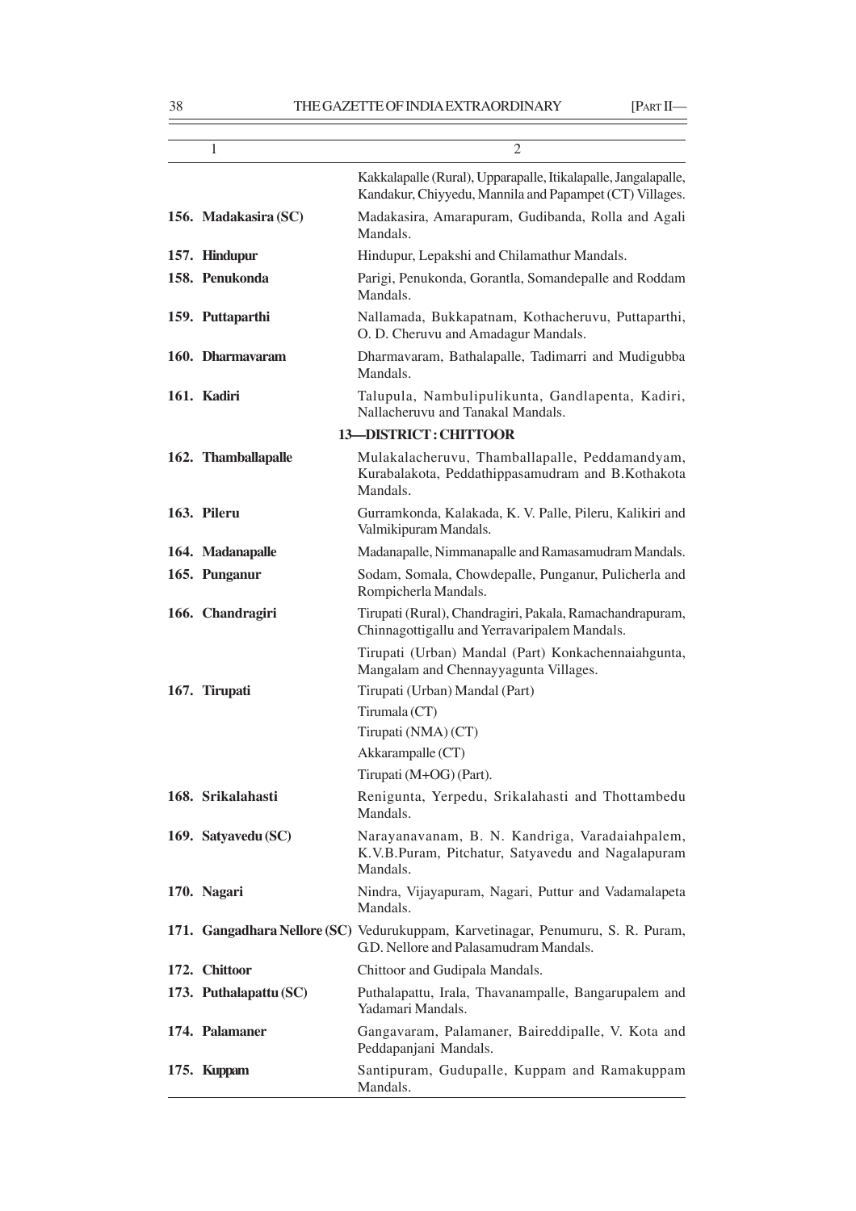| 1 | 2 |
|---|---|
| | Kakkalapalle (Rural), Upparapalle, Itikalapalle, Jangalapalle, Kandakur, Chiyyedu, Mannila and Papampet (CT) Villages. |
| **156. Madakasira (SC)** | Madakasira, Amarapuram, Gudibanda, Rolla and Agali Mandals. |
| **157. Hindupur** | Hindupur, Lepakshi and Chilamathur Mandals. |
| **158. Penukonda** | Parigi, Penukonda, Gorantla, Somandepalle and Roddam Mandals. |
| **159. Puttaparthi** | Nallamada, Bukkapatnam, Kothacheruvu, Puttaparthi, O. D. Cheruvu and Amadagur Mandals. |
| **160. Dharmavaram** | Dharmavaram, Bathalapalle, Tadimarri and Mudigubba Mandals. |
| **161. Kadiri** | Talupula, Nambulipulikunta, Gandlapenta, Kadiri, Nallacheruvu and Tanakal Mandals. |
| | **13—DISTRICT : CHITTOOR** |
| **162. Thamballapalle** | Mulakalacheruvu, Thamballapalle, Peddamandyam, Kurabalakota, Peddathippasamudram and B.Kothakota Mandals. |
| **163. Pileru** | Gurramkonda, Kalakada, K. V. Palle, Pileru, Kalikiri and Valmikipuram Mandals. |
| **164. Madanapalle** | Madanapalle, Nimmanapalle and Ramasamudram Mandals. |
| **165. Punganur** | Sodam, Somala, Chowdepalle, Punganur, Pulicherla and Rompicherla Mandals. |
| **166. Chandragiri** | Tirupati (Rural), Chandragiri, Pakala, Ramachandrapuram, Chinnagottigallu and Yerravaripalem Mandals.<br>Tirupati (Urban) Mandal (Part) Konkachennaiahgunta, Mangalam and Chennayyagunta Villages. |
| **167. Tirupati** | Tirupati (Urban) Mandal (Part)<br>Tirumala (CT)<br>Tirupati (NMA) (CT)<br>Akkarampalle (CT)<br>Tirupati (M+OG) (Part). |
| **168. Srikalahasti** | Renigunta, Yerpedu, Srikalahasti and Thottambedu Mandals. |
| **169. Satyavedu (SC)** | Narayanavanam, B. N. Kandriga, Varadaiahpalem, K.V.B.Puram, Pitchatur, Satyavedu and Nagalapuram Mandals. |
| **170. Nagari** | Nindra, Vijayapuram, Nagari, Puttur and Vadamalapeta Mandals. |
| **171. Gangadhara Nellore (SC)** | Vedurukuppam, Karvetinagar, Penumuru, S. R. Puram, G.D. Nellore and Palasamudram Mandals. |
| **172. Chittoor** | Chittoor and Gudipala Mandals. |
| **173. Puthalapattu (SC)** | Puthalapattu, Irala, Thavanampalle, Bangarupalem and Yadamari Mandals. |
| **174. Palamaner** | Gangavaram, Palamaner, Baireddipalle, V. Kota and Peddapanjani Mandals. |
| **175. Kuppam** | Santipuram, Gudupalle, Kuppam and Ramakuppam Mandals. |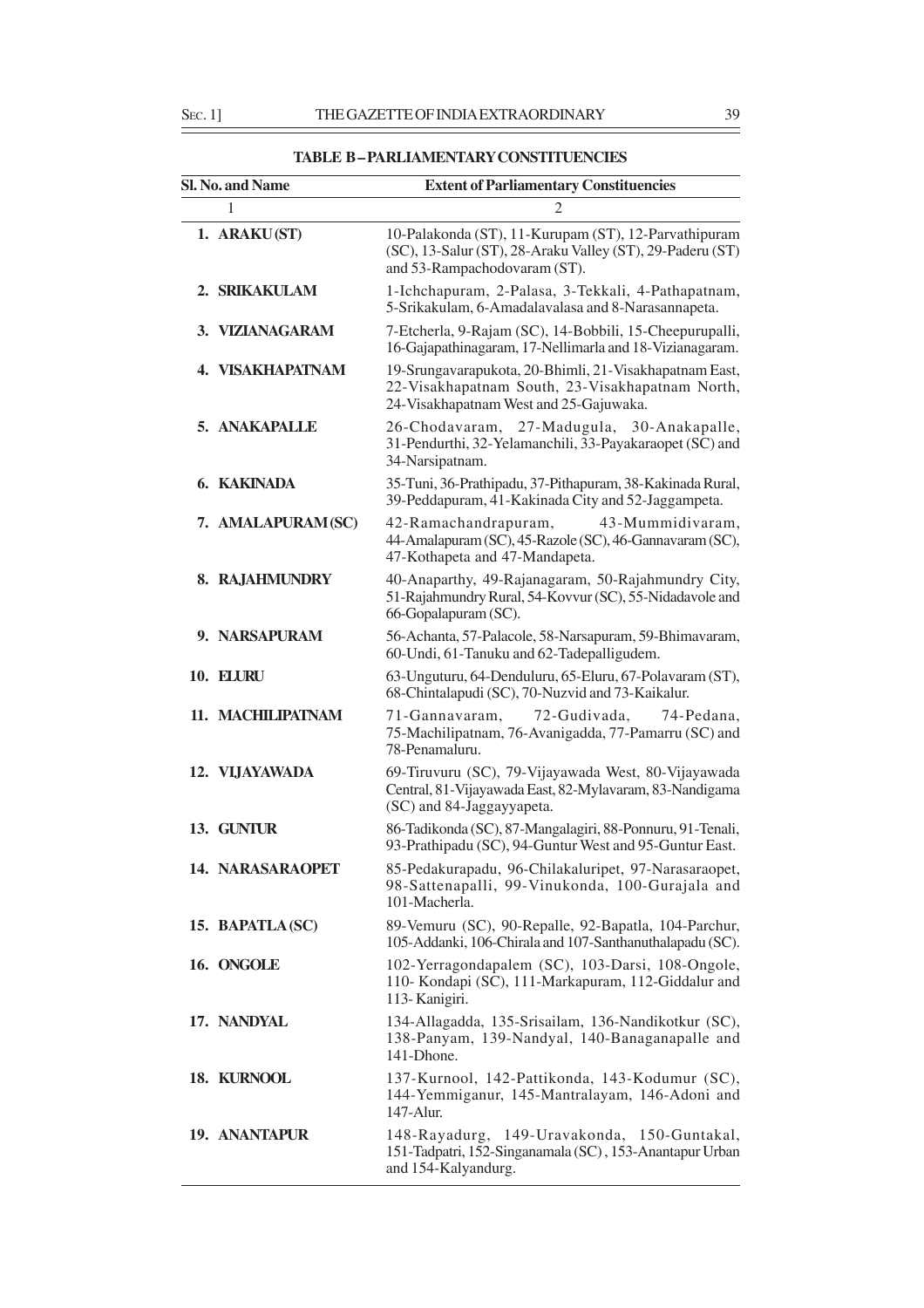**TABLE B – PARLIAMENTARY CONSTITUENCIES**

| Sl. No. and Name | Extent of Parliamentary Constituencies |
|---|---|
| 1 | 2 |
| **1. ARAKU (ST)** | 10-Palakonda (ST), 11-Kurupam (ST), 12-Parvathipuram (SC), 13-Salur (ST), 28-Araku Valley (ST), 29-Paderu (ST) and 53-Rampachodovaram (ST). |
| **2. SRIKAKULAM** | 1-Ichchapuram, 2-Palasa, 3-Tekkali, 4-Pathapatnam, 5-Srikakulam, 6-Amadalavalasa and 8-Narasannapeta. |
| **3. VIZIANAGARAM** | 7-Etcherla, 9-Rajam (SC), 14-Bobbili, 15-Cheepurupalli, 16-Gajapathinagaram, 17-Nellimarla and 18-Vizianagaram. |
| **4. VISAKHAPATNAM** | 19-Srungavarapukota, 20-Bhimli, 21-Visakhapatnam East, 22-Visakhapatnam South, 23-Visakhapatnam North, 24-Visakhapatnam West and 25-Gajuwaka. |
| **5. ANAKAPALLE** | 26-Chodavaram, 27-Madugula, 30-Anakapalle, 31-Pendurthi, 32-Yelamanchili, 33-Payakaraopet (SC) and 34-Narsipatnam. |
| **6. KAKINADA** | 35-Tuni, 36-Prathipadu, 37-Pithapuram, 38-Kakinada Rural, 39-Peddapuram, 41-Kakinada City and 52-Jaggampeta. |
| **7. AMALAPURAM (SC)** | 42-Ramachandrapuram, 43-Mummidivaram, 44-Amalapuram (SC), 45-Razole (SC), 46-Gannavaram (SC), 47-Kothapeta and 47-Mandapeta. |
| **8. RAJAHMUNDRY** | 40-Anaparthy, 49-Rajanagaram, 50-Rajahmundry City, 51-Rajahmundry Rural, 54-Kovvur (SC), 55-Nidadavole and 66-Gopalapuram (SC). |
| **9. NARSAPURAM** | 56-Achanta, 57-Palacole, 58-Narsapuram, 59-Bhimavaram, 60-Undi, 61-Tanuku and 62-Tadepalligudem. |
| **10. ELURU** | 63-Unguturu, 64-Denduluru, 65-Eluru, 67-Polavaram (ST), 68-Chintalapudi (SC), 70-Nuzvid and 73-Kaikalur. |
| **11. MACHILIPATNAM** | 71-Gannavaram, 72-Gudivada, 74-Pedana, 75-Machilipatnam, 76-Avanigadda, 77-Pamarru (SC) and 78-Penamaluru. |
| **12. VIJAYAWADA** | 69-Tiruvuru (SC), 79-Vijayawada West, 80-Vijayawada Central, 81-Vijayawada East, 82-Mylavaram, 83-Nandigama (SC) and 84-Jaggayyapeta. |
| **13. GUNTUR** | 86-Tadikonda (SC), 87-Mangalagiri, 88-Ponnuru, 91-Tenali, 93-Prathipadu (SC), 94-Guntur West and 95-Guntur East. |
| **14. NARASARAOPET** | 85-Pedakurapadu, 96-Chilakaluripet, 97-Narasaraopet, 98-Sattenapalli, 99-Vinukonda, 100-Gurajala and 101-Macherla. |
| **15. BAPATLA (SC)** | 89-Vemuru (SC), 90-Repalle, 92-Bapatla, 104-Parchur, 105-Addanki, 106-Chirala and 107-Santhanuthalapadu (SC). |
| **16. ONGOLE** | 102-Yerragondapalem (SC), 103-Darsi, 108-Ongole, 110- Kondapi (SC), 111-Markapuram, 112-Giddalur and 113- Kanigiri. |
| **17. NANDYAL** | 134-Allagadda, 135-Srisailam, 136-Nandikotkur (SC), 138-Panyam, 139-Nandyal, 140-Banaganapalle and 141-Dhone. |
| **18. KURNOOL** | 137-Kurnool, 142-Pattikonda, 143-Kodumur (SC), 144-Yemmiganur, 145-Mantralayam, 146-Adoni and 147-Alur. |
| **19. ANANTAPUR** | 148-Rayadurg, 149-Uravakonda, 150-Guntakal, 151-Tadpatri, 152-Singanamala (SC) , 153-Anantapur Urban and 154-Kalyandurg. |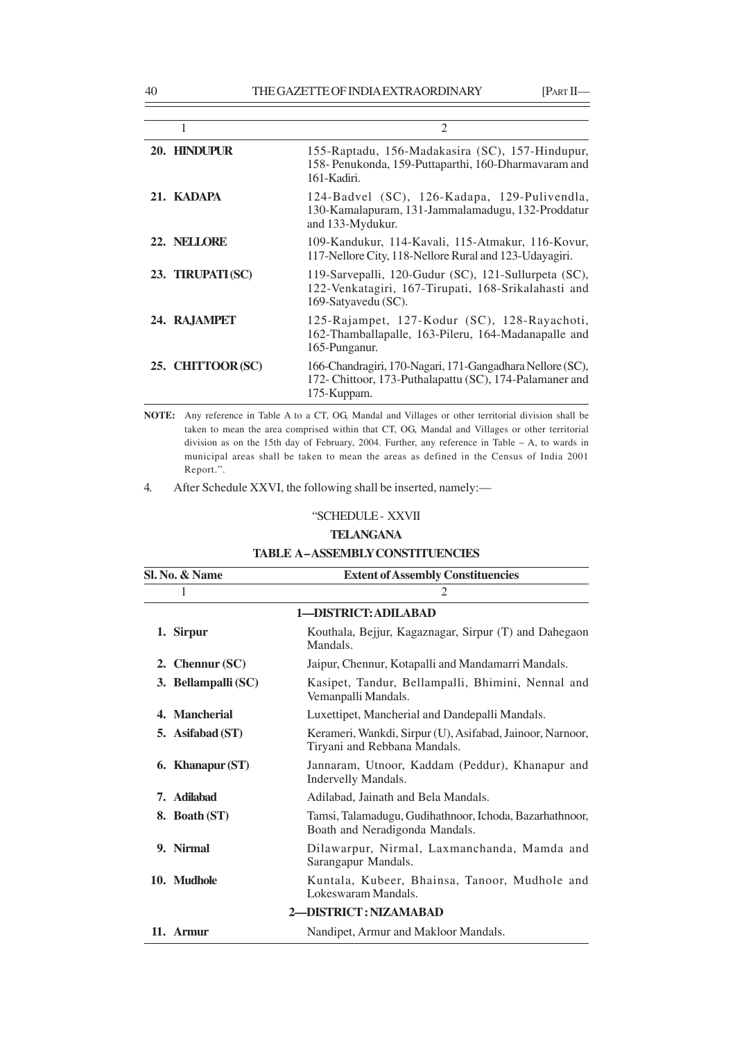| 1 | 2 |
|---|---|
| **20. HINDUPUR** | 155-Raptadu, 156-Madakasira (SC), 157-Hindupur, 158- Penukonda, 159-Puttaparthi, 160-Dharmavaram and 161-Kadiri. |
| **21. KADAPA** | 124-Badvel (SC), 126-Kadapa, 129-Pulivendla, 130-Kamalapuram, 131-Jammalamadugu, 132-Proddatur and 133-Mydukur. |
| **22. NELLORE** | 109-Kandukur, 114-Kavali, 115-Atmakur, 116-Kovur, 117-Nellore City, 118-Nellore Rural and 123-Udayagiri. |
| **23. TIRUPATI (SC)** | 119-Sarvepalli, 120-Gudur (SC), 121-Sullurpeta (SC), 122-Venkatagiri, 167-Tirupati, 168-Srikalahasti and 169-Satyavedu (SC). |
| **24. RAJAMPET** | 125-Rajampet, 127-Kodur (SC), 128-Rayachoti, 162-Thamballapalle, 163-Pileru, 164-Madanapalle and 165-Punganur. |
| **25. CHITTOOR (SC)** | 166-Chandragiri, 170-Nagari, 171-Gangadhara Nellore (SC), 172- Chittoor, 173-Puthalapattu (SC), 174-Palamaner and 175-Kuppam. |

**NOTE:** Any reference in Table A to a CT, OG, Mandal and Villages or other territorial division shall be taken to mean the area comprised within that CT, OG, Mandal and Villages or other territorial division as on the 15th day of February, 2004. Further, any reference in Table – A, to wards in municipal areas shall be taken to mean the areas as defined in the Census of India 2001 Report.".

4. After Schedule XXVI, the following shall be inserted, namely:—

"SCHEDULE - XXVII

**TELANGANA**

**TABLE A – ASSEMBLY CONSTITUENCIES**

| Sl. No. & Name | Extent of Assembly Constituencies |
|---|---|
| 1 | 2 |
| | **1—DISTRICT: ADILABAD** |
| **1. Sirpur** | Kouthala, Bejjur, Kagaznagar, Sirpur (T) and Dahegaon Mandals. |
| **2. Chennur (SC)** | Jaipur, Chennur, Kotapalli and Mandamarri Mandals. |
| **3. Bellampalli (SC)** | Kasipet, Tandur, Bellampalli, Bhimini, Nennal and Vemanpalli Mandals. |
| **4. Mancherial** | Luxettipet, Mancherial and Dandepalli Mandals. |
| **5. Asifabad (ST)** | Kerameri, Wankdi, Sirpur (U), Asifabad, Jainoor, Narnoor, Tiryani and Rebbana Mandals. |
| **6. Khanapur (ST)** | Jannaram, Utnoor, Kaddam (Peddur), Khanapur and Indervelly Mandals. |
| **7. Adilabad** | Adilabad, Jainath and Bela Mandals. |
| **8. Boath (ST)** | Tamsi, Talamadugu, Gudihathnoor, Ichoda, Bazarhathnoor, Boath and Neradigonda Mandals. |
| **9. Nirmal** | Dilawarpur, Nirmal, Laxmanchanda, Mamda and Sarangapur Mandals. |
| **10. Mudhole** | Kuntala, Kubeer, Bhainsa, Tanoor, Mudhole and Lokeswaram Mandals. |
| | **2—DISTRICT : NIZAMABAD** |
| **11. Armur** | Nandipet, Armur and Makloor Mandals. |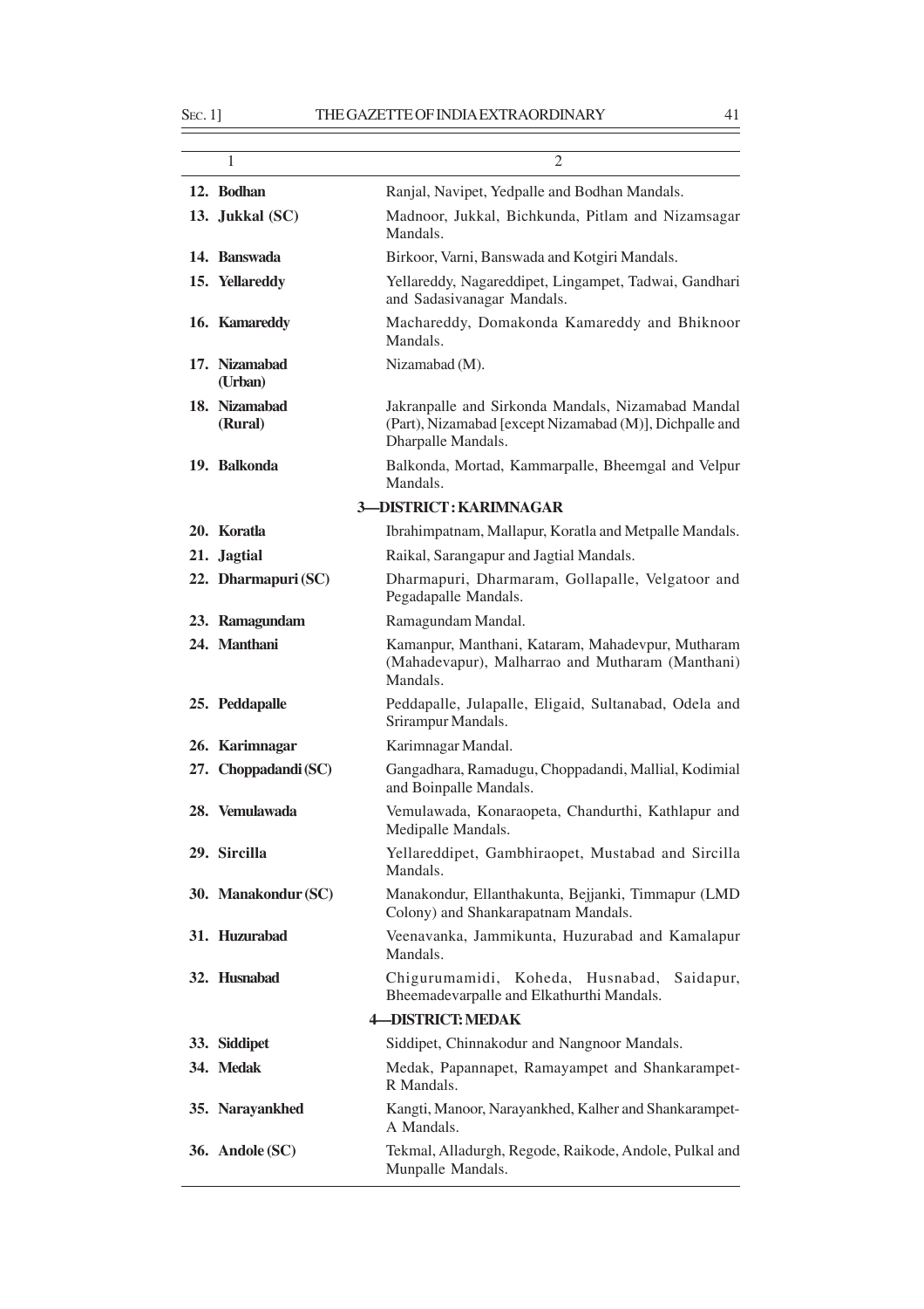| 1 | 2 |
|---|---|
| **12. Bodhan** | Ranjal, Navipet, Yedpalle and Bodhan Mandals. |
| **13. Jukkal (SC)** | Madnoor, Jukkal, Bichkunda, Pitlam and Nizamsagar Mandals. |
| **14. Banswada** | Birkoor, Varni, Banswada and Kotgiri Mandals. |
| **15. Yellareddy** | Yellareddy, Nagareddipet, Lingampet, Tadwai, Gandhari and Sadasivanagar Mandals. |
| **16. Kamareddy** | Machareddy, Domakonda Kamareddy and Bhiknoor Mandals. |
| **17. Nizamabad (Urban)** | Nizamabad (M). |
| **18. Nizamabad (Rural)** | Jakranpalle and Sirkonda Mandals, Nizamabad Mandal (Part), Nizamabad [except Nizamabad (M)], Dichpalle and Dharpalle Mandals. |
| **19. Balkonda** | Balkonda, Mortad, Kammarpalle, Bheemgal and Velpur Mandals. |
| | **3—DISTRICT : KARIMNAGAR** |
| **20. Koratla** | Ibrahimpatnam, Mallapur, Koratla and Metpalle Mandals. |
| **21. Jagtial** | Raikal, Sarangapur and Jagtial Mandals. |
| **22. Dharmapuri (SC)** | Dharmapuri, Dharmaram, Gollapalle, Velgatoor and Pegadapalle Mandals. |
| **23. Ramagundam** | Ramagundam Mandal. |
| **24. Manthani** | Kamanpur, Manthani, Kataram, Mahadevpur, Mutharam (Mahadevapur), Malharrao and Mutharam (Manthani) Mandals. |
| **25. Peddapalle** | Peddapalle, Julapalle, Eligaid, Sultanabad, Odela and Srirampur Mandals. |
| **26. Karimnagar** | Karimnagar Mandal. |
| **27. Choppadandi (SC)** | Gangadhara, Ramadugu, Choppadandi, Mallial, Kodimial and Boinpalle Mandals. |
| **28. Vemulawada** | Vemulawada, Konaraopeta, Chandurthi, Kathlapur and Medipalle Mandals. |
| **29. Sircilla** | Yellareddipet, Gambhiraopet, Mustabad and Sircilla Mandals. |
| **30. Manakondur (SC)** | Manakondur, Ellanthakunta, Bejjanki, Timmapur (LMD Colony) and Shankarapatnam Mandals. |
| **31. Huzurabad** | Veenavanka, Jammikunta, Huzurabad and Kamalapur Mandals. |
| **32. Husnabad** | Chigurumamidi, Koheda, Husnabad, Saidapur, Bheemadevarpalle and Elkathurthi Mandals. |
| | **4—DISTRICT: MEDAK** |
| **33. Siddipet** | Siddipet, Chinnakodur and Nangnoor Mandals. |
| **34. Medak** | Medak, Papannapet, Ramayampet and Shankarampet-R Mandals. |
| **35. Narayankhed** | Kangti, Manoor, Narayankhed, Kalher and Shankarampet-A Mandals. |
| **36. Andole (SC)** | Tekmal, Alladurgh, Regode, Raikode, Andole, Pulkal and Munpalle Mandals. |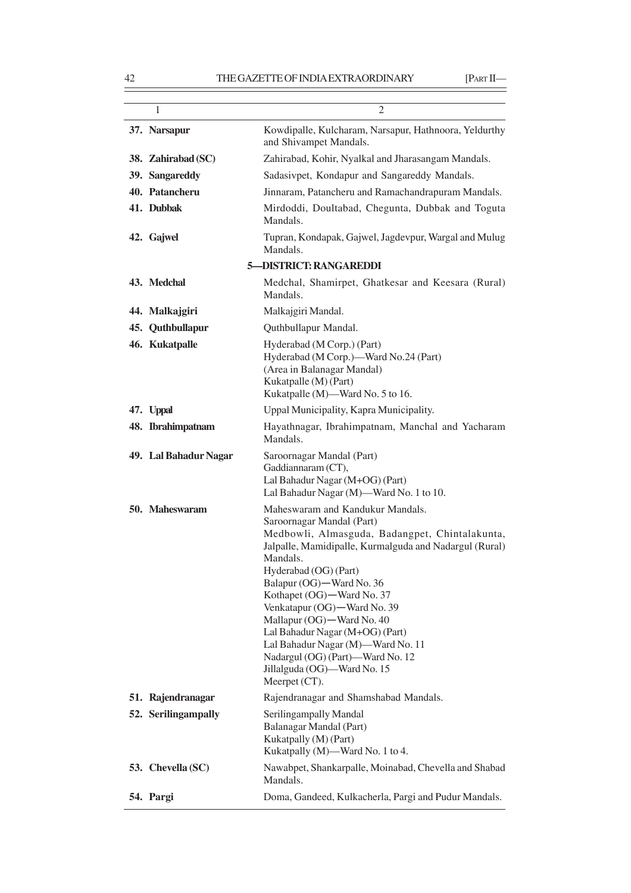| 1 | 2 |
|---|---|
| **37. Narsapur** | Kowdipalle, Kulcharam, Narsapur, Hathnoora, Yeldurthy and Shivampet Mandals. |
| **38. Zahirabad (SC)** | Zahirabad, Kohir, Nyalkal and Jharasangam Mandals. |
| **39. Sangareddy** | Sadasivpet, Kondapur and Sangareddy Mandals. |
| **40. Patancheru** | Jinnaram, Patancheru and Ramachandrapuram Mandals. |
| **41. Dubbak** | Mirdoddi, Doultabad, Chegunta, Dubbak and Toguta Mandals. |
| **42. Gajwel** | Tupran, Kondapak, Gajwel, Jagdevpur, Wargal and Mulug Mandals. |
| | **5—DISTRICT: RANGAREDDI** |
| **43. Medchal** | Medchal, Shamirpet, Ghatkesar and Keesara (Rural) Mandals. |
| **44. Malkajgiri** | Malkajgiri Mandal. |
| **45. Quthbullapur** | Quthbullapur Mandal. |
| **46. Kukatpalle** | Hyderabad (M Corp.) (Part)<br>Hyderabad (M Corp.)—Ward No.24 (Part)<br>(Area in Balanagar Mandal)<br>Kukatpalle (M) (Part)<br>Kukatpalle (M)—Ward No. 5 to 16. |
| **47. Uppal** | Uppal Municipality, Kapra Municipality. |
| **48. Ibrahimpatnam** | Hayathnagar, Ibrahimpatnam, Manchal and Yacharam Mandals. |
| **49. Lal Bahadur Nagar** | Saroornagar Mandal (Part)<br>Gaddiannaram (CT),<br>Lal Bahadur Nagar (M+OG) (Part)<br>Lal Bahadur Nagar (M)—Ward No. 1 to 10. |
| **50. Maheswaram** | Maheswaram and Kandukur Mandals.<br>Saroornagar Mandal (Part)<br>Medbowli, Almasguda, Badangpet, Chintalakunta, Jalpalle, Mamidipalle, Kurmalguda and Nadargul (Rural) Mandals.<br>Hyderabad (OG) (Part)<br>Balapur (OG)—Ward No. 36<br>Kothapet (OG)—Ward No. 37<br>Venkatapur (OG)—Ward No. 39<br>Mallapur (OG)—Ward No. 40<br>Lal Bahadur Nagar (M+OG) (Part)<br>Lal Bahadur Nagar (M)—Ward No. 11<br>Nadargul (OG) (Part)—Ward No. 12<br>Jillalguda (OG)—Ward No. 15<br>Meerpet (CT). |
| **51. Rajendranagar** | Rajendranagar and Shamshabad Mandals. |
| **52. Serilingampally** | Serilingampally Mandal<br>Balanagar Mandal (Part)<br>Kukatpally (M) (Part)<br>Kukatpally (M)—Ward No. 1 to 4. |
| **53. Chevella (SC)** | Nawabpet, Shankarpalle, Moinabad, Chevella and Shabad Mandals. |
| **54. Pargi** | Doma, Gandeed, Kulkacherla, Pargi and Pudur Mandals. |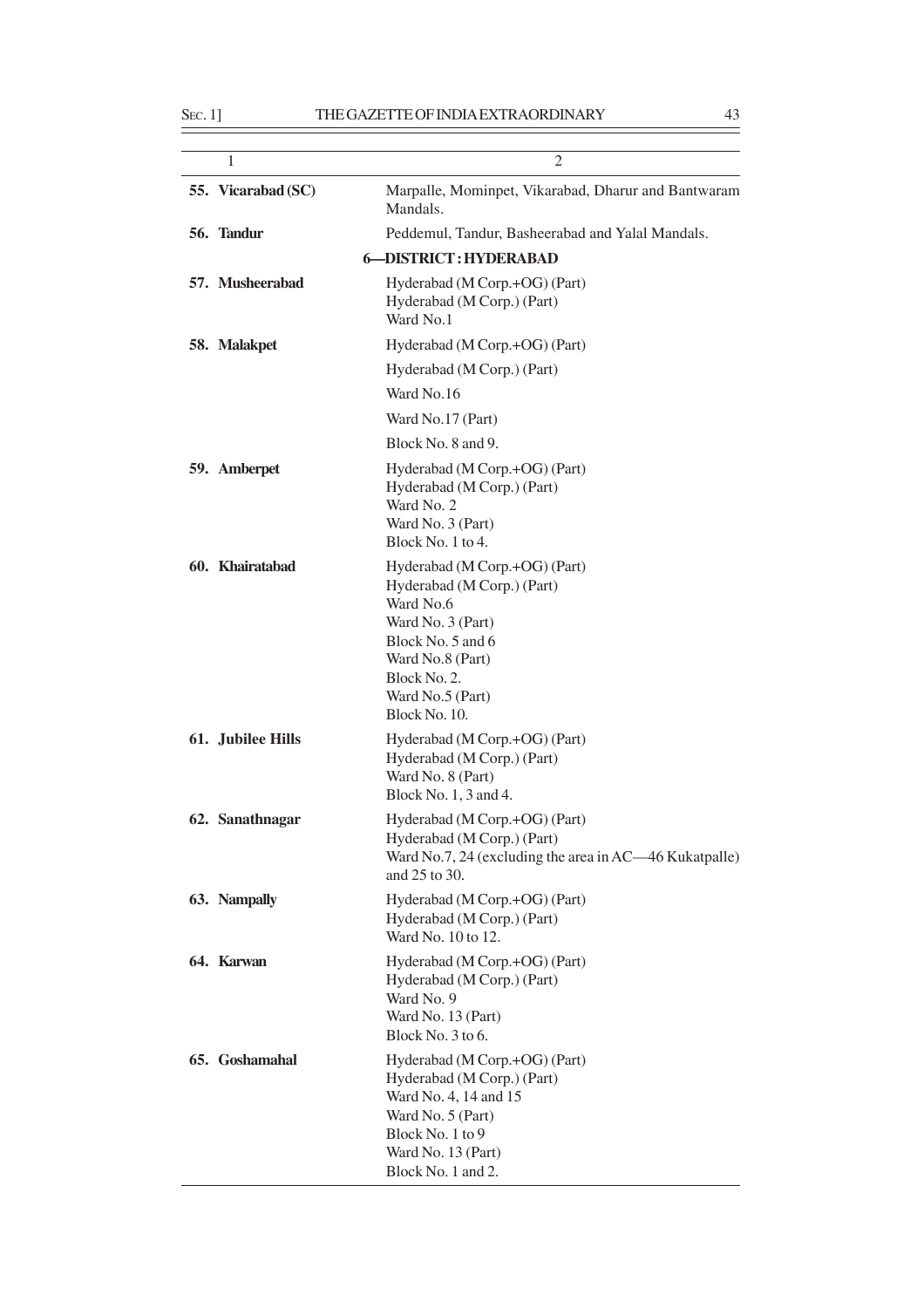| 1 | 2 |
|---|---|
| **55. Vicarabad (SC)** | Marpalle, Mominpet, Vikarabad, Dharur and Bantwaram Mandals. |
| **56. Tandur** | Peddemul, Tandur, Basheerabad and Yalal Mandals. |
| | **6—DISTRICT : HYDERABAD** |
| **57. Musheerabad** | Hyderabad (M Corp.+OG) (Part)<br>Hyderabad (M Corp.) (Part)<br>Ward No.1 |
| **58. Malakpet** | Hyderabad (M Corp.+OG) (Part)<br>Hyderabad (M Corp.) (Part)<br>Ward No.16<br>Ward No.17 (Part)<br>Block No. 8 and 9. |
| **59. Amberpet** | Hyderabad (M Corp.+OG) (Part)<br>Hyderabad (M Corp.) (Part)<br>Ward No. 2<br>Ward No. 3 (Part)<br>Block No. 1 to 4. |
| **60. Khairatabad** | Hyderabad (M Corp.+OG) (Part)<br>Hyderabad (M Corp.) (Part)<br>Ward No.6<br>Ward No. 3 (Part)<br>Block No. 5 and 6<br>Ward No.8 (Part)<br>Block No. 2.<br>Ward No.5 (Part)<br>Block No. 10. |
| **61. Jubilee Hills** | Hyderabad (M Corp.+OG) (Part)<br>Hyderabad (M Corp.) (Part)<br>Ward No. 8 (Part)<br>Block No. 1, 3 and 4. |
| **62. Sanathnagar** | Hyderabad (M Corp.+OG) (Part)<br>Hyderabad (M Corp.) (Part)<br>Ward No.7, 24 (excluding the area in AC—46 Kukatpalle) and 25 to 30. |
| **63. Nampally** | Hyderabad (M Corp.+OG) (Part)<br>Hyderabad (M Corp.) (Part)<br>Ward No. 10 to 12. |
| **64. Karwan** | Hyderabad (M Corp.+OG) (Part)<br>Hyderabad (M Corp.) (Part)<br>Ward No. 9<br>Ward No. 13 (Part)<br>Block No. 3 to 6. |
| **65. Goshamahal** | Hyderabad (M Corp.+OG) (Part)<br>Hyderabad (M Corp.) (Part)<br>Ward No. 4, 14 and 15<br>Ward No. 5 (Part)<br>Block No. 1 to 9<br>Ward No. 13 (Part)<br>Block No. 1 and 2. |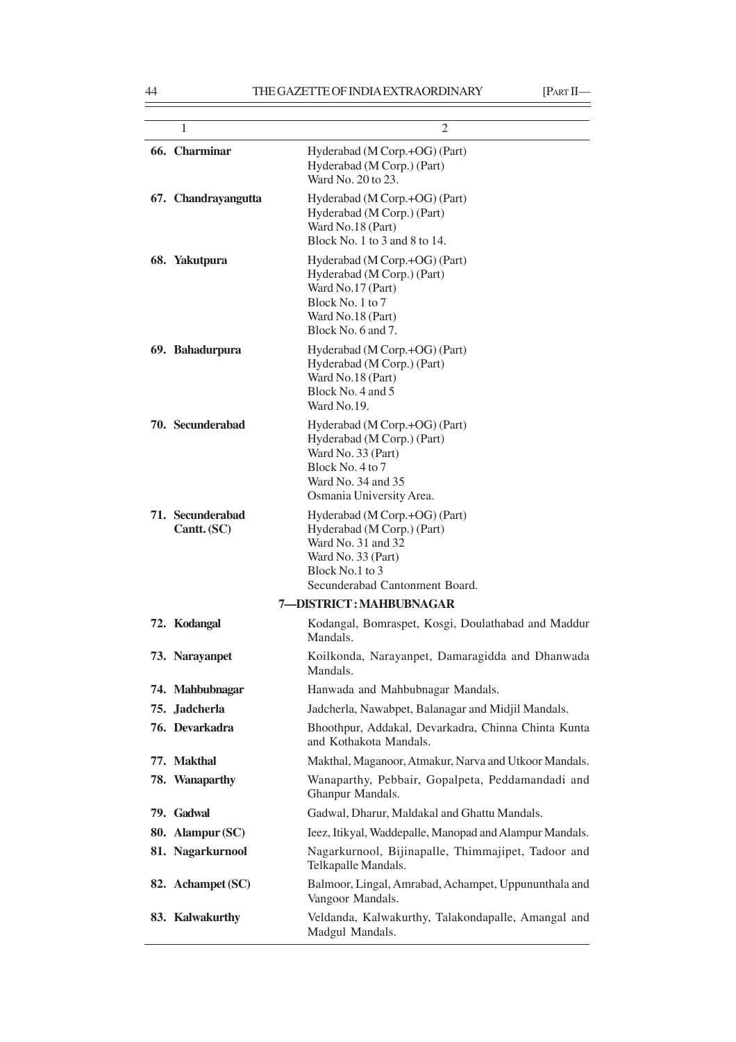| 1 | 2 |
|---|---|
| **66. Charminar** | Hyderabad (M Corp.+OG) (Part)<br>Hyderabad (M Corp.) (Part)<br>Ward No. 20 to 23. |
| **67. Chandrayangutta** | Hyderabad (M Corp.+OG) (Part)<br>Hyderabad (M Corp.) (Part)<br>Ward No.18 (Part)<br>Block No. 1 to 3 and 8 to 14. |
| **68. Yakutpura** | Hyderabad (M Corp.+OG) (Part)<br>Hyderabad (M Corp.) (Part)<br>Ward No.17 (Part)<br>Block No. 1 to 7<br>Ward No.18 (Part)<br>Block No. 6 and 7. |
| **69. Bahadurpura** | Hyderabad (M Corp.+OG) (Part)<br>Hyderabad (M Corp.) (Part)<br>Ward No.18 (Part)<br>Block No. 4 and 5<br>Ward No.19. |
| **70. Secunderabad** | Hyderabad (M Corp.+OG) (Part)<br>Hyderabad (M Corp.) (Part)<br>Ward No. 33 (Part)<br>Block No. 4 to 7<br>Ward No. 34 and 35<br>Osmania University Area. |
| **71. Secunderabad Cantt. (SC)** | Hyderabad (M Corp.+OG) (Part)<br>Hyderabad (M Corp.) (Part)<br>Ward No. 31 and 32<br>Ward No. 33 (Part)<br>Block No.1 to 3<br>Secunderabad Cantonment Board. |
| | **7—DISTRICT : MAHBUBNAGAR** |
| **72. Kodangal** | Kodangal, Bomraspet, Kosgi, Doulathabad and Maddur Mandals. |
| **73. Narayanpet** | Koilkonda, Narayanpet, Damaragidda and Dhanwada Mandals. |
| **74. Mahbubnagar** | Hanwada and Mahbubnagar Mandals. |
| **75. Jadcherla** | Jadcherla, Nawabpet, Balanagar and Midjil Mandals. |
| **76. Devarkadra** | Bhoothpur, Addakal, Devarkadra, Chinna Chinta Kunta and Kothakota Mandals. |
| **77. Makthal** | Makthal, Maganoor, Atmakur, Narva and Utkoor Mandals. |
| **78. Wanaparthy** | Wanaparthy, Pebbair, Gopalpeta, Peddamandadi and Ghanpur Mandals. |
| **79. Gadwal** | Gadwal, Dharur, Maldakal and Ghattu Mandals. |
| **80. Alampur (SC)** | Ieez, Itikyal, Waddepalle, Manopad and Alampur Mandals. |
| **81. Nagarkurnool** | Nagarkurnool, Bijinapalle, Thimmajipet, Tadoor and Telkapalle Mandals. |
| **82. Achampet (SC)** | Balmoor, Lingal, Amrabad, Achampet, Uppununthala and Vangoor Mandals. |
| **83. Kalwakurthy** | Veldanda, Kalwakurthy, Talakondapalle, Amangal and Madgul Mandals. |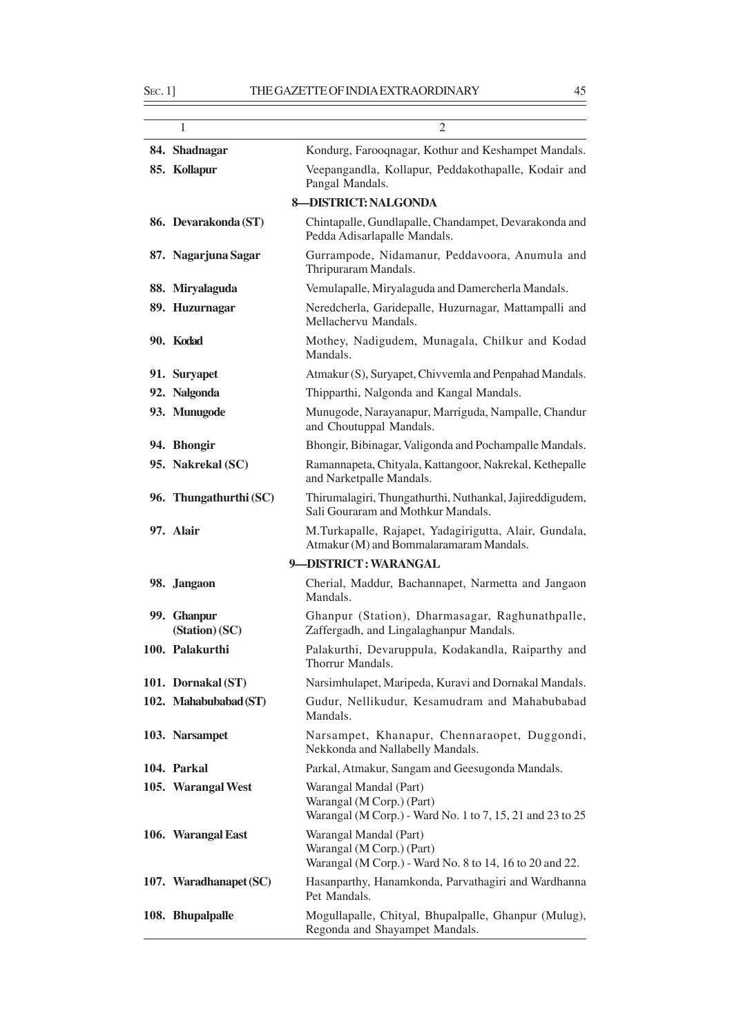| 1 | 2 |
|---|---|
| **84. Shadnagar** | Kondurg, Farooqnagar, Kothur and Keshampet Mandals. |
| **85. Kollapur** | Veepangandla, Kollapur, Peddakothapalle, Kodair and Pangal Mandals. |
| | **8—DISTRICT: NALGONDA** |
| **86. Devarakonda (ST)** | Chintapalle, Gundlapalle, Chandampet, Devarakonda and Pedda Adisarlapalle Mandals. |
| **87. Nagarjuna Sagar** | Gurrampode, Nidamanur, Peddavoora, Anumula and Thripuraram Mandals. |
| **88. Miryalaguda** | Vemulapalle, Miryalaguda and Damercherla Mandals. |
| **89. Huzurnagar** | Neredcherla, Garidepalle, Huzurnagar, Mattampalli and Mellachervu Mandals. |
| **90. Kodad** | Mothey, Nadigudem, Munagala, Chilkur and Kodad Mandals. |
| **91. Suryapet** | Atmakur (S), Suryapet, Chivvemla and Penpahad Mandals. |
| **92. Nalgonda** | Thipparthi, Nalgonda and Kangal Mandals. |
| **93. Munugode** | Munugode, Narayanapur, Marriguda, Nampalle, Chandur and Choutuppal Mandals. |
| **94. Bhongir** | Bhongir, Bibinagar, Valigonda and Pochampalle Mandals. |
| **95. Nakrekal (SC)** | Ramannapeta, Chityala, Kattangoor, Nakrekal, Kethepalle and Narketpalle Mandals. |
| **96. Thungathurthi (SC)** | Thirumalagiri, Thungathurthi, Nuthankal, Jajireddigudem, Sali Gouraram and Mothkur Mandals. |
| **97. Alair** | M.Turkapalle, Rajapet, Yadagirigutta, Alair, Gundala, Atmakur (M) and Bommalaramaram Mandals. |
| | **9—DISTRICT : WARANGAL** |
| **98. Jangaon** | Cherial, Maddur, Bachannapet, Narmetta and Jangaon Mandals. |
| **99. Ghanpur (Station) (SC)** | Ghanpur (Station), Dharmasagar, Raghunathpalle, Zaffergadh, and Lingalaghanpur Mandals. |
| **100. Palakurthi** | Palakurthi, Devaruppula, Kodakandla, Raiparthy and Thorrur Mandals. |
| **101. Dornakal (ST)** | Narsimhulapet, Maripeda, Kuravi and Dornakal Mandals. |
| **102. Mahabubabad (ST)** | Gudur, Nellikudur, Kesamudram and Mahabubabad Mandals. |
| **103. Narsampet** | Narsampet, Khanapur, Chennaraopet, Duggondi, Nekkonda and Nallabelly Mandals. |
| **104. Parkal** | Parkal, Atmakur, Sangam and Geesugonda Mandals. |
| **105. Warangal West** | Warangal Mandal (Part)<br>Warangal (M Corp.) (Part)<br>Warangal (M Corp.) - Ward No. 1 to 7, 15, 21 and 23 to 25 |
| **106. Warangal East** | Warangal Mandal (Part)<br>Warangal (M Corp.) (Part)<br>Warangal (M Corp.) - Ward No. 8 to 14, 16 to 20 and 22. |
| **107. Waradhanapet (SC)** | Hasanparthy, Hanamkonda, Parvathagiri and Wardhanna Pet Mandals. |
| **108. Bhupalpalle** | Mogullapalle, Chityal, Bhupalpalle, Ghanpur (Mulug), Regonda and Shayampet Mandals. |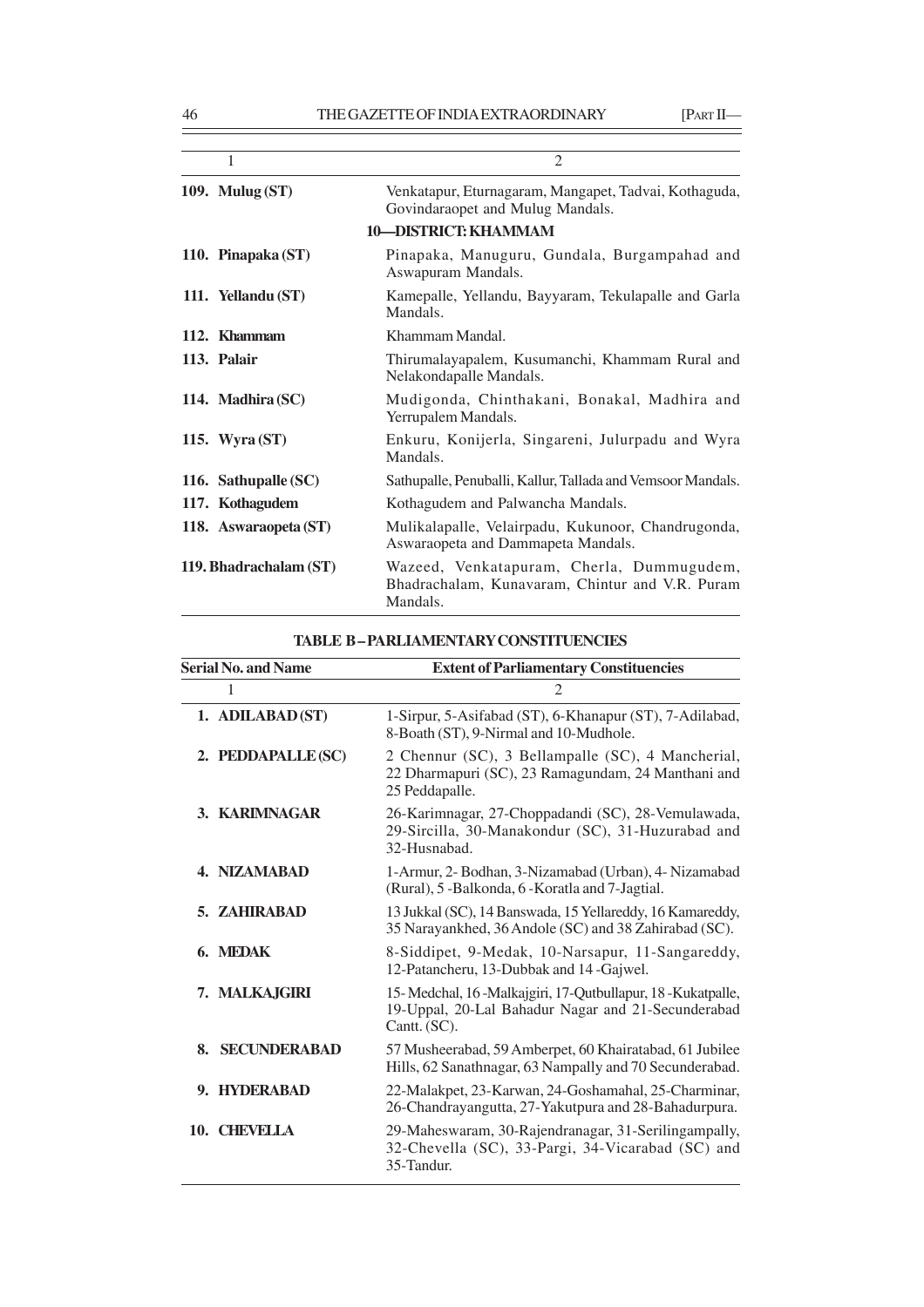| 1 | 2 |
|---|---|
| **109. Mulug (ST)** | Venkatapur, Eturnagaram, Mangapet, Tadvai, Kothaguda, Govindaraopet and Mulug Mandals. |
| | **10—DISTRICT: KHAMMAM** |
| **110. Pinapaka (ST)** | Pinapaka, Manuguru, Gundala, Burgampahad and Aswapuram Mandals. |
| **111. Yellandu (ST)** | Kamepalle, Yellandu, Bayyaram, Tekulapalle and Garla Mandals. |
| **112. Khammam** | Khammam Mandal. |
| **113. Palair** | Thirumalayapalem, Kusumanchi, Khammam Rural and Nelakondapalle Mandals. |
| **114. Madhira (SC)** | Mudigonda, Chinthakani, Bonakal, Madhira and Yerrupalem Mandals. |
| **115. Wyra (ST)** | Enkuru, Konijerla, Singareni, Julurpadu and Wyra Mandals. |
| **116. Sathupalle (SC)** | Sathupalle, Penuballi, Kallur, Tallada and Vemsoor Mandals. |
| **117. Kothagudem** | Kothagudem and Palwancha Mandals. |
| **118. Aswaraopeta (ST)** | Mulikalapalle, Velairpadu, Kukunoor, Chandrugonda, Aswaraopeta and Dammapeta Mandals. |
| **119. Bhadrachalam (ST)** | Wazeed, Venkatapuram, Cherla, Dummugudem, Bhadrachalam, Kunavaram, Chintur and V.R. Puram Mandals. |

**TABLE B – PARLIAMENTARY CONSTITUENCIES**

| Serial No. and Name | Extent of Parliamentary Constituencies |
|---|---|
| 1 | 2 |
| **1. ADILABAD (ST)** | 1-Sirpur, 5-Asifabad (ST), 6-Khanapur (ST), 7-Adilabad, 8-Boath (ST), 9-Nirmal and 10-Mudhole. |
| **2. PEDDAPALLE (SC)** | 2 Chennur (SC), 3 Bellampalle (SC), 4 Mancherial, 22 Dharmapuri (SC), 23 Ramagundam, 24 Manthani and 25 Peddapalle. |
| **3. KARIMNAGAR** | 26-Karimnagar, 27-Choppadandi (SC), 28-Vemulawada, 29-Sircilla, 30-Manakondur (SC), 31-Huzurabad and 32-Husnabad. |
| **4. NIZAMABAD** | 1-Armur, 2- Bodhan, 3-Nizamabad (Urban), 4- Nizamabad (Rural), 5 -Balkonda, 6 -Koratla and 7-Jagtial. |
| **5. ZAHIRABAD** | 13 Jukkal (SC), 14 Banswada, 15 Yellareddy, 16 Kamareddy, 35 Narayankhed, 36 Andole (SC) and 38 Zahirabad (SC). |
| **6. MEDAK** | 8-Siddipet, 9-Medak, 10-Narsapur, 11-Sangareddy, 12-Patancheru, 13-Dubbak and 14 -Gajwel. |
| **7. MALKAJGIRI** | 15- Medchal, 16 -Malkajgiri, 17-Qutbullapur, 18 -Kukatpalle, 19-Uppal, 20-Lal Bahadur Nagar and 21-Secunderabad Cantt. (SC). |
| **8. SECUNDERABAD** | 57 Musheerabad, 59 Amberpet, 60 Khairatabad, 61 Jubilee Hills, 62 Sanathnagar, 63 Nampally and 70 Secunderabad. |
| **9. HYDERABAD** | 22-Malakpet, 23-Karwan, 24-Goshamahal, 25-Charminar, 26-Chandrayangutta, 27-Yakutpura and 28-Bahadurpura. |
| **10. CHEVELLA** | 29-Maheswaram, 30-Rajendranagar, 31-Serilingampally, 32-Chevella (SC), 33-Pargi, 34-Vicarabad (SC) and 35-Tandur. |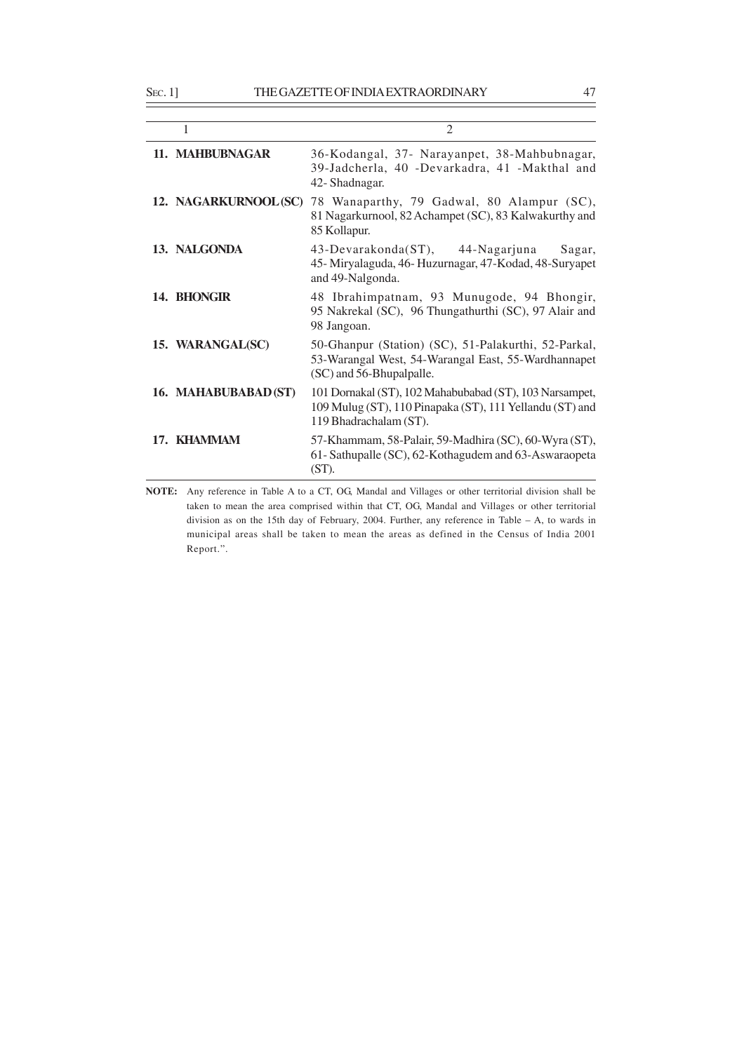| 1 | 2 |
|---|---|
| **11. MAHBUBNAGAR** | 36-Kodangal, 37- Narayanpet, 38-Mahbubnagar, 39-Jadcherla, 40 -Devarkadra, 41 -Makthal and 42- Shadnagar. |
| **12. NAGARKURNOOL (SC)** | 78 Wanaparthy, 79 Gadwal, 80 Alampur (SC), 81 Nagarkurnool, 82 Achampet (SC), 83 Kalwakurthy and 85 Kollapur. |
| **13. NALGONDA** | 43-Devarakonda(ST), 44-Nagarjuna Sagar, 45- Miryalaguda, 46- Huzurnagar, 47-Kodad, 48-Suryapet and 49-Nalgonda. |
| **14. BHONGIR** | 48 Ibrahimpatnam, 93 Munugode, 94 Bhongir, 95 Nakrekal (SC), 96 Thungathurthi (SC), 97 Alair and 98 Jangoan. |
| **15. WARANGAL(SC)** | 50-Ghanpur (Station) (SC), 51-Palakurthi, 52-Parkal, 53-Warangal West, 54-Warangal East, 55-Wardhannapet (SC) and 56-Bhupalpalle. |
| **16. MAHABUBABAD (ST)** | 101 Dornakal (ST), 102 Mahabubabad (ST), 103 Narsampet, 109 Mulug (ST), 110 Pinapaka (ST), 111 Yellandu (ST) and 119 Bhadrachalam (ST). |
| **17. KHAMMAM** | 57-Khammam, 58-Palair, 59-Madhira (SC), 60-Wyra (ST), 61- Sathupalle (SC), 62-Kothagudem and 63-Aswaraopeta (ST). |

**NOTE:** Any reference in Table A to a CT, OG, Mandal and Villages or other territorial division shall be taken to mean the area comprised within that CT, OG, Mandal and Villages or other territorial division as on the 15th day of February, 2004. Further, any reference in Table – A, to wards in municipal areas shall be taken to mean the areas as defined in the Census of India 2001 Report.".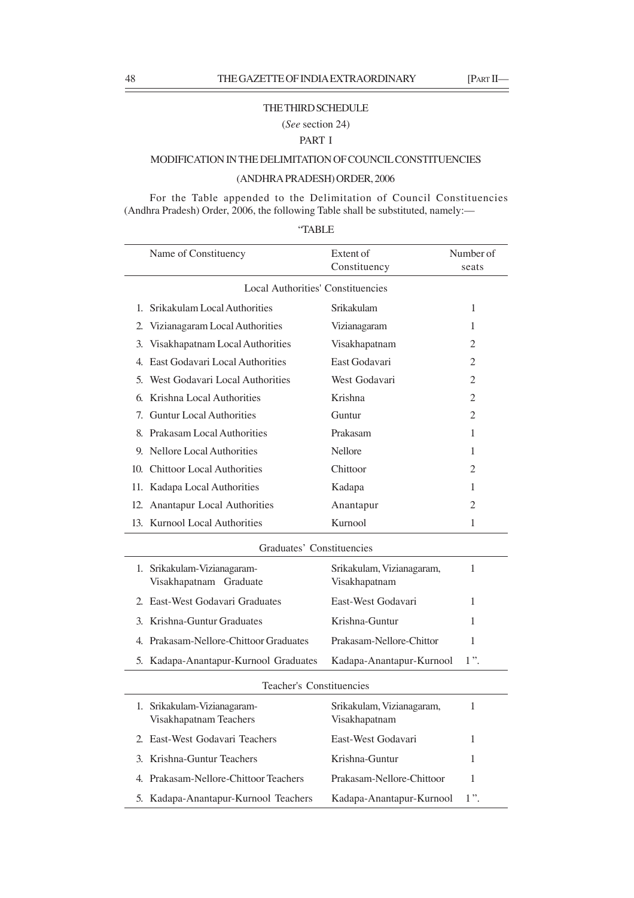# THE THIRD SCHEDULE

(*See* section 24)

PART I

## MODIFICATION IN THE DELIMITATION OF COUNCIL CONSTITUENCIES (ANDHRA PRADESH) ORDER, 2006

For the Table appended to the Delimitation of Council Constituencies (Andhra Pradesh) Order, 2006, the following Table shall be substituted, namely:—

"TABLE

| Name of Constituency | Extent of Constituency | Number of seats |
|---|---|---|
| **Local Authorities' Constituencies** | | |
| 1. Srikakulam Local Authorities | Srikakulam | 1 |
| 2. Vizianagaram Local Authorities | Vizianagaram | 1 |
| 3. Visakhapatnam Local Authorities | Visakhapatnam | 2 |
| 4. East Godavari Local Authorities | East Godavari | 2 |
| 5. West Godavari Local Authorities | West Godavari | 2 |
| 6. Krishna Local Authorities | Krishna | 2 |
| 7. Guntur Local Authorities | Guntur | 2 |
| 8. Prakasam Local Authorities | Prakasam | 1 |
| 9. Nellore Local Authorities | Nellore | 1 |
| 10. Chittoor Local Authorities | Chittoor | 2 |
| 11. Kadapa Local Authorities | Kadapa | 1 |
| 12. Anantapur Local Authorities | Anantapur | 2 |
| 13. Kurnool Local Authorities | Kurnool | 1 |
| **Graduates' Constituencies** | | |
| 1. Srikakulam-Vizianagaram-Visakhapatnam Graduate | Srikakulam, Vizianagaram, Visakhapatnam | 1 |
| 2. East-West Godavari Graduates | East-West Godavari | 1 |
| 3. Krishna-Guntur Graduates | Krishna-Guntur | 1 |
| 4. Prakasam-Nellore-Chittoor Graduates | Prakasam-Nellore-Chittor | 1 |
| 5. Kadapa-Anantapur-Kurnool Graduates | Kadapa-Anantapur-Kurnool | 1". |
| **Teacher's Constituencies** | | |
| 1. Srikakulam-Vizianagaram-Visakhapatnam Teachers | Srikakulam, Vizianagaram, Visakhapatnam | 1 |
| 2. East-West Godavari Teachers | East-West Godavari | 1 |
| 3. Krishna-Guntur Teachers | Krishna-Guntur | 1 |
| 4. Prakasam-Nellore-Chittoor Teachers | Prakasam-Nellore-Chittoor | 1 |
| 5. Kadapa-Anantapur-Kurnool Teachers | Kadapa-Anantapur-Kurnool | 1". |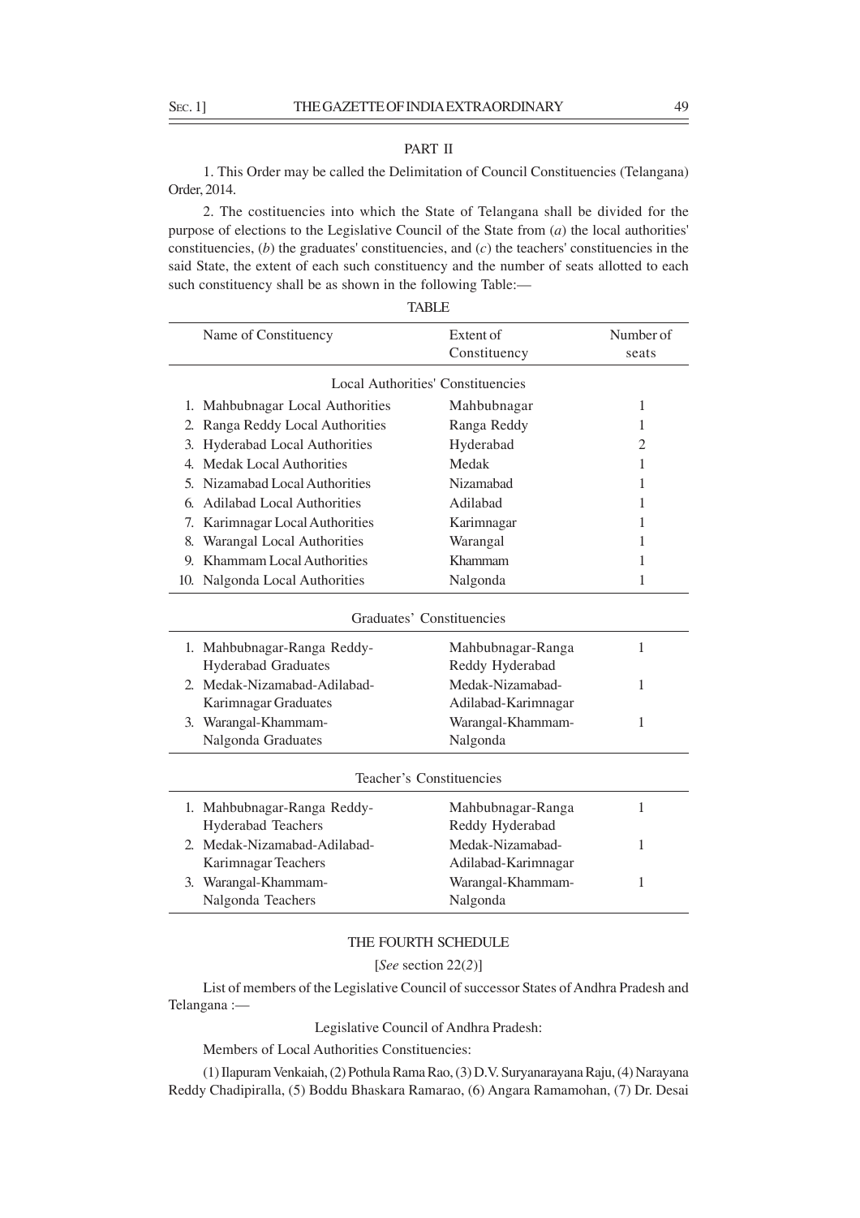## PART II

1. This Order may be called the Delimitation of Council Constituencies (Telangana) Order, 2014.

2. The costituencies into which the State of Telangana shall be divided for the purpose of elections to the Legislative Council of the State from (*a*) the local authorities' constituencies, (*b*) the graduates' constituencies, and (*c*) the teachers' constituencies in the said State, the extent of each such constituency and the number of seats allotted to each such constituency shall be as shown in the following Table:—

TABLE

| Name of Constituency | Extent of Constituency | Number of seats |
|---|---|---|
| | Local Authorities' Constituencies | |
| 1. Mahbubnagar Local Authorities | Mahbubnagar | 1 |
| 2. Ranga Reddy Local Authorities | Ranga Reddy | 1 |
| 3. Hyderabad Local Authorities | Hyderabad | 2 |
| 4. Medak Local Authorities | Medak | 1 |
| 5. Nizamabad Local Authorities | Nizamabad | 1 |
| 6. Adilabad Local Authorities | Adilabad | 1 |
| 7. Karimnagar Local Authorities | Karimnagar | 1 |
| 8. Warangal Local Authorities | Warangal | 1 |
| 9. Khammam Local Authorities | Khammam | 1 |
| 10. Nalgonda Local Authorities | Nalgonda | 1 |
| | Graduates' Constituencies | |
| 1. Mahbubnagar-Ranga Reddy-Hyderabad Graduates | Mahbubnagar-Ranga Reddy Hyderabad | 1 |
| 2. Medak-Nizamabad-Adilabad-Karimnagar Graduates | Medak-Nizamabad-Adilabad-Karimnagar | 1 |
| 3. Warangal-Khammam-Nalgonda Graduates | Warangal-Khammam-Nalgonda | 1 |
| | Teacher's Constituencies | |
| 1. Mahbubnagar-Ranga Reddy-Hyderabad Teachers | Mahbubnagar-Ranga Reddy Hyderabad | 1 |
| 2. Medak-Nizamabad-Adilabad-Karimnagar Teachers | Medak-Nizamabad-Adilabad-Karimnagar | 1 |
| 3. Warangal-Khammam-Nalgonda Teachers | Warangal-Khammam-Nalgonda | 1 |

## THE FOURTH SCHEDULE

[*See* section 22(*2*)]

List of members of the Legislative Council of successor States of Andhra Pradesh and Telangana :—

Legislative Council of Andhra Pradesh:

Members of Local Authorities Constituencies:

(1) Ilapuram Venkaiah, (2) Pothula Rama Rao, (3) D.V. Suryanarayana Raju, (4) Narayana Reddy Chadipiralla, (5) Boddu Bhaskara Ramarao, (6) Angara Ramamohan, (7) Dr. Desai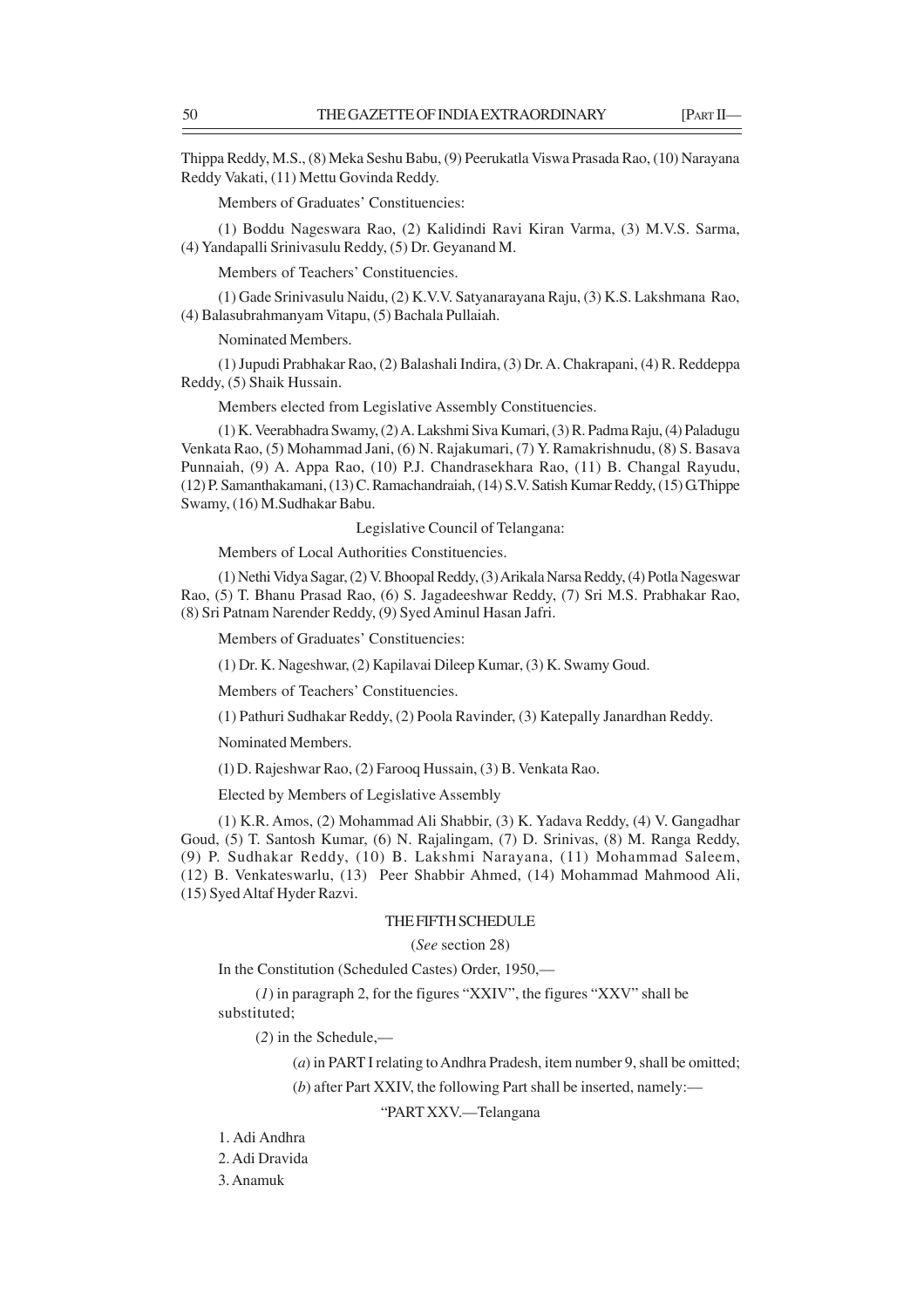Thippa Reddy, M.S., (8) Meka Seshu Babu, (9) Peerukatla Viswa Prasada Rao, (10) Narayana Reddy Vakati, (11) Mettu Govinda Reddy.

Members of Graduates' Constituencies:

(1) Boddu Nageswara Rao, (2) Kalidindi Ravi Kiran Varma, (3) M.V.S. Sarma, (4) Yandapalli Srinivasulu Reddy, (5) Dr. Geyanand M.

Members of Teachers' Constituencies.

(1) Gade Srinivasulu Naidu, (2) K.V.V. Satyanarayana Raju, (3) K.S. Lakshmana Rao, (4) Balasubrahmanyam Vitapu, (5) Bachala Pullaiah.

Nominated Members.

(1) Jupudi Prabhakar Rao, (2) Balashali Indira, (3) Dr. A. Chakrapani, (4) R. Reddeppa Reddy, (5) Shaik Hussain.

Members elected from Legislative Assembly Constituencies.

(1) K. Veerabhadra Swamy, (2) A. Lakshmi Siva Kumari, (3) R. Padma Raju, (4) Paladugu Venkata Rao, (5) Mohammad Jani, (6) N. Rajakumari, (7) Y. Ramakrishnudu, (8) S. Basava Punnaiah, (9) A. Appa Rao, (10) P.J. Chandrasekhara Rao, (11) B. Changal Rayudu, (12) P. Samanthakamani, (13) C. Ramachandraiah, (14) S.V. Satish Kumar Reddy, (15) G.Thippe Swamy, (16) M.Sudhakar Babu.

Legislative Council of Telangana:

Members of Local Authorities Constituencies.

(1) Nethi Vidya Sagar, (2) V. Bhoopal Reddy, (3) Arikala Narsa Reddy, (4) Potla Nageswar Rao, (5) T. Bhanu Prasad Rao, (6) S. Jagadeeshwar Reddy, (7) Sri M.S. Prabhakar Rao, (8) Sri Patnam Narender Reddy, (9) Syed Aminul Hasan Jafri.

Members of Graduates' Constituencies:

(1) Dr. K. Nageshwar, (2) Kapilavai Dileep Kumar, (3) K. Swamy Goud.

Members of Teachers' Constituencies.

(1) Pathuri Sudhakar Reddy, (2) Poola Ravinder, (3) Katepally Janardhan Reddy.

Nominated Members.

(1) D. Rajeshwar Rao, (2) Farooq Hussain, (3) B. Venkata Rao.

Elected by Members of Legislative Assembly

(1) K.R. Amos, (2) Mohammad Ali Shabbir, (3) K. Yadava Reddy, (4) V. Gangadhar Goud, (5) T. Santosh Kumar, (6) N. Rajalingam, (7) D. Srinivas, (8) M. Ranga Reddy, (9) P. Sudhakar Reddy, (10) B. Lakshmi Narayana, (11) Mohammad Saleem, (12) B. Venkateswarlu, (13) Peer Shabbir Ahmed, (14) Mohammad Mahmood Ali, (15) Syed Altaf Hyder Razvi.

## THE FIFTH SCHEDULE

(*See* section 28)

In the Constitution (Scheduled Castes) Order, 1950,—

(*1*) in paragraph 2, for the figures "XXIV", the figures "XXV" shall be substituted;

(*2*) in the Schedule,—

(*a*) in PART I relating to Andhra Pradesh, item number 9, shall be omitted;

(*b*) after Part XXIV, the following Part shall be inserted, namely:—

"PART XXV.—Telangana

1. Adi Andhra
2. Adi Dravida
3. Anamuk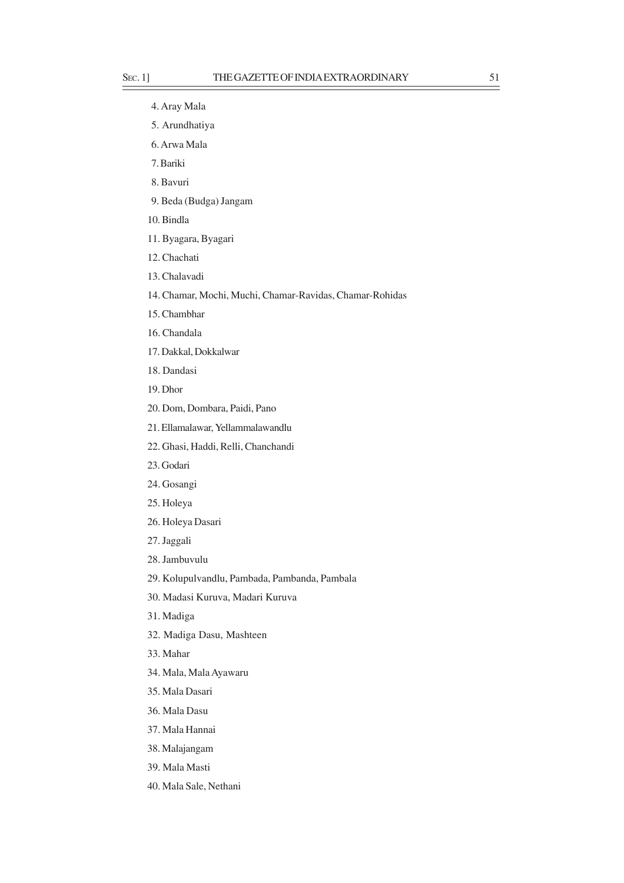4. Aray Mala
5. Arundhatiya
6. Arwa Mala
7. Bariki
8. Bavuri
9. Beda (Budga) Jangam
10. Bindla
11. Byagara, Byagari
12. Chachati
13. Chalavadi
14. Chamar, Mochi, Muchi, Chamar-Ravidas, Chamar-Rohidas
15. Chambhar
16. Chandala
17. Dakkal, Dokkalwar
18. Dandasi
19. Dhor
20. Dom, Dombara, Paidi, Pano
21. Ellamalawar, Yellammalawandlu
22. Ghasi, Haddi, Relli, Chanchandi
23. Godari
24. Gosangi
25. Holeya
26. Holeya Dasari
27. Jaggali
28. Jambuvulu
29. Kolupulvandlu, Pambada, Pambanda, Pambala
30. Madasi Kuruva, Madari Kuruva
31. Madiga
32. Madiga Dasu, Mashteen
33. Mahar
34. Mala, Mala Ayawaru
35. Mala Dasari
36. Mala Dasu
37. Mala Hannai
38. Malajangam
39. Mala Masti
40. Mala Sale, Nethani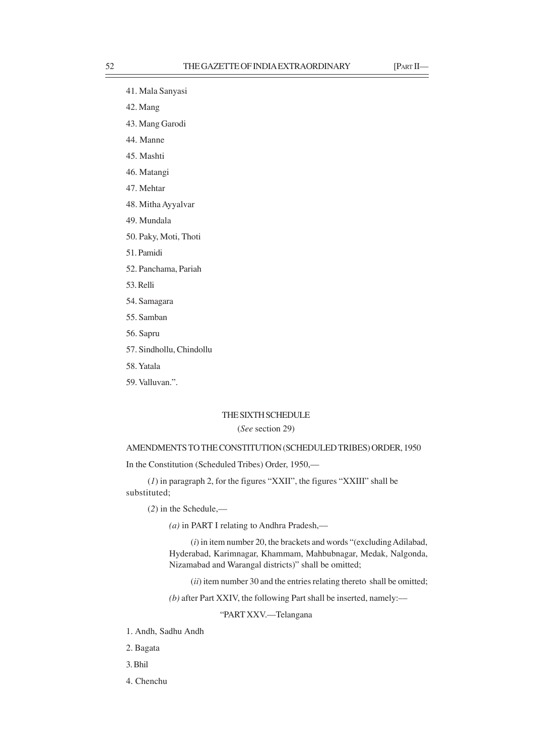41. Mala Sanyasi

42. Mang

43. Mang Garodi

44. Manne

45. Mashti

46. Matangi

47. Mehtar

48. Mitha Ayyalvar

49. Mundala

50. Paky, Moti, Thoti

51. Pamidi

52. Panchama, Pariah

53. Relli

54. Samagara

55. Samban

56. Sapru

57. Sindhollu, Chindollu

58. Yatala

59. Valluvan.".

## THE SIXTH SCHEDULE

(*See* section 29)

AMENDMENTS TO THE CONSTITUTION (SCHEDULED TRIBES) ORDER, 1950

In the Constitution (Scheduled Tribes) Order, 1950,—

(*1*) in paragraph 2, for the figures "XXII", the figures "XXIII" shall be substituted;

(*2*) in the Schedule,—

*(a)* in PART I relating to Andhra Pradesh,—

(*i*) in item number 20, the brackets and words "(excluding Adilabad, Hyderabad, Karimnagar, Khammam, Mahbubnagar, Medak, Nalgonda, Nizamabad and Warangal districts)" shall be omitted;

(*ii*) item number 30 and the entries relating thereto shall be omitted;

*(b)* after Part XXIV, the following Part shall be inserted, namely:—

"PART XXV.—Telangana

1. Andh, Sadhu Andh

2. Bagata

3. Bhil

4. Chenchu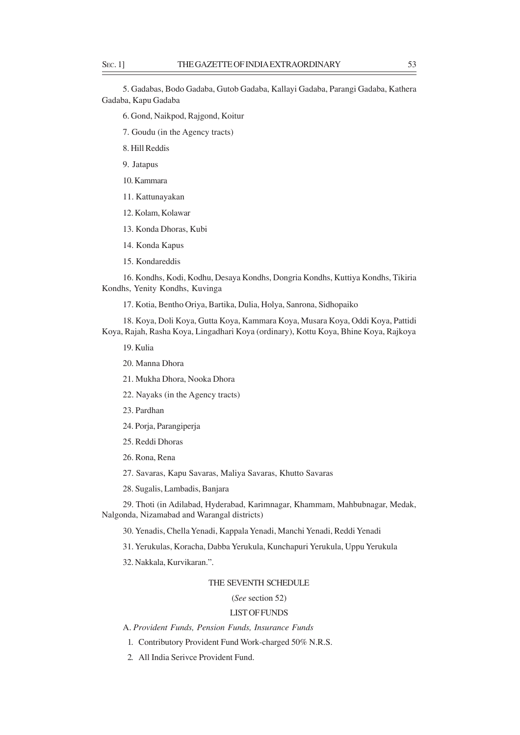5. Gadabas, Bodo Gadaba, Gutob Gadaba, Kallayi Gadaba, Parangi Gadaba, Kathera Gadaba, Kapu Gadaba

6. Gond, Naikpod, Rajgond, Koitur

7. Goudu (in the Agency tracts)

8. Hill Reddis

9. Jatapus

10. Kammara

11. Kattunayakan

12. Kolam, Kolawar

13. Konda Dhoras, Kubi

14. Konda Kapus

15. Kondareddis

16. Kondhs, Kodi, Kodhu, Desaya Kondhs, Dongria Kondhs, Kuttiya Kondhs, Tikiria Kondhs, Yenity Kondhs, Kuvinga

17. Kotia, Bentho Oriya, Bartika, Dulia, Holya, Sanrona, Sidhopaiko

18. Koya, Doli Koya, Gutta Koya, Kammara Koya, Musara Koya, Oddi Koya, Pattidi Koya, Rajah, Rasha Koya, Lingadhari Koya (ordinary), Kottu Koya, Bhine Koya, Rajkoya

19. Kulia

20. Manna Dhora

21. Mukha Dhora, Nooka Dhora

22. Nayaks (in the Agency tracts)

23. Pardhan

24. Porja, Parangiperja

25. Reddi Dhoras

26. Rona, Rena

27. Savaras, Kapu Savaras, Maliya Savaras, Khutto Savaras

28. Sugalis, Lambadis, Banjara

29. Thoti (in Adilabad, Hyderabad, Karimnagar, Khammam, Mahbubnagar, Medak, Nalgonda, Nizamabad and Warangal districts)

30. Yenadis, Chella Yenadi, Kappala Yenadi, Manchi Yenadi, Reddi Yenadi

31. Yerukulas, Koracha, Dabba Yerukula, Kunchapuri Yerukula, Uppu Yerukula

32. Nakkala, Kurvikaran.".

## THE SEVENTH SCHEDULE

(*See* section 52)

### LIST OF FUNDS

A. *Provident Funds, Pension Funds, Insurance Funds*

1. Contributory Provident Fund Work-charged 50% N.R.S.
2. All India Serivce Provident Fund.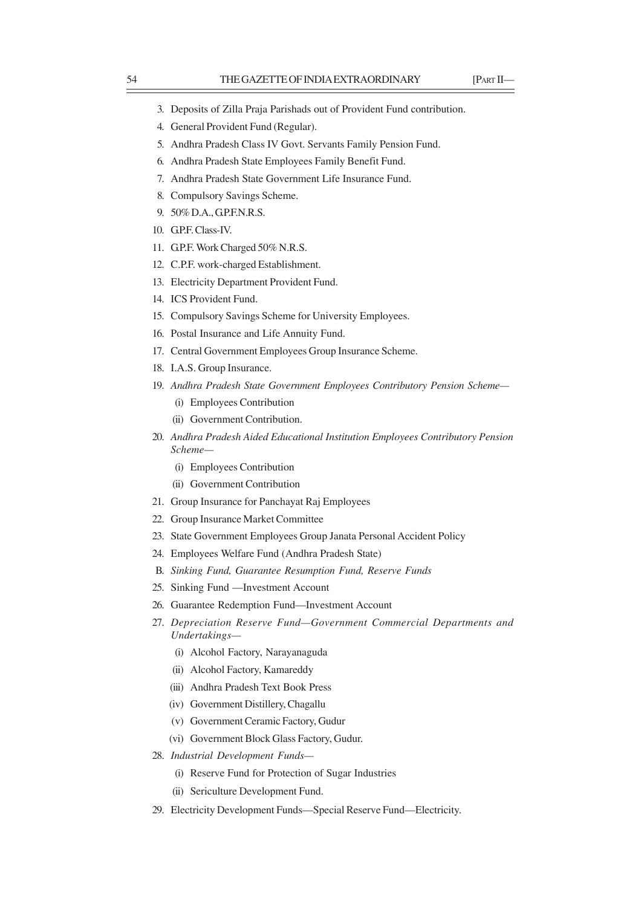3. Deposits of Zilla Praja Parishads out of Provident Fund contribution.
4. General Provident Fund (Regular).
5. Andhra Pradesh Class IV Govt. Servants Family Pension Fund.
6. Andhra Pradesh State Employees Family Benefit Fund.
7. Andhra Pradesh State Government Life Insurance Fund.
8. Compulsory Savings Scheme.
9. 50% D.A., G.P.F.N.R.S.
10. G.P.F. Class-IV.
11. G.P.F. Work Charged 50% N.R.S.
12. C.P.F. work-charged Establishment.
13. Electricity Department Provident Fund.
14. ICS Provident Fund.
15. Compulsory Savings Scheme for University Employees.
16. Postal Insurance and Life Annuity Fund.
17. Central Government Employees Group Insurance Scheme.
18. I.A.S. Group Insurance.
19. *Andhra Pradesh State Government Employees Contributory Pension Scheme—*
    - (i) Employees Contribution
    - (ii) Government Contribution.
20. *Andhra Pradesh Aided Educational Institution Employees Contributory Pension Scheme—*
    - (i) Employees Contribution
    - (ii) Government Contribution
21. Group Insurance for Panchayat Raj Employees
22. Group Insurance Market Committee
23. State Government Employees Group Janata Personal Accident Policy
24. Employees Welfare Fund (Andhra Pradesh State)

B. *Sinking Fund, Guarantee Resumption Fund, Reserve Funds*

25. Sinking Fund —Investment Account
26. Guarantee Redemption Fund—Investment Account
27. *Depreciation Reserve Fund—Government Commercial Departments and Undertakings—*
    - (i) Alcohol Factory, Narayanaguda
    - (ii) Alcohol Factory, Kamareddy
    - (iii) Andhra Pradesh Text Book Press
    - (iv) Government Distillery, Chagallu
    - (v) Government Ceramic Factory, Gudur
    - (vi) Government Block Glass Factory, Gudur.
28. *Industrial Development Funds—*
    - (i) Reserve Fund for Protection of Sugar Industries
    - (ii) Sericulture Development Fund.
29. Electricity Development Funds—Special Reserve Fund—Electricity.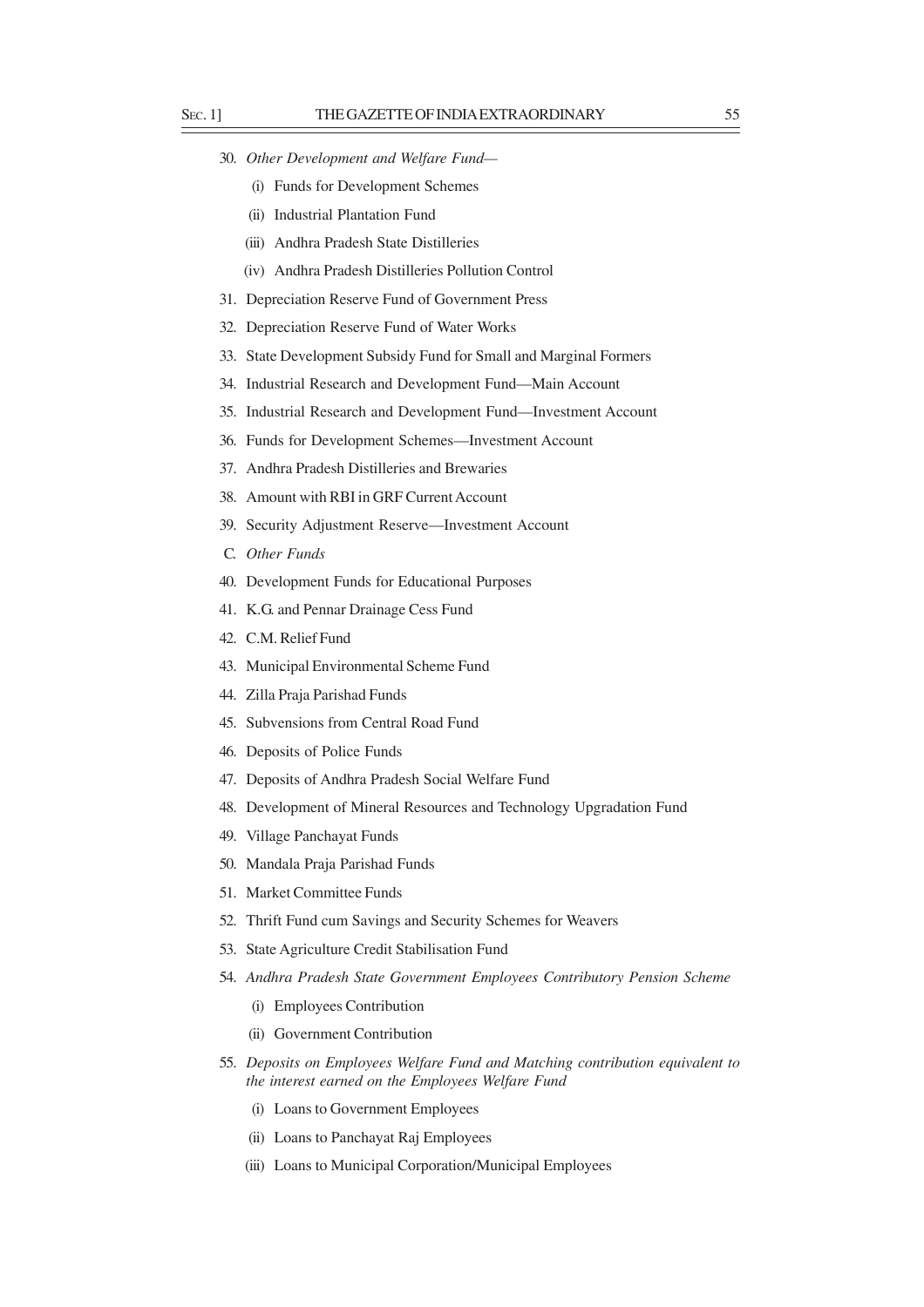30. *Other Development and Welfare Fund—*

    (i) Funds for Development Schemes

    (ii) Industrial Plantation Fund

    (iii) Andhra Pradesh State Distilleries

    (iv) Andhra Pradesh Distilleries Pollution Control

31. Depreciation Reserve Fund of Government Press

32. Depreciation Reserve Fund of Water Works

33. State Development Subsidy Fund for Small and Marginal Formers

34. Industrial Research and Development Fund—Main Account

35. Industrial Research and Development Fund—Investment Account

36. Funds for Development Schemes—Investment Account

37. Andhra Pradesh Distilleries and Brewaries

38. Amount with RBI in GRF Current Account

39. Security Adjustment Reserve—Investment Account

C. *Other Funds*

40. Development Funds for Educational Purposes

41. K.G. and Pennar Drainage Cess Fund

42. C.M. Relief Fund

43. Municipal Environmental Scheme Fund

44. Zilla Praja Parishad Funds

45. Subvensions from Central Road Fund

46. Deposits of Police Funds

47. Deposits of Andhra Pradesh Social Welfare Fund

48. Development of Mineral Resources and Technology Upgradation Fund

49. Village Panchayat Funds

50. Mandala Praja Parishad Funds

51. Market Committee Funds

52. Thrift Fund cum Savings and Security Schemes for Weavers

53. State Agriculture Credit Stabilisation Fund

54. *Andhra Pradesh State Government Employees Contributory Pension Scheme*

    (i) Employees Contribution

    (ii) Government Contribution

55. *Deposits on Employees Welfare Fund and Matching contribution equivalent to the interest earned on the Employees Welfare Fund*

    (i) Loans to Government Employees

    (ii) Loans to Panchayat Raj Employees

    (iii) Loans to Municipal Corporation/Municipal Employees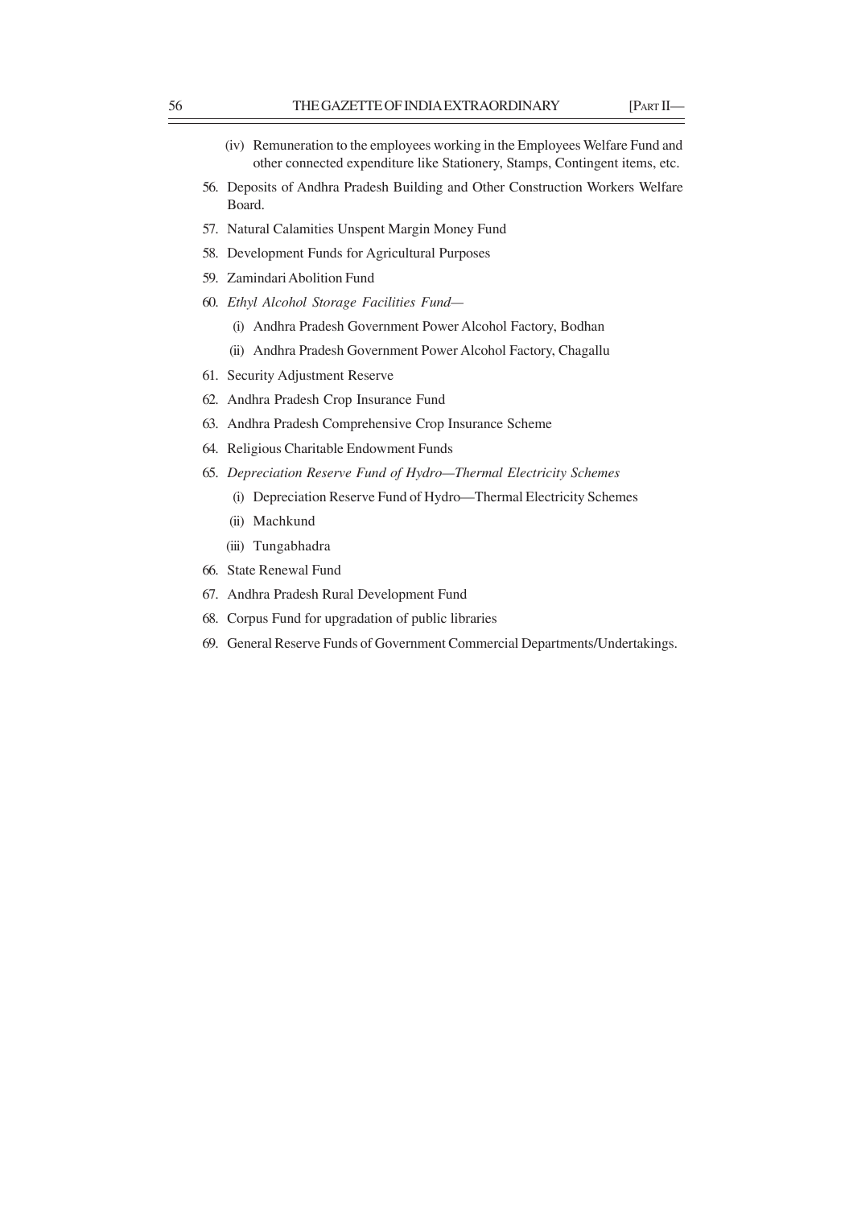(iv) Remuneration to the employees working in the Employees Welfare Fund and other connected expenditure like Stationery, Stamps, Contingent items, etc.

56. Deposits of Andhra Pradesh Building and Other Construction Workers Welfare Board.

57. Natural Calamities Unspent Margin Money Fund

58. Development Funds for Agricultural Purposes

59. Zamindari Abolition Fund

60. *Ethyl Alcohol Storage Facilities Fund—*

    (i) Andhra Pradesh Government Power Alcohol Factory, Bodhan

    (ii) Andhra Pradesh Government Power Alcohol Factory, Chagallu

61. Security Adjustment Reserve

62. Andhra Pradesh Crop Insurance Fund

63. Andhra Pradesh Comprehensive Crop Insurance Scheme

64. Religious Charitable Endowment Funds

65. *Depreciation Reserve Fund of Hydro—Thermal Electricity Schemes*

    (i) Depreciation Reserve Fund of Hydro—Thermal Electricity Schemes

    (ii) Machkund

    (iii) Tungabhadra

66. State Renewal Fund

67. Andhra Pradesh Rural Development Fund

68. Corpus Fund for upgradation of public libraries

69. General Reserve Funds of Government Commercial Departments/Undertakings.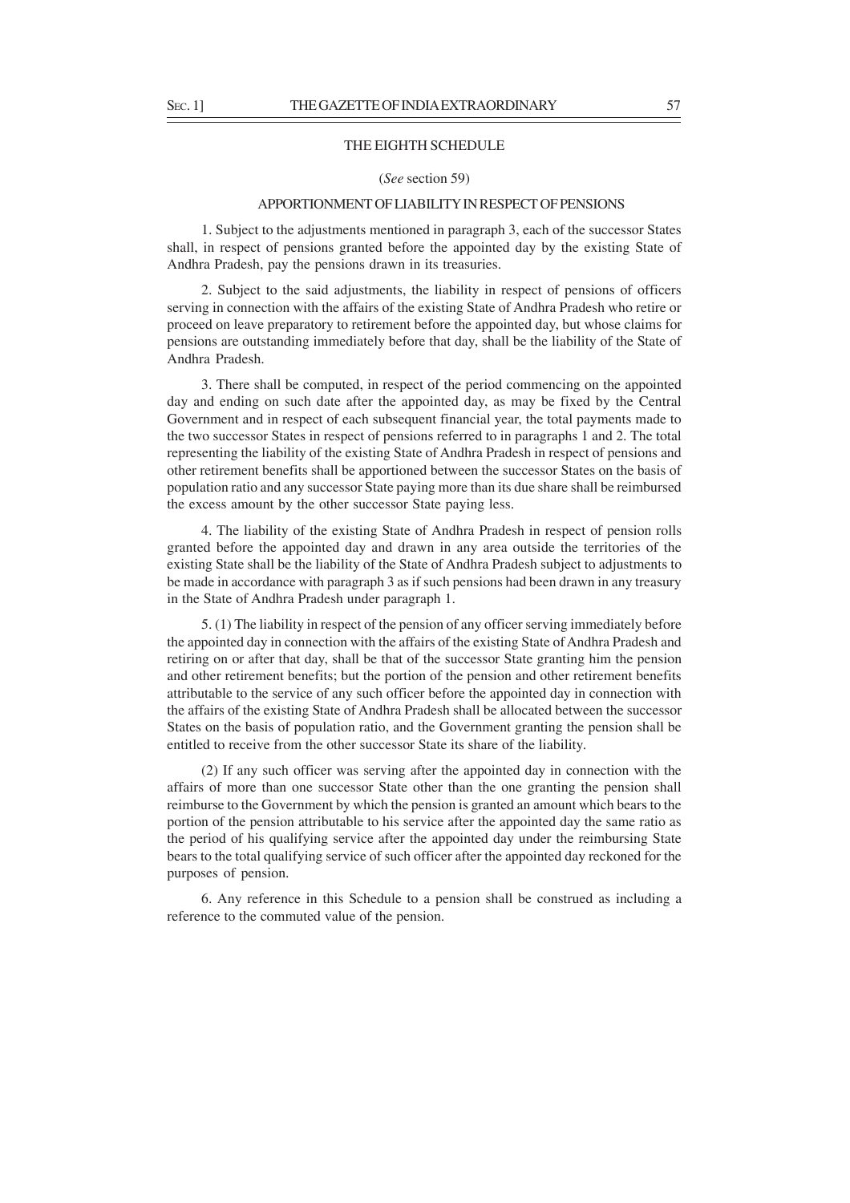## THE EIGHTH SCHEDULE

(*See* section 59)

### APPORTIONMENT OF LIABILITY IN RESPECT OF PENSIONS

1. Subject to the adjustments mentioned in paragraph 3, each of the successor States shall, in respect of pensions granted before the appointed day by the existing State of Andhra Pradesh, pay the pensions drawn in its treasuries.

2. Subject to the said adjustments, the liability in respect of pensions of officers serving in connection with the affairs of the existing State of Andhra Pradesh who retire or proceed on leave preparatory to retirement before the appointed day, but whose claims for pensions are outstanding immediately before that day, shall be the liability of the State of Andhra Pradesh.

3. There shall be computed, in respect of the period commencing on the appointed day and ending on such date after the appointed day, as may be fixed by the Central Government and in respect of each subsequent financial year, the total payments made to the two successor States in respect of pensions referred to in paragraphs 1 and 2. The total representing the liability of the existing State of Andhra Pradesh in respect of pensions and other retirement benefits shall be apportioned between the successor States on the basis of population ratio and any successor State paying more than its due share shall be reimbursed the excess amount by the other successor State paying less.

4. The liability of the existing State of Andhra Pradesh in respect of pension rolls granted before the appointed day and drawn in any area outside the territories of the existing State shall be the liability of the State of Andhra Pradesh subject to adjustments to be made in accordance with paragraph 3 as if such pensions had been drawn in any treasury in the State of Andhra Pradesh under paragraph 1.

5. (1) The liability in respect of the pension of any officer serving immediately before the appointed day in connection with the affairs of the existing State of Andhra Pradesh and retiring on or after that day, shall be that of the successor State granting him the pension and other retirement benefits; but the portion of the pension and other retirement benefits attributable to the service of any such officer before the appointed day in connection with the affairs of the existing State of Andhra Pradesh shall be allocated between the successor States on the basis of population ratio, and the Government granting the pension shall be entitled to receive from the other successor State its share of the liability.

(2) If any such officer was serving after the appointed day in connection with the affairs of more than one successor State other than the one granting the pension shall reimburse to the Government by which the pension is granted an amount which bears to the portion of the pension attributable to his service after the appointed day the same ratio as the period of his qualifying service after the appointed day under the reimbursing State bears to the total qualifying service of such officer after the appointed day reckoned for the purposes of pension.

6. Any reference in this Schedule to a pension shall be construed as including a reference to the commuted value of the pension.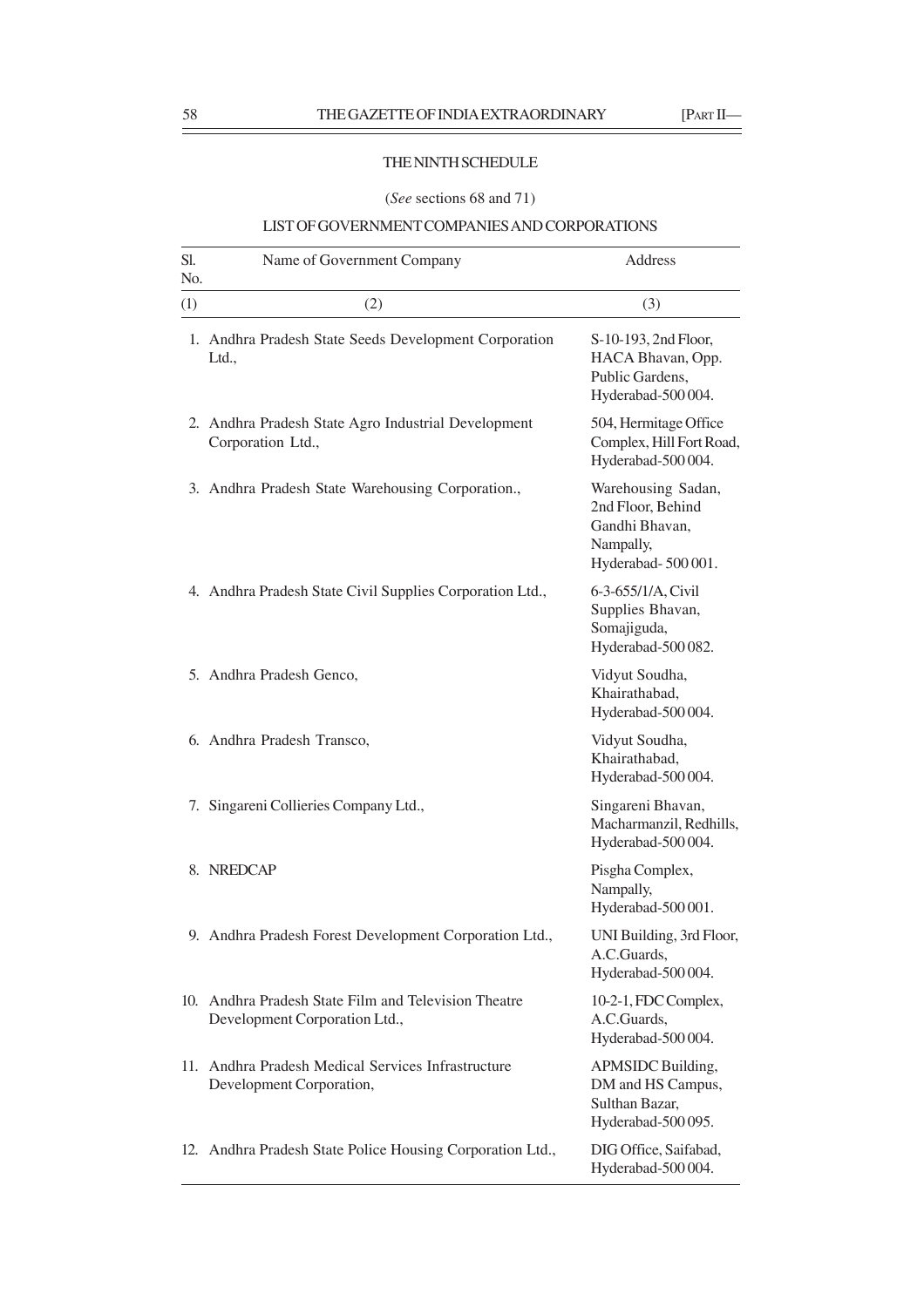# THE NINTH SCHEDULE

(*See* sections 68 and 71)

## LIST OF GOVERNMENT COMPANIES AND CORPORATIONS

| Sl. No. | Name of Government Company | Address |
|---|---|---|
| (1) | (2) | (3) |
| 1. | Andhra Pradesh State Seeds Development Corporation Ltd., | S-10-193, 2nd Floor, HACA Bhavan, Opp. Public Gardens, Hyderabad-500 004. |
| 2. | Andhra Pradesh State Agro Industrial Development Corporation Ltd., | 504, Hermitage Office Complex, Hill Fort Road, Hyderabad-500 004. |
| 3. | Andhra Pradesh State Warehousing Corporation., | Warehousing Sadan, 2nd Floor, Behind Gandhi Bhavan, Nampally, Hyderabad- 500 001. |
| 4. | Andhra Pradesh State Civil Supplies Corporation Ltd., | 6-3-655/1/A, Civil Supplies Bhavan, Somajiguda, Hyderabad-500 082. |
| 5. | Andhra Pradesh Genco, | Vidyut Soudha, Khairathabad, Hyderabad-500 004. |
| 6. | Andhra Pradesh Transco, | Vidyut Soudha, Khairathabad, Hyderabad-500 004. |
| 7. | Singareni Collieries Company Ltd., | Singareni Bhavan, Macharmanzil, Redhills, Hyderabad-500 004. |
| 8. | NREDCAP | Pisgha Complex, Nampally, Hyderabad-500 001. |
| 9. | Andhra Pradesh Forest Development Corporation Ltd., | UNI Building, 3rd Floor, A.C.Guards, Hyderabad-500 004. |
| 10. | Andhra Pradesh State Film and Television Theatre Development Corporation Ltd., | 10-2-1, FDC Complex, A.C.Guards, Hyderabad-500 004. |
| 11. | Andhra Pradesh Medical Services Infrastructure Development Corporation, | APMSIDC Building, DM and HS Campus, Sulthan Bazar, Hyderabad-500 095. |
| 12. | Andhra Pradesh State Police Housing Corporation Ltd., | DIG Office, Saifabad, Hyderabad-500 004. |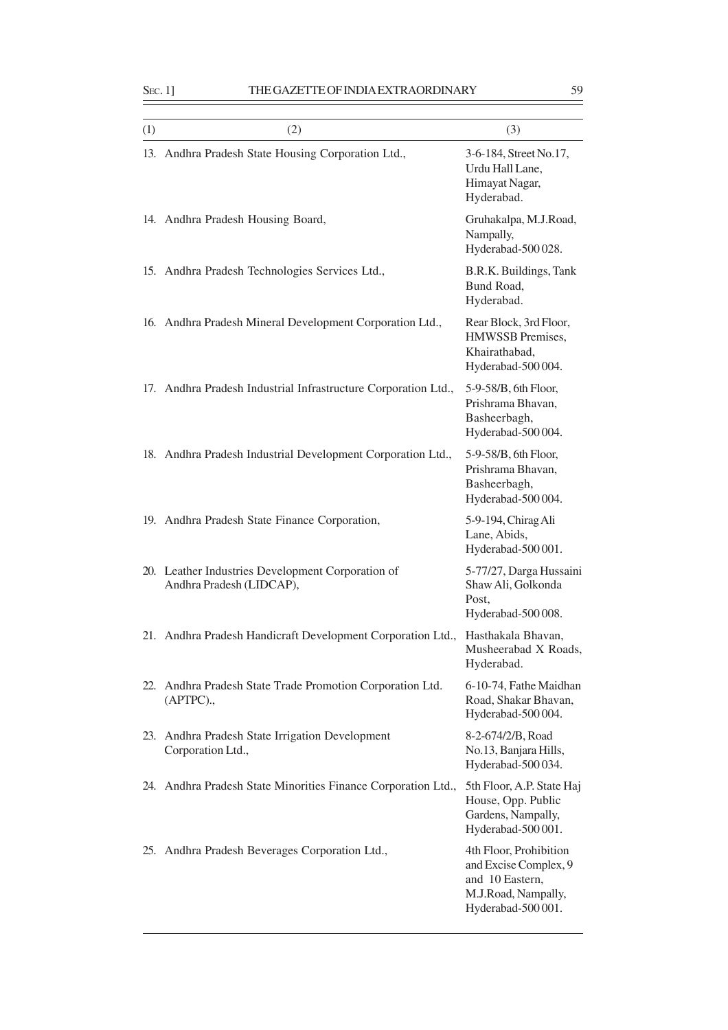| (1) | (2) | (3) |
|---|---|---|
| 13. | Andhra Pradesh State Housing Corporation Ltd., | 3-6-184, Street No.17, Urdu Hall Lane, Himayat Nagar, Hyderabad. |
| 14. | Andhra Pradesh Housing Board, | Gruhakalpa, M.J.Road, Nampally, Hyderabad-500 028. |
| 15. | Andhra Pradesh Technologies Services Ltd., | B.R.K. Buildings, Tank Bund Road, Hyderabad. |
| 16. | Andhra Pradesh Mineral Development Corporation Ltd., | Rear Block, 3rd Floor, HMWSSB Premises, Khairathabad, Hyderabad-500 004. |
| 17. | Andhra Pradesh Industrial Infrastructure Corporation Ltd., | 5-9-58/B, 6th Floor, Prishrama Bhavan, Basheerbagh, Hyderabad-500 004. |
| 18. | Andhra Pradesh Industrial Development Corporation Ltd., | 5-9-58/B, 6th Floor, Prishrama Bhavan, Basheerbagh, Hyderabad-500 004. |
| 19. | Andhra Pradesh State Finance Corporation, | 5-9-194, Chirag Ali Lane, Abids, Hyderabad-500 001. |
| 20. | Leather Industries Development Corporation of Andhra Pradesh (LIDCAP), | 5-77/27, Darga Hussaini Shaw Ali, Golkonda Post, Hyderabad-500 008. |
| 21. | Andhra Pradesh Handicraft Development Corporation Ltd., | Hasthakala Bhavan, Musheerabad X Roads, Hyderabad. |
| 22. | Andhra Pradesh State Trade Promotion Corporation Ltd. (APTPC)., | 6-10-74, Fathe Maidhan Road, Shakar Bhavan, Hyderabad-500 004. |
| 23. | Andhra Pradesh State Irrigation Development Corporation Ltd., | 8-2-674/2/B, Road No.13, Banjara Hills, Hyderabad-500 034. |
| 24. | Andhra Pradesh State Minorities Finance Corporation Ltd., | 5th Floor, A.P. State Haj House, Opp. Public Gardens, Nampally, Hyderabad-500 001. |
| 25. | Andhra Pradesh Beverages Corporation Ltd., | 4th Floor, Prohibition and Excise Complex, 9 and 10 Eastern, M.J.Road, Nampally, Hyderabad-500 001. |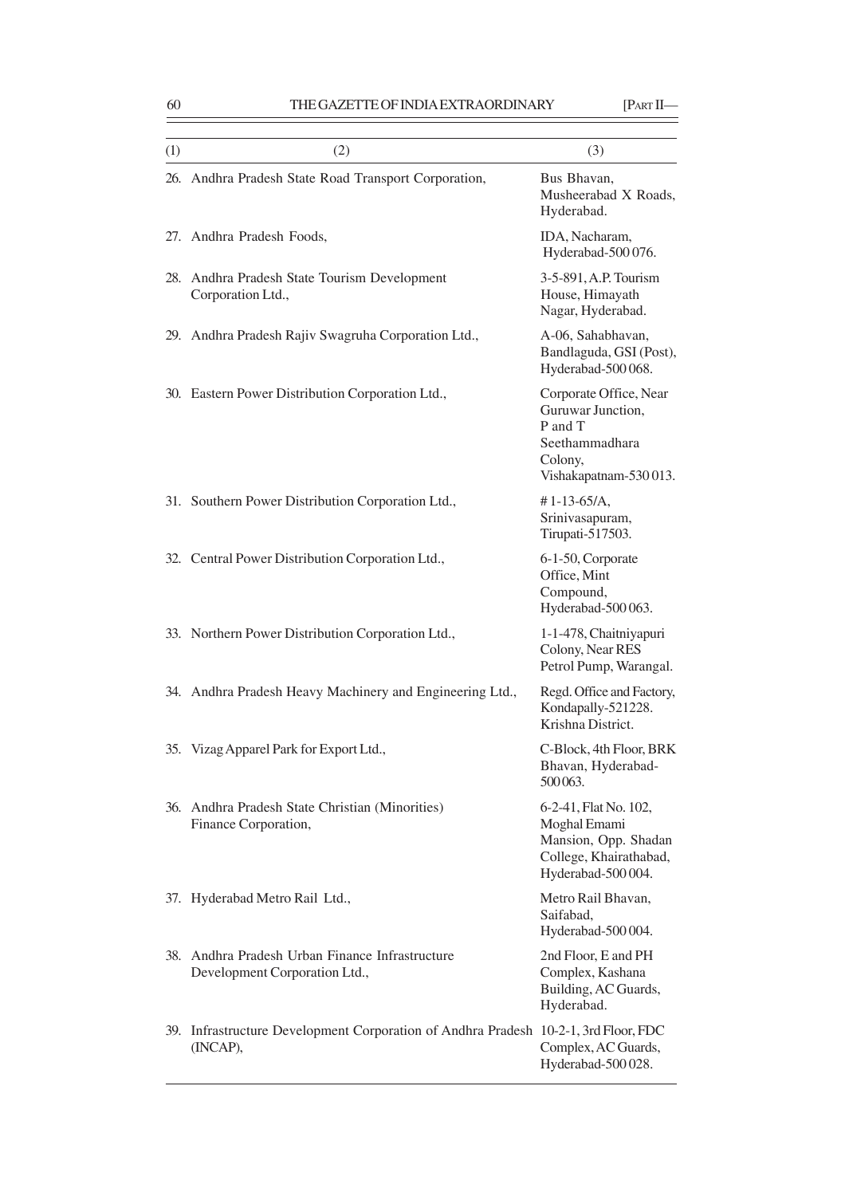| (1) | (2) | (3) |
|---|---|---|
| 26. | Andhra Pradesh State Road Transport Corporation, | Bus Bhavan, Musheerabad X Roads, Hyderabad. |
| 27. | Andhra Pradesh Foods, | IDA, Nacharam, Hyderabad-500 076. |
| 28. | Andhra Pradesh State Tourism Development Corporation Ltd., | 3-5-891, A.P. Tourism House, Himayath Nagar, Hyderabad. |
| 29. | Andhra Pradesh Rajiv Swagruha Corporation Ltd., | A-06, Sahabhavan, Bandlaguda, GSI (Post), Hyderabad-500 068. |
| 30. | Eastern Power Distribution Corporation Ltd., | Corporate Office, Near Guruwar Junction, P and T Seethammadhara Colony, Vishakapatnam-530 013. |
| 31. | Southern Power Distribution Corporation Ltd., | # 1-13-65/A, Srinivasapuram, Tirupati-517503. |
| 32. | Central Power Distribution Corporation Ltd., | 6-1-50, Corporate Office, Mint Compound, Hyderabad-500 063. |
| 33. | Northern Power Distribution Corporation Ltd., | 1-1-478, Chaitniyapuri Colony, Near RES Petrol Pump, Warangal. |
| 34. | Andhra Pradesh Heavy Machinery and Engineering Ltd., | Regd. Office and Factory, Kondapally-521228. Krishna District. |
| 35. | Vizag Apparel Park for Export Ltd., | C-Block, 4th Floor, BRK Bhavan, Hyderabad-500 063. |
| 36. | Andhra Pradesh State Christian (Minorities) Finance Corporation, | 6-2-41, Flat No. 102, Moghal Emami Mansion, Opp. Shadan College, Khairathabad, Hyderabad-500 004. |
| 37. | Hyderabad Metro Rail Ltd., | Metro Rail Bhavan, Saifabad, Hyderabad-500 004. |
| 38. | Andhra Pradesh Urban Finance Infrastructure Development Corporation Ltd., | 2nd Floor, E and PH Complex, Kashana Building, AC Guards, Hyderabad. |
| 39. | Infrastructure Development Corporation of Andhra Pradesh (INCAP), | 10-2-1, 3rd Floor, FDC Complex, AC Guards, Hyderabad-500 028. |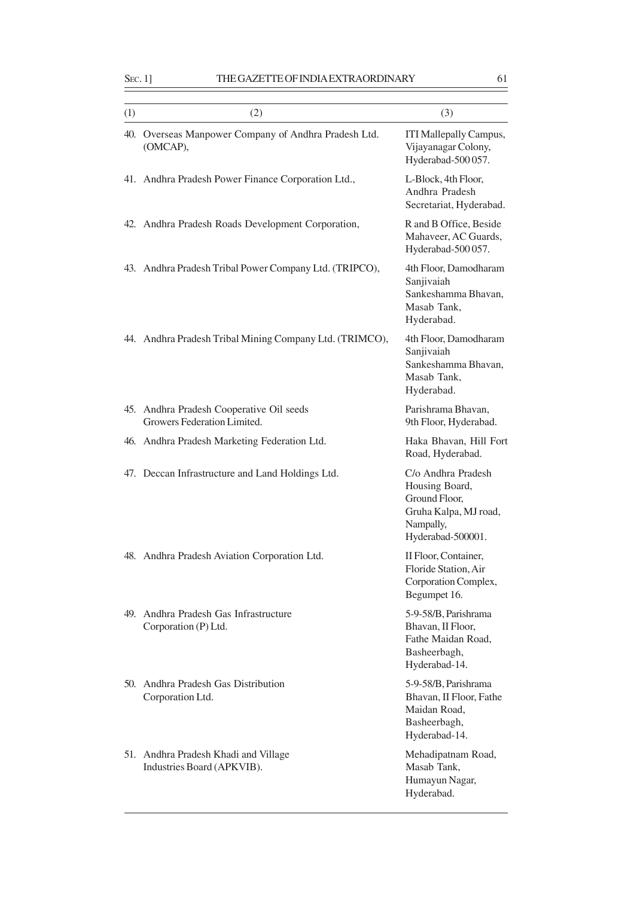| (1) | (2) | (3) |
|---|---|---|
| 40. | Overseas Manpower Company of Andhra Pradesh Ltd. (OMCAP), | ITI Mallepally Campus, Vijayanagar Colony, Hyderabad-500 057. |
| 41. | Andhra Pradesh Power Finance Corporation Ltd., | L-Block, 4th Floor, Andhra Pradesh Secretariat, Hyderabad. |
| 42. | Andhra Pradesh Roads Development Corporation, | R and B Office, Beside Mahaveer, AC Guards, Hyderabad-500 057. |
| 43. | Andhra Pradesh Tribal Power Company Ltd. (TRIPCO), | 4th Floor, Damodharam Sanjivaiah Sankeshamma Bhavan, Masab Tank, Hyderabad. |
| 44. | Andhra Pradesh Tribal Mining Company Ltd. (TRIMCO), | 4th Floor, Damodharam Sanjivaiah Sankeshamma Bhavan, Masab Tank, Hyderabad. |
| 45. | Andhra Pradesh Cooperative Oil seeds Growers Federation Limited. | Parishrama Bhavan, 9th Floor, Hyderabad. |
| 46. | Andhra Pradesh Marketing Federation Ltd. | Haka Bhavan, Hill Fort Road, Hyderabad. |
| 47. | Deccan Infrastructure and Land Holdings Ltd. | C/o Andhra Pradesh Housing Board, Ground Floor, Gruha Kalpa, MJ road, Nampally, Hyderabad-500001. |
| 48. | Andhra Pradesh Aviation Corporation Ltd. | II Floor, Container, Floride Station, Air Corporation Complex, Begumpet 16. |
| 49. | Andhra Pradesh Gas Infrastructure Corporation (P) Ltd. | 5-9-58/B, Parishrama Bhavan, II Floor, Fathe Maidan Road, Basheerbagh, Hyderabad-14. |
| 50. | Andhra Pradesh Gas Distribution Corporation Ltd. | 5-9-58/B, Parishrama Bhavan, II Floor, Fathe Maidan Road, Basheerbagh, Hyderabad-14. |
| 51. | Andhra Pradesh Khadi and Village Industries Board (APKVIB). | Mehadipatnam Road, Masab Tank, Humayun Nagar, Hyderabad. |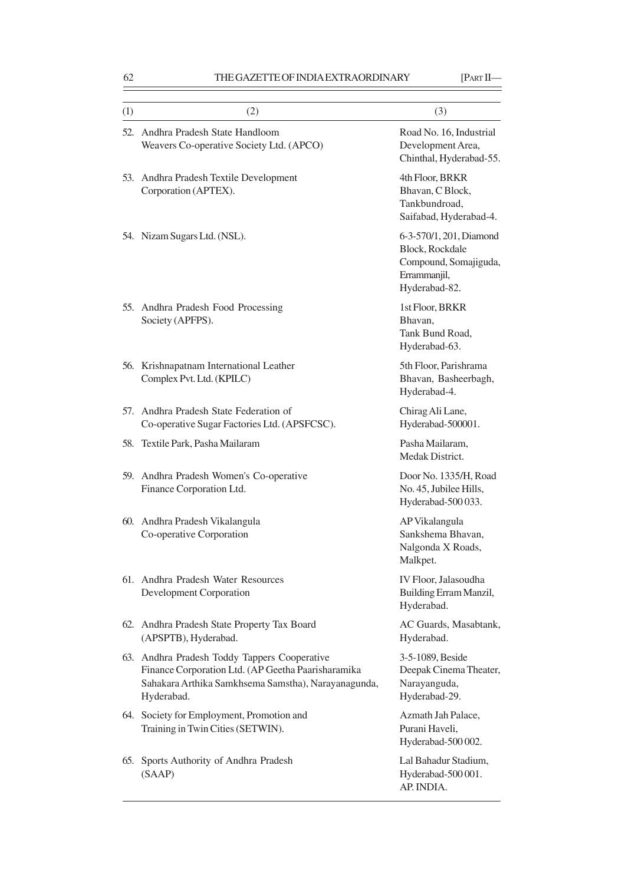| (1) | (2) | (3) |
|---|---|---|
| 52. | Andhra Pradesh State Handloom Weavers Co-operative Society Ltd. (APCO) | Road No. 16, Industrial Development Area, Chinthal, Hyderabad-55. |
| 53. | Andhra Pradesh Textile Development Corporation (APTEX). | 4th Floor, BRKR Bhavan, C Block, Tankbundroad, Saifabad, Hyderabad-4. |
| 54. | Nizam Sugars Ltd. (NSL). | 6-3-570/1, 201, Diamond Block, Rockdale Compound, Somajiguda, Errammanjil, Hyderabad-82. |
| 55. | Andhra Pradesh Food Processing Society (APFPS). | 1st Floor, BRKR Bhavan, Tank Bund Road, Hyderabad-63. |
| 56. | Krishnapatnam International Leather Complex Pvt. Ltd. (KPILC) | 5th Floor, Parishrama Bhavan, Basheerbagh, Hyderabad-4. |
| 57. | Andhra Pradesh State Federation of Co-operative Sugar Factories Ltd. (APSFCSC). | Chirag Ali Lane, Hyderabad-500001. |
| 58. | Textile Park, Pasha Mailaram | Pasha Mailaram, Medak District. |
| 59. | Andhra Pradesh Women's Co-operative Finance Corporation Ltd. | Door No. 1335/H, Road No. 45, Jubilee Hills, Hyderabad-500 033. |
| 60. | Andhra Pradesh Vikalangula Co-operative Corporation | AP Vikalangula Sankshema Bhavan, Nalgonda X Roads, Malkpet. |
| 61. | Andhra Pradesh Water Resources Development Corporation | IV Floor, Jalasoudha Building Erram Manzil, Hyderabad. |
| 62. | Andhra Pradesh State Property Tax Board (APSPTB), Hyderabad. | AC Guards, Masabtank, Hyderabad. |
| 63. | Andhra Pradesh Toddy Tappers Cooperative Finance Corporation Ltd. (AP Geetha Paarisharamika Sahakara Arthika Samkhsema Samstha), Narayanagunda, Hyderabad. | 3-5-1089, Beside Deepak Cinema Theater, Narayanguda, Hyderabad-29. |
| 64. | Society for Employment, Promotion and Training in Twin Cities (SETWIN). | Azmath Jah Palace, Purani Haveli, Hyderabad-500 002. |
| 65. | Sports Authority of Andhra Pradesh (SAAP) | Lal Bahadur Stadium, Hyderabad-500 001. AP. INDIA. |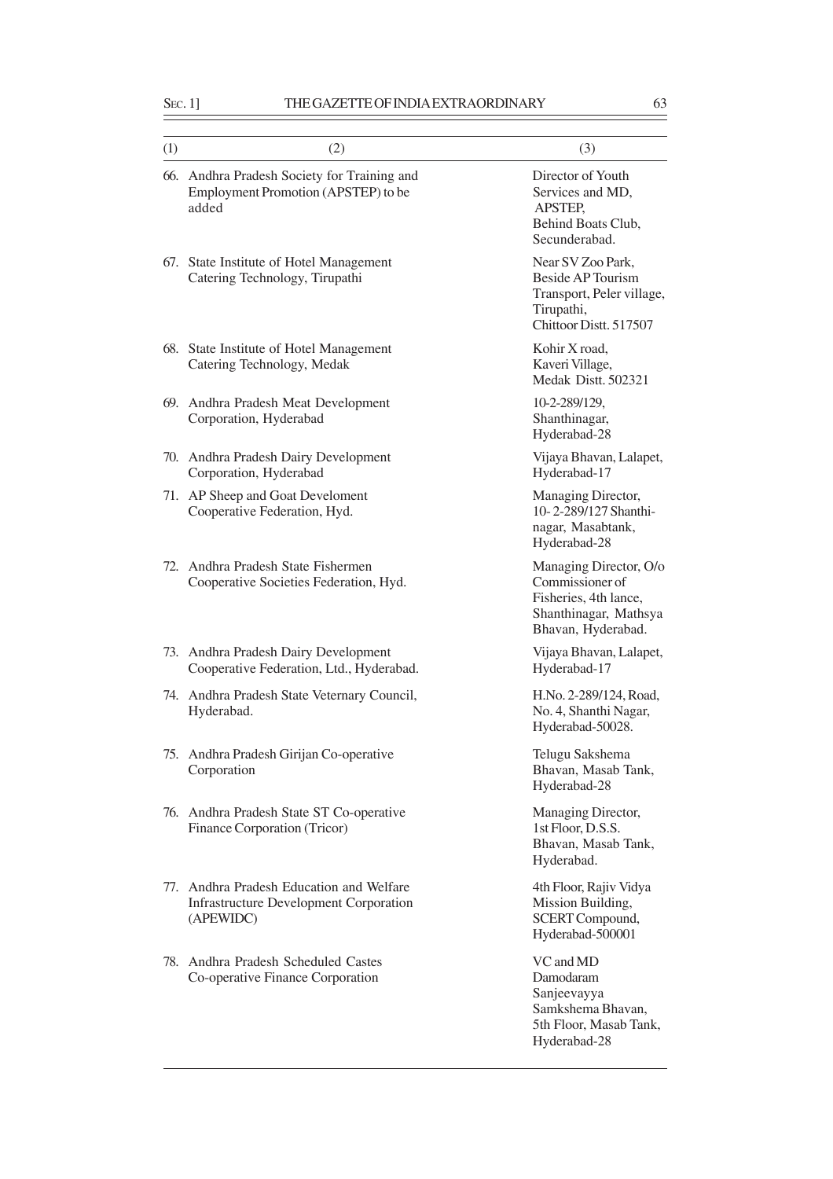| (1) | (2) | (3) |
|---|---|---|
| 66. | Andhra Pradesh Society for Training and Employment Promotion (APSTEP) to be added | Director of Youth Services and MD, APSTEP, Behind Boats Club, Secunderabad. |
| 67. | State Institute of Hotel Management Catering Technology, Tirupathi | Near SV Zoo Park, Beside AP Tourism Transport, Peler village, Tirupathi, Chittoor Distt. 517507 |
| 68. | State Institute of Hotel Management Catering Technology, Medak | Kohir X road, Kaveri Village, Medak Distt. 502321 |
| 69. | Andhra Pradesh Meat Development Corporation, Hyderabad | 10-2-289/129, Shanthinagar, Hyderabad-28 |
| 70. | Andhra Pradesh Dairy Development Corporation, Hyderabad | Vijaya Bhavan, Lalapet, Hyderabad-17 |
| 71. | AP Sheep and Goat Develoment Cooperative Federation, Hyd. | Managing Director, 10- 2-289/127 Shanthinagar, Masabtank, Hyderabad-28 |
| 72. | Andhra Pradesh State Fishermen Cooperative Societies Federation, Hyd. | Managing Director, O/o Commissioner of Fisheries, 4th lance, Shanthinagar, Mathsya Bhavan, Hyderabad. |
| 73. | Andhra Pradesh Dairy Development Cooperative Federation, Ltd., Hyderabad. | Vijaya Bhavan, Lalapet, Hyderabad-17 |
| 74. | Andhra Pradesh State Veternary Council, Hyderabad. | H.No. 2-289/124, Road, No. 4, Shanthi Nagar, Hyderabad-50028. |
| 75. | Andhra Pradesh Girijan Co-operative Corporation | Telugu Sakshema Bhavan, Masab Tank, Hyderabad-28 |
| 76. | Andhra Pradesh State ST Co-operative Finance Corporation (Tricor) | Managing Director, 1st Floor, D.S.S. Bhavan, Masab Tank, Hyderabad. |
| 77. | Andhra Pradesh Education and Welfare Infrastructure Development Corporation (APEWIDC) | 4th Floor, Rajiv Vidya Mission Building, SCERT Compound, Hyderabad-500001 |
| 78. | Andhra Pradesh Scheduled Castes Co-operative Finance Corporation | VC and MD Damodaram Sanjeevayya Samkshema Bhavan, 5th Floor, Masab Tank, Hyderabad-28 |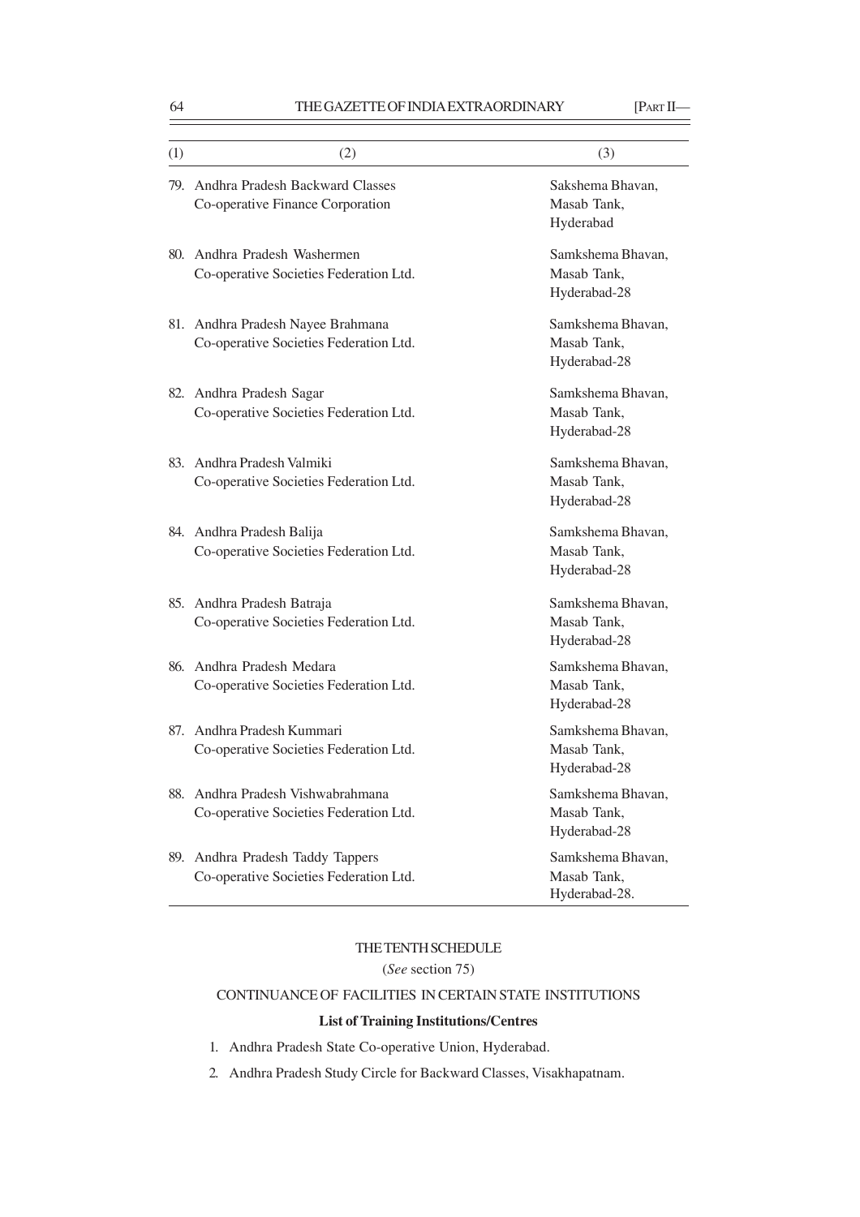| (1) | (2) | (3) |
|---|---|---|
| 79. | Andhra Pradesh Backward Classes Co-operative Finance Corporation | Sakshema Bhavan, Masab Tank, Hyderabad |
| 80. | Andhra Pradesh Washermen Co-operative Societies Federation Ltd. | Samkshema Bhavan, Masab Tank, Hyderabad-28 |
| 81. | Andhra Pradesh Nayee Brahmana Co-operative Societies Federation Ltd. | Samkshema Bhavan, Masab Tank, Hyderabad-28 |
| 82. | Andhra Pradesh Sagar Co-operative Societies Federation Ltd. | Samkshema Bhavan, Masab Tank, Hyderabad-28 |
| 83. | Andhra Pradesh Valmiki Co-operative Societies Federation Ltd. | Samkshema Bhavan, Masab Tank, Hyderabad-28 |
| 84. | Andhra Pradesh Balija Co-operative Societies Federation Ltd. | Samkshema Bhavan, Masab Tank, Hyderabad-28 |
| 85. | Andhra Pradesh Batraja Co-operative Societies Federation Ltd. | Samkshema Bhavan, Masab Tank, Hyderabad-28 |
| 86. | Andhra Pradesh Medara Co-operative Societies Federation Ltd. | Samkshema Bhavan, Masab Tank, Hyderabad-28 |
| 87. | Andhra Pradesh Kummari Co-operative Societies Federation Ltd. | Samkshema Bhavan, Masab Tank, Hyderabad-28 |
| 88. | Andhra Pradesh Vishwabrahmana Co-operative Societies Federation Ltd. | Samkshema Bhavan, Masab Tank, Hyderabad-28 |
| 89. | Andhra Pradesh Taddy Tappers Co-operative Societies Federation Ltd. | Samkshema Bhavan, Masab Tank, Hyderabad-28. |

## THE TENTH SCHEDULE

(*See* section 75)

CONTINUANCE OF FACILITIES IN CERTAIN STATE INSTITUTIONS

**List of Training Institutions/Centres**

1. Andhra Pradesh State Co-operative Union, Hyderabad.
2. Andhra Pradesh Study Circle for Backward Classes, Visakhapatnam.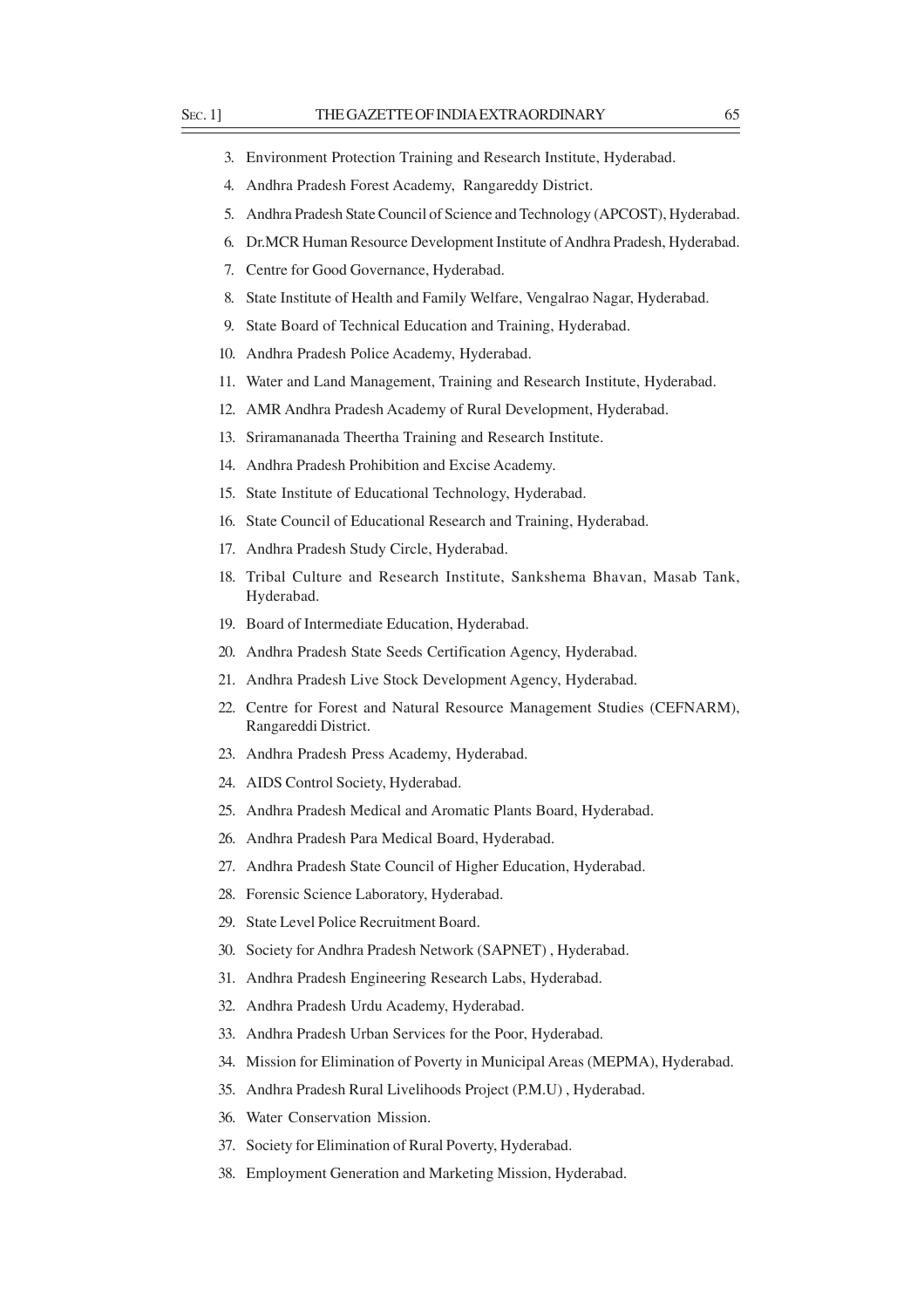3. Environment Protection Training and Research Institute, Hyderabad.
4. Andhra Pradesh Forest Academy, Rangareddy District.
5. Andhra Pradesh State Council of Science and Technology (APCOST), Hyderabad.
6. Dr.MCR Human Resource Development Institute of Andhra Pradesh, Hyderabad.
7. Centre for Good Governance, Hyderabad.
8. State Institute of Health and Family Welfare, Vengalrao Nagar, Hyderabad.
9. State Board of Technical Education and Training, Hyderabad.
10. Andhra Pradesh Police Academy, Hyderabad.
11. Water and Land Management, Training and Research Institute, Hyderabad.
12. AMR Andhra Pradesh Academy of Rural Development, Hyderabad.
13. Sriramananada Theertha Training and Research Institute.
14. Andhra Pradesh Prohibition and Excise Academy.
15. State Institute of Educational Technology, Hyderabad.
16. State Council of Educational Research and Training, Hyderabad.
17. Andhra Pradesh Study Circle, Hyderabad.
18. Tribal Culture and Research Institute, Sankshema Bhavan, Masab Tank, Hyderabad.
19. Board of Intermediate Education, Hyderabad.
20. Andhra Pradesh State Seeds Certification Agency, Hyderabad.
21. Andhra Pradesh Live Stock Development Agency, Hyderabad.
22. Centre for Forest and Natural Resource Management Studies (CEFNARM), Rangareddi District.
23. Andhra Pradesh Press Academy, Hyderabad.
24. AIDS Control Society, Hyderabad.
25. Andhra Pradesh Medical and Aromatic Plants Board, Hyderabad.
26. Andhra Pradesh Para Medical Board, Hyderabad.
27. Andhra Pradesh State Council of Higher Education, Hyderabad.
28. Forensic Science Laboratory, Hyderabad.
29. State Level Police Recruitment Board.
30. Society for Andhra Pradesh Network (SAPNET) , Hyderabad.
31. Andhra Pradesh Engineering Research Labs, Hyderabad.
32. Andhra Pradesh Urdu Academy, Hyderabad.
33. Andhra Pradesh Urban Services for the Poor, Hyderabad.
34. Mission for Elimination of Poverty in Municipal Areas (MEPMA), Hyderabad.
35. Andhra Pradesh Rural Livelihoods Project (P.M.U) , Hyderabad.
36. Water Conservation Mission.
37. Society for Elimination of Rural Poverty, Hyderabad.
38. Employment Generation and Marketing Mission, Hyderabad.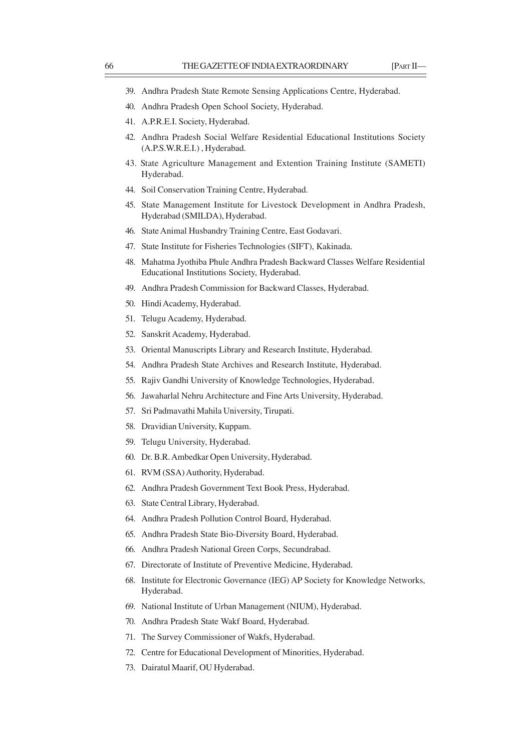39. Andhra Pradesh State Remote Sensing Applications Centre, Hyderabad.
40. Andhra Pradesh Open School Society, Hyderabad.
41. A.P.R.E.I. Society, Hyderabad.
42. Andhra Pradesh Social Welfare Residential Educational Institutions Society (A.P.S.W.R.E.I.) , Hyderabad.
43. State Agriculture Management and Extention Training Institute (SAMETI) Hyderabad.
44. Soil Conservation Training Centre, Hyderabad.
45. State Management Institute for Livestock Development in Andhra Pradesh, Hyderabad (SMILDA), Hyderabad.
46. State Animal Husbandry Training Centre, East Godavari.
47. State Institute for Fisheries Technologies (SIFT), Kakinada.
48. Mahatma Jyothiba Phule Andhra Pradesh Backward Classes Welfare Residential Educational Institutions Society, Hyderabad.
49. Andhra Pradesh Commission for Backward Classes, Hyderabad.
50. Hindi Academy, Hyderabad.
51. Telugu Academy, Hyderabad.
52. Sanskrit Academy, Hyderabad.
53. Oriental Manuscripts Library and Research Institute, Hyderabad.
54. Andhra Pradesh State Archives and Research Institute, Hyderabad.
55. Rajiv Gandhi University of Knowledge Technologies, Hyderabad.
56. Jawaharlal Nehru Architecture and Fine Arts University, Hyderabad.
57. Sri Padmavathi Mahila University, Tirupati.
58. Dravidian University, Kuppam.
59. Telugu University, Hyderabad.
60. Dr. B.R. Ambedkar Open University, Hyderabad.
61. RVM (SSA) Authority, Hyderabad.
62. Andhra Pradesh Government Text Book Press, Hyderabad.
63. State Central Library, Hyderabad.
64. Andhra Pradesh Pollution Control Board, Hyderabad.
65. Andhra Pradesh State Bio-Diversity Board, Hyderabad.
66. Andhra Pradesh National Green Corps, Secundrabad.
67. Directorate of Institute of Preventive Medicine, Hyderabad.
68. Institute for Electronic Governance (IEG) AP Society for Knowledge Networks, Hyderabad.
69. National Institute of Urban Management (NIUM), Hyderabad.
70. Andhra Pradesh State Wakf Board, Hyderabad.
71. The Survey Commissioner of Wakfs, Hyderabad.
72. Centre for Educational Development of Minorities, Hyderabad.
73. Dairatul Maarif, OU Hyderabad.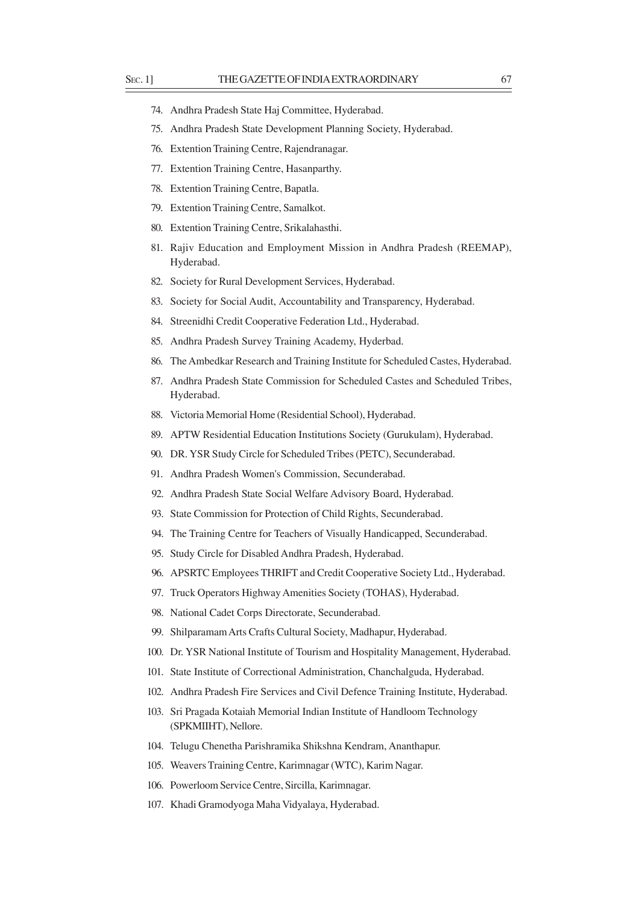74. Andhra Pradesh State Haj Committee, Hyderabad.
75. Andhra Pradesh State Development Planning Society, Hyderabad.
76. Extention Training Centre, Rajendranagar.
77. Extention Training Centre, Hasanparthy.
78. Extention Training Centre, Bapatla.
79. Extention Training Centre, Samalkot.
80. Extention Training Centre, Srikalahasthi.
81. Rajiv Education and Employment Mission in Andhra Pradesh (REEMAP), Hyderabad.
82. Society for Rural Development Services, Hyderabad.
83. Society for Social Audit, Accountability and Transparency, Hyderabad.
84. Streenidhi Credit Cooperative Federation Ltd., Hyderabad.
85. Andhra Pradesh Survey Training Academy, Hyderbad.
86. The Ambedkar Research and Training Institute for Scheduled Castes, Hyderabad.
87. Andhra Pradesh State Commission for Scheduled Castes and Scheduled Tribes, Hyderabad.
88. Victoria Memorial Home (Residential School), Hyderabad.
89. APTW Residential Education Institutions Society (Gurukulam), Hyderabad.
90. DR. YSR Study Circle for Scheduled Tribes (PETC), Secunderabad.
91. Andhra Pradesh Women's Commission, Secunderabad.
92. Andhra Pradesh State Social Welfare Advisory Board, Hyderabad.
93. State Commission for Protection of Child Rights, Secunderabad.
94. The Training Centre for Teachers of Visually Handicapped, Secunderabad.
95. Study Circle for Disabled Andhra Pradesh, Hyderabad.
96. APSRTC Employees THRIFT and Credit Cooperative Society Ltd., Hyderabad.
97. Truck Operators Highway Amenities Society (TOHAS), Hyderabad.
98. National Cadet Corps Directorate, Secunderabad.
99. Shilparamam Arts Crafts Cultural Society, Madhapur, Hyderabad.
100. Dr. YSR National Institute of Tourism and Hospitality Management, Hyderabad.
101. State Institute of Correctional Administration, Chanchalguda, Hyderabad.
102. Andhra Pradesh Fire Services and Civil Defence Training Institute, Hyderabad.
103. Sri Pragada Kotaiah Memorial Indian Institute of Handloom Technology (SPKMIIHT), Nellore.
104. Telugu Chenetha Parishramika Shikshna Kendram, Ananthapur.
105. Weavers Training Centre, Karimnagar (WTC), Karim Nagar.
106. Powerloom Service Centre, Sircilla, Karimnagar.
107. Khadi Gramodyoga Maha Vidyalaya, Hyderabad.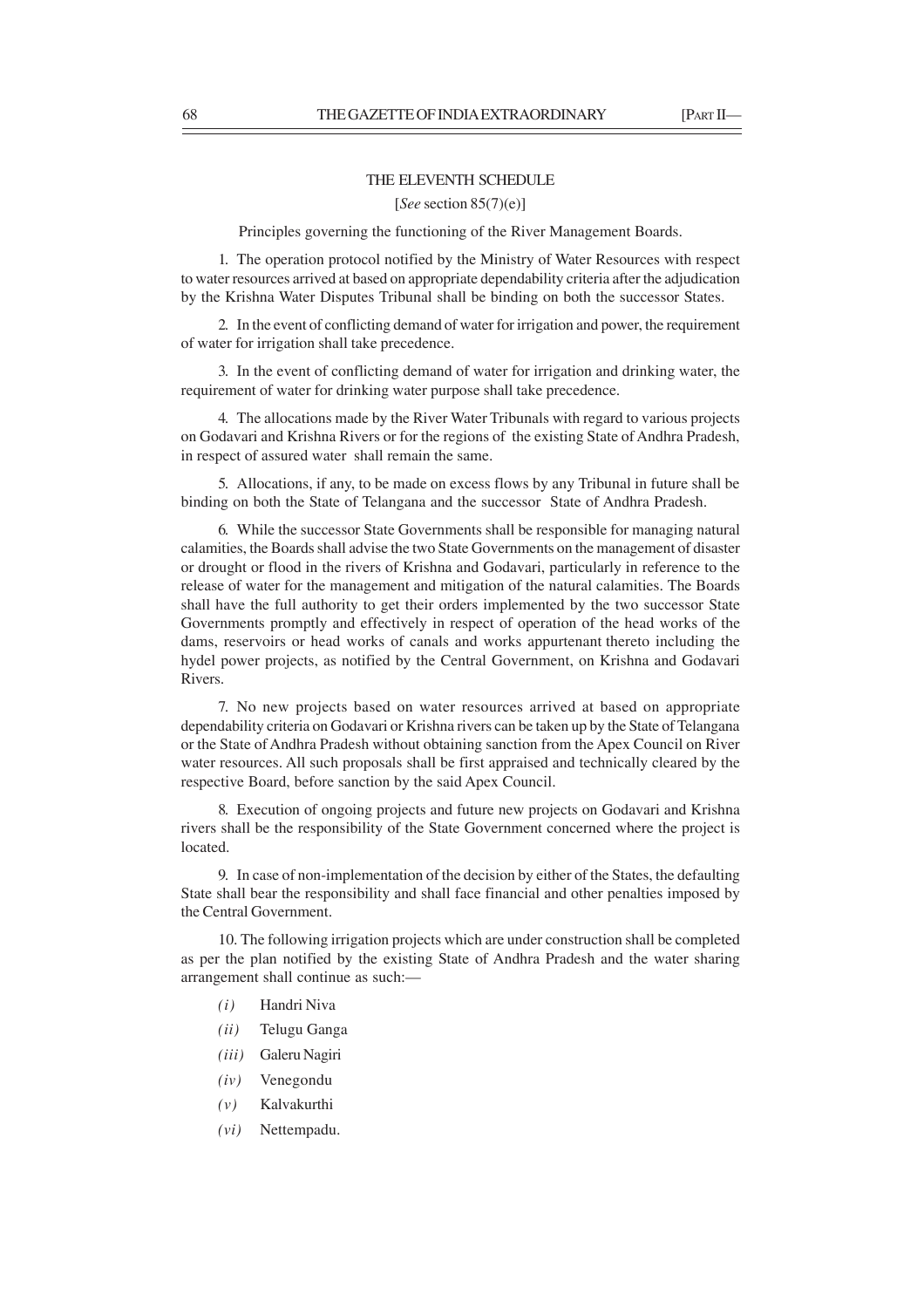## THE ELEVENTH SCHEDULE

[*See* section 85(7)(e)]

Principles governing the functioning of the River Management Boards.

1. The operation protocol notified by the Ministry of Water Resources with respect to water resources arrived at based on appropriate dependability criteria after the adjudication by the Krishna Water Disputes Tribunal shall be binding on both the successor States.

2. In the event of conflicting demand of water for irrigation and power, the requirement of water for irrigation shall take precedence.

3. In the event of conflicting demand of water for irrigation and drinking water, the requirement of water for drinking water purpose shall take precedence.

4. The allocations made by the River Water Tribunals with regard to various projects on Godavari and Krishna Rivers or for the regions of the existing State of Andhra Pradesh, in respect of assured water shall remain the same.

5. Allocations, if any, to be made on excess flows by any Tribunal in future shall be binding on both the State of Telangana and the successor State of Andhra Pradesh.

6. While the successor State Governments shall be responsible for managing natural calamities, the Boards shall advise the two State Governments on the management of disaster or drought or flood in the rivers of Krishna and Godavari, particularly in reference to the release of water for the management and mitigation of the natural calamities. The Boards shall have the full authority to get their orders implemented by the two successor State Governments promptly and effectively in respect of operation of the head works of the dams, reservoirs or head works of canals and works appurtenant thereto including the hydel power projects, as notified by the Central Government, on Krishna and Godavari Rivers.

7. No new projects based on water resources arrived at based on appropriate dependability criteria on Godavari or Krishna rivers can be taken up by the State of Telangana or the State of Andhra Pradesh without obtaining sanction from the Apex Council on River water resources. All such proposals shall be first appraised and technically cleared by the respective Board, before sanction by the said Apex Council.

8. Execution of ongoing projects and future new projects on Godavari and Krishna rivers shall be the responsibility of the State Government concerned where the project is located.

9. In case of non-implementation of the decision by either of the States, the defaulting State shall bear the responsibility and shall face financial and other penalties imposed by the Central Government.

10. The following irrigation projects which are under construction shall be completed as per the plan notified by the existing State of Andhra Pradesh and the water sharing arrangement shall continue as such:—

- *(i)* Handri Niva
- *(ii)* Telugu Ganga
- *(iii)* Galeru Nagiri
- *(iv)* Venegondu
- *(v)* Kalvakurthi
- *(vi)* Nettempadu.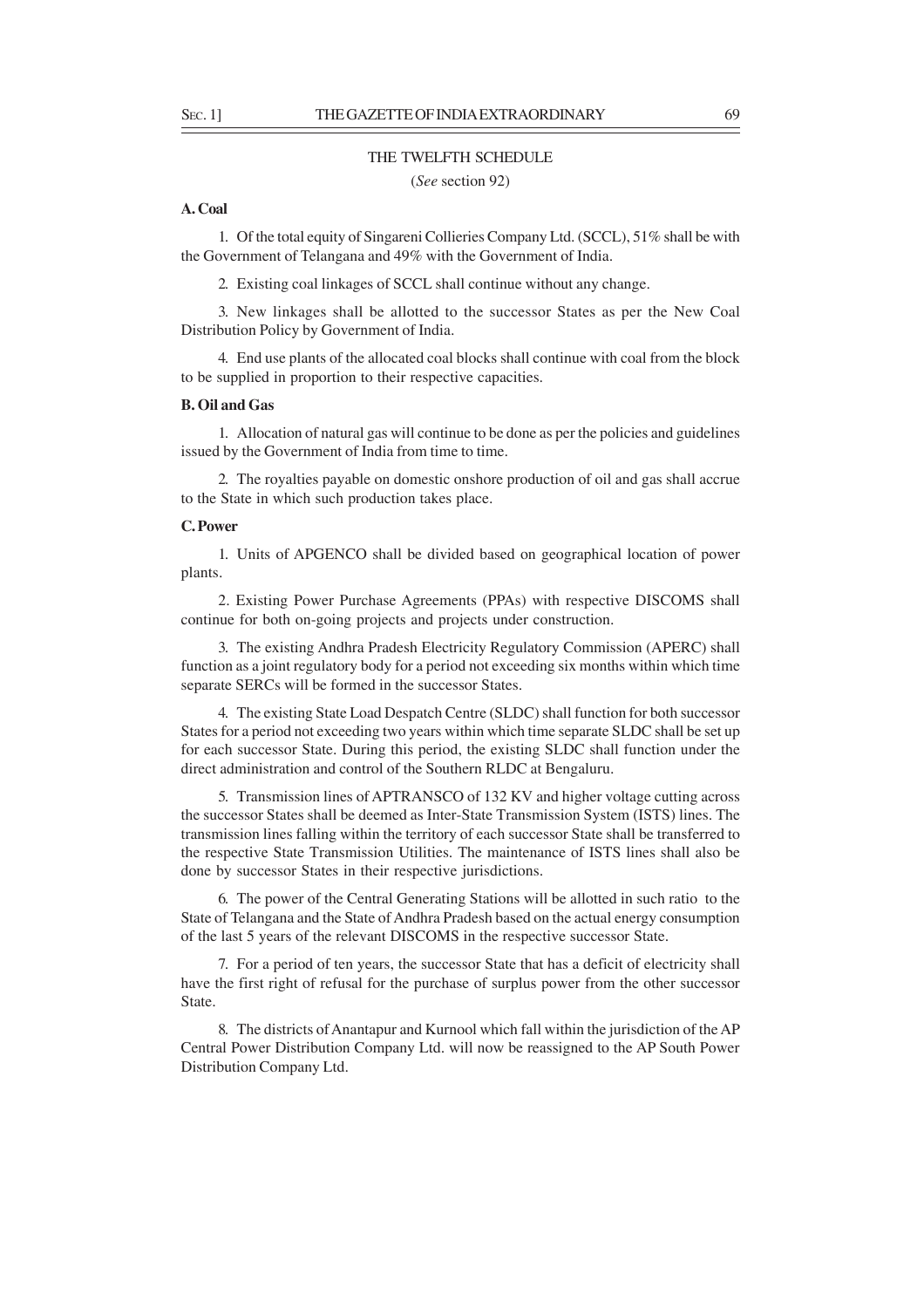# THE TWELFTH SCHEDULE

(*See* section 92)

**A. Coal**

1. Of the total equity of Singareni Collieries Company Ltd. (SCCL), 51% shall be with the Government of Telangana and 49% with the Government of India.

2. Existing coal linkages of SCCL shall continue without any change.

3. New linkages shall be allotted to the successor States as per the New Coal Distribution Policy by Government of India.

4. End use plants of the allocated coal blocks shall continue with coal from the block to be supplied in proportion to their respective capacities.

**B. Oil and Gas**

1. Allocation of natural gas will continue to be done as per the policies and guidelines issued by the Government of India from time to time.

2. The royalties payable on domestic onshore production of oil and gas shall accrue to the State in which such production takes place.

**C. Power**

1. Units of APGENCO shall be divided based on geographical location of power plants.

2. Existing Power Purchase Agreements (PPAs) with respective DISCOMS shall continue for both on-going projects and projects under construction.

3. The existing Andhra Pradesh Electricity Regulatory Commission (APERC) shall function as a joint regulatory body for a period not exceeding six months within which time separate SERCs will be formed in the successor States.

4. The existing State Load Despatch Centre (SLDC) shall function for both successor States for a period not exceeding two years within which time separate SLDC shall be set up for each successor State. During this period, the existing SLDC shall function under the direct administration and control of the Southern RLDC at Bengaluru.

5. Transmission lines of APTRANSCO of 132 KV and higher voltage cutting across the successor States shall be deemed as Inter-State Transmission System (ISTS) lines. The transmission lines falling within the territory of each successor State shall be transferred to the respective State Transmission Utilities. The maintenance of ISTS lines shall also be done by successor States in their respective jurisdictions.

6. The power of the Central Generating Stations will be allotted in such ratio to the State of Telangana and the State of Andhra Pradesh based on the actual energy consumption of the last 5 years of the relevant DISCOMS in the respective successor State.

7. For a period of ten years, the successor State that has a deficit of electricity shall have the first right of refusal for the purchase of surplus power from the other successor State.

8. The districts of Anantapur and Kurnool which fall within the jurisdiction of the AP Central Power Distribution Company Ltd. will now be reassigned to the AP South Power Distribution Company Ltd.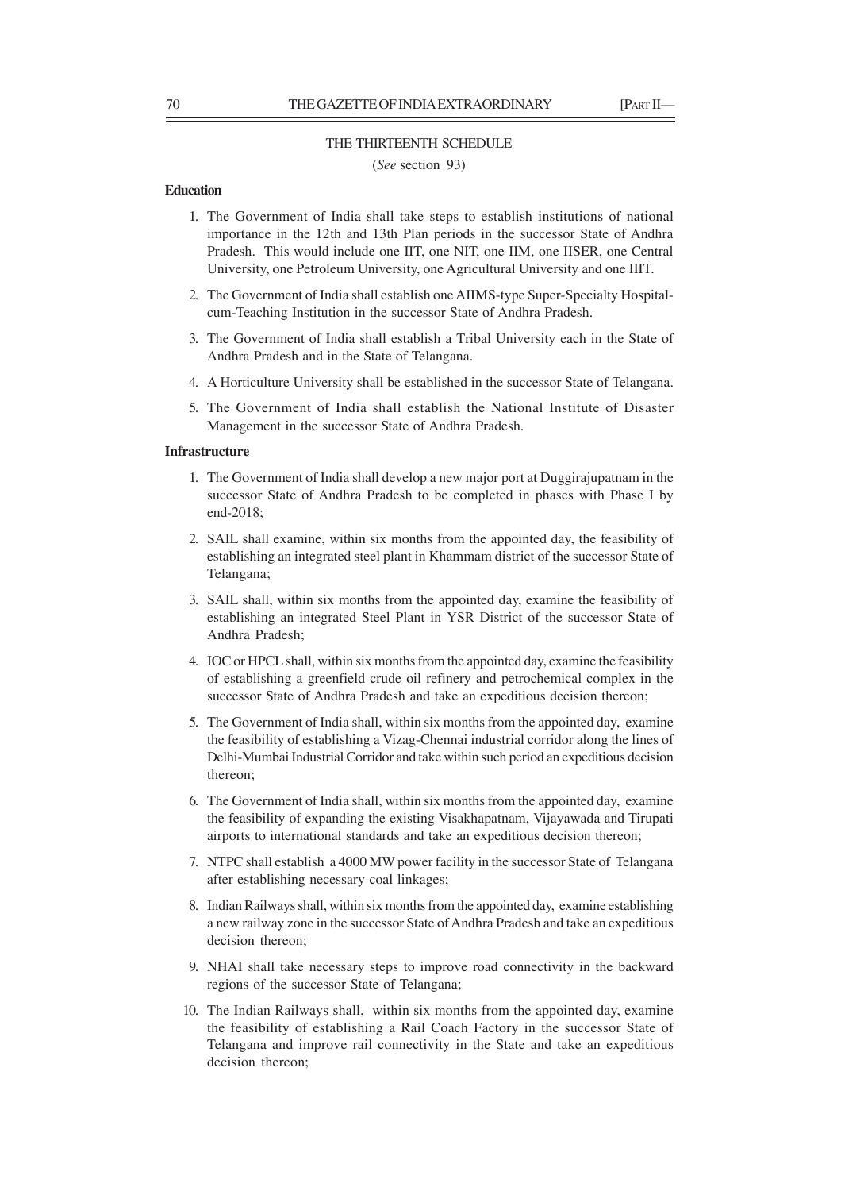## THE THIRTEENTH SCHEDULE

(*See* section 93)

**Education**

1. The Government of India shall take steps to establish institutions of national importance in the 12th and 13th Plan periods in the successor State of Andhra Pradesh. This would include one IIT, one NIT, one IIM, one IISER, one Central University, one Petroleum University, one Agricultural University and one IIIT.
2. The Government of India shall establish one AIIMS-type Super-Specialty Hospital-cum-Teaching Institution in the successor State of Andhra Pradesh.
3. The Government of India shall establish a Tribal University each in the State of Andhra Pradesh and in the State of Telangana.
4. A Horticulture University shall be established in the successor State of Telangana.
5. The Government of India shall establish the National Institute of Disaster Management in the successor State of Andhra Pradesh.

**Infrastructure**

1. The Government of India shall develop a new major port at Duggirajupatnam in the successor State of Andhra Pradesh to be completed in phases with Phase I by end-2018;
2. SAIL shall examine, within six months from the appointed day, the feasibility of establishing an integrated steel plant in Khammam district of the successor State of Telangana;
3. SAIL shall, within six months from the appointed day, examine the feasibility of establishing an integrated Steel Plant in YSR District of the successor State of Andhra Pradesh;
4. IOC or HPCL shall, within six months from the appointed day, examine the feasibility of establishing a greenfield crude oil refinery and petrochemical complex in the successor State of Andhra Pradesh and take an expeditious decision thereon;
5. The Government of India shall, within six months from the appointed day, examine the feasibility of establishing a Vizag-Chennai industrial corridor along the lines of Delhi-Mumbai Industrial Corridor and take within such period an expeditious decision thereon;
6. The Government of India shall, within six months from the appointed day, examine the feasibility of expanding the existing Visakhapatnam, Vijayawada and Tirupati airports to international standards and take an expeditious decision thereon;
7. NTPC shall establish a 4000 MW power facility in the successor State of Telangana after establishing necessary coal linkages;
8. Indian Railways shall, within six months from the appointed day, examine establishing a new railway zone in the successor State of Andhra Pradesh and take an expeditious decision thereon;
9. NHAI shall take necessary steps to improve road connectivity in the backward regions of the successor State of Telangana;
10. The Indian Railways shall, within six months from the appointed day, examine the feasibility of establishing a Rail Coach Factory in the successor State of Telangana and improve rail connectivity in the State and take an expeditious decision thereon;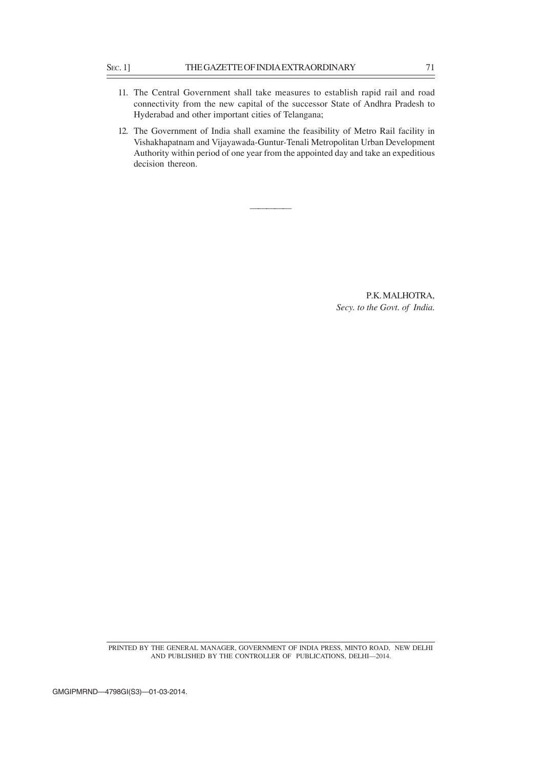11. The Central Government shall take measures to establish rapid rail and road connectivity from the new capital of the successor State of Andhra Pradesh to Hyderabad and other important cities of Telangana;

12. The Government of India shall examine the feasibility of Metro Rail facility in Vishakhapatnam and Vijayawada-Guntur-Tenali Metropolitan Urban Development Authority within period of one year from the appointed day and take an expeditious decision thereon.

————

P.K. MALHOTRA,
*Secy. to the Govt. of India.*

PRINTED BY THE GENERAL MANAGER, GOVERNMENT OF INDIA PRESS, MINTO ROAD, NEW DELHI AND PUBLISHED BY THE CONTROLLER OF PUBLICATIONS, DELHI—2014.

GMGIPMRND—4798GI(S3)—01-03-2014.